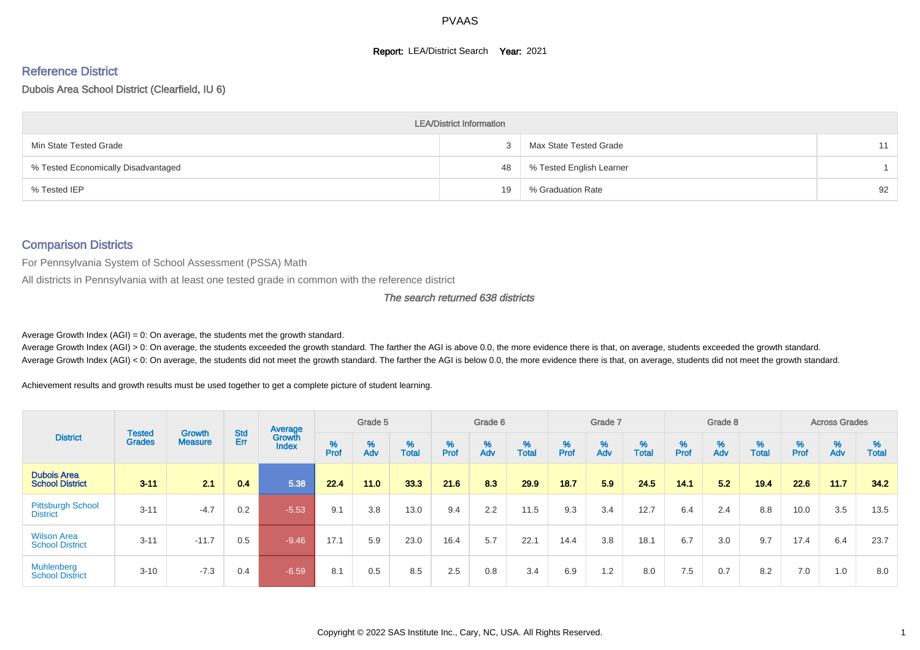PVAAS

**Report:** LEA/District Search **Year:** 2021

## Reference District

Dubois Area School District (Clearfield, IU 6)

| LEA/District Information | | | |
|---|---|---|---|
| Min State Tested Grade | 3 | Max State Tested Grade | 11 |
| % Tested Economically Disadvantaged | 48 | % Tested English Learner | 1 |
| % Tested IEP | 19 | % Graduation Rate | 92 |

## Comparison Districts

For Pennsylvania System of School Assessment (PSSA) Math

All districts in Pennsylvania with at least one tested grade in common with the reference district

*The search returned 638 districts*

Average Growth Index (AGI) = 0: On average, the students met the growth standard.

Average Growth Index (AGI) > 0: On average, the students exceeded the growth standard. The farther the AGI is above 0.0, the more evidence there is that, on average, students exceeded the growth standard.

Average Growth Index (AGI) < 0: On average, the students did not meet the growth standard. The farther the AGI is below 0.0, the more evidence there is that, on average, students did not meet the growth standard.

Achievement results and growth results must be used together to get a complete picture of student learning.

| District | Tested Grades | Growth Measure | Std Err | Average Growth Index | Grade 5 | | | Grade 6 | | | Grade 7 | | | Grade 8 | | | Across Grades | | |
|---|---|---|---|---|---|---|---|---|---|---|---|---|---|---|---|---|---|---|---|
| | | | | | % Prof | % Adv | % Total | % Prof | % Adv | % Total | % Prof | % Adv | % Total | % Prof | % Adv | % Total | % Prof | % Adv | % Total |
| **Dubois Area School District** | **3-11** | **2.1** | **0.4** | **5.38** | **22.4** | **11.0** | **33.3** | **21.6** | **8.3** | **29.9** | **18.7** | **5.9** | **24.5** | **14.1** | **5.2** | **19.4** | **22.6** | **11.7** | **34.2** |
| Pittsburgh School District | 3-11 | -4.7 | 0.2 | -5.53 | 9.1 | 3.8 | 13.0 | 9.4 | 2.2 | 11.5 | 9.3 | 3.4 | 12.7 | 6.4 | 2.4 | 8.8 | 10.0 | 3.5 | 13.5 |
| Wilson Area School District | 3-11 | -11.7 | 0.5 | -9.46 | 17.1 | 5.9 | 23.0 | 16.4 | 5.7 | 22.1 | 14.4 | 3.8 | 18.1 | 6.7 | 3.0 | 9.7 | 17.4 | 6.4 | 23.7 |
| Muhlenberg School District | 3-10 | -7.3 | 0.4 | -6.59 | 8.1 | 0.5 | 8.5 | 2.5 | 0.8 | 3.4 | 6.9 | 1.2 | 8.0 | 7.5 | 0.7 | 8.2 | 7.0 | 1.0 | 8.0 |

Copyright © 2022 SAS Institute Inc., Cary, NC, USA. All Rights Reserved.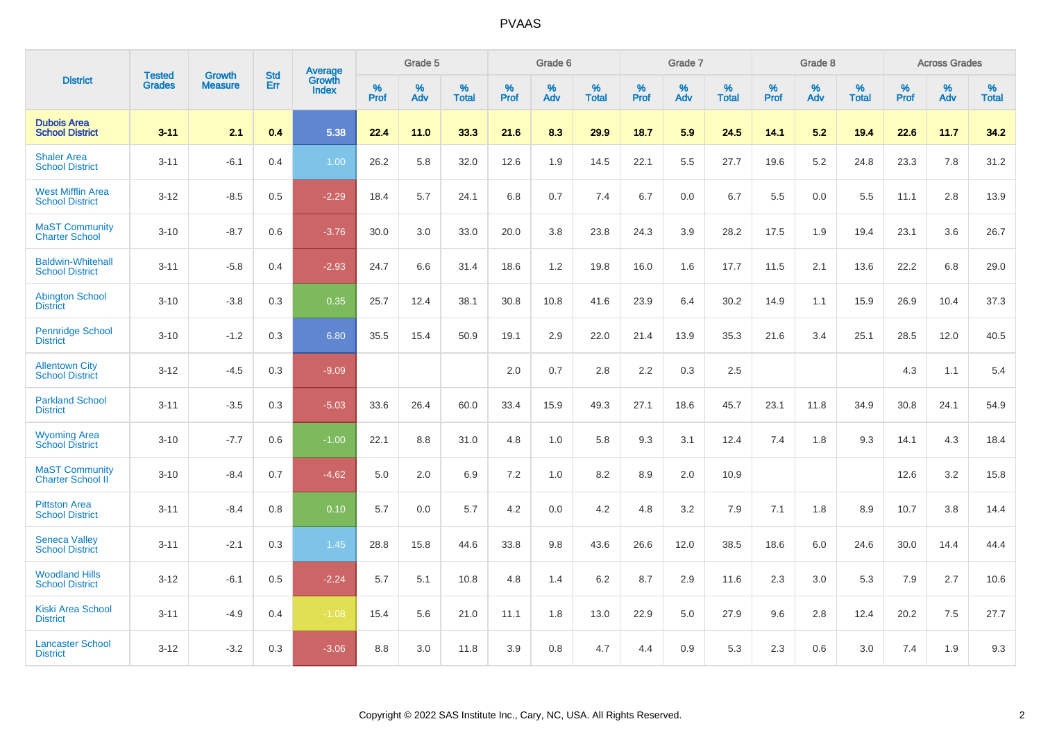| District | Tested Grades | Growth Measure | Std Err | Average Growth Index | Grade 5 | | | Grade 6 | | | Grade 7 | | | Grade 8 | | | Across Grades | | |
|---|---|---|---|---|---|---|---|---|---|---|---|---|---|---|---|---|---|---|---|
| | | | | | % Prof | % Adv | % Total | % Prof | % Adv | % Total | % Prof | % Adv | % Total | % Prof | % Adv | % Total | % Prof | % Adv | % Total |
| **Dubois Area School District** | **3-11** | **2.1** | **0.4** | **5.38** | **22.4** | **11.0** | **33.3** | **21.6** | **8.3** | **29.9** | **18.7** | **5.9** | **24.5** | **14.1** | **5.2** | **19.4** | **22.6** | **11.7** | **34.2** |
| Shaler Area School District | 3-11 | -6.1 | 0.4 | 1.00 | 26.2 | 5.8 | 32.0 | 12.6 | 1.9 | 14.5 | 22.1 | 5.5 | 27.7 | 19.6 | 5.2 | 24.8 | 23.3 | 7.8 | 31.2 |
| West Mifflin Area School District | 3-12 | -8.5 | 0.5 | -2.29 | 18.4 | 5.7 | 24.1 | 6.8 | 0.7 | 7.4 | 6.7 | 0.0 | 6.7 | 5.5 | 0.0 | 5.5 | 11.1 | 2.8 | 13.9 |
| MaST Community Charter School | 3-10 | -8.7 | 0.6 | -3.76 | 30.0 | 3.0 | 33.0 | 20.0 | 3.8 | 23.8 | 24.3 | 3.9 | 28.2 | 17.5 | 1.9 | 19.4 | 23.1 | 3.6 | 26.7 |
| Baldwin-Whitehall School District | 3-11 | -5.8 | 0.4 | -2.93 | 24.7 | 6.6 | 31.4 | 18.6 | 1.2 | 19.8 | 16.0 | 1.6 | 17.7 | 11.5 | 2.1 | 13.6 | 22.2 | 6.8 | 29.0 |
| Abington School District | 3-10 | -3.8 | 0.3 | 0.35 | 25.7 | 12.4 | 38.1 | 30.8 | 10.8 | 41.6 | 23.9 | 6.4 | 30.2 | 14.9 | 1.1 | 15.9 | 26.9 | 10.4 | 37.3 |
| Pennridge School District | 3-10 | -1.2 | 0.3 | 6.80 | 35.5 | 15.4 | 50.9 | 19.1 | 2.9 | 22.0 | 21.4 | 13.9 | 35.3 | 21.6 | 3.4 | 25.1 | 28.5 | 12.0 | 40.5 |
| Allentown City School District | 3-12 | -4.5 | 0.3 | -9.09 | | | | 2.0 | 0.7 | 2.8 | 2.2 | 0.3 | 2.5 | | | | 4.3 | 1.1 | 5.4 |
| Parkland School District | 3-11 | -3.5 | 0.3 | -5.03 | 33.6 | 26.4 | 60.0 | 33.4 | 15.9 | 49.3 | 27.1 | 18.6 | 45.7 | 23.1 | 11.8 | 34.9 | 30.8 | 24.1 | 54.9 |
| Wyoming Area School District | 3-10 | -7.7 | 0.6 | -1.00 | 22.1 | 8.8 | 31.0 | 4.8 | 1.0 | 5.8 | 9.3 | 3.1 | 12.4 | 7.4 | 1.8 | 9.3 | 14.1 | 4.3 | 18.4 |
| MaST Community Charter School II | 3-10 | -8.4 | 0.7 | -4.62 | 5.0 | 2.0 | 6.9 | 7.2 | 1.0 | 8.2 | 8.9 | 2.0 | 10.9 | | | | 12.6 | 3.2 | 15.8 |
| Pittston Area School District | 3-11 | -8.4 | 0.8 | 0.10 | 5.7 | 0.0 | 5.7 | 4.2 | 0.0 | 4.2 | 4.8 | 3.2 | 7.9 | 7.1 | 1.8 | 8.9 | 10.7 | 3.8 | 14.4 |
| Seneca Valley School District | 3-11 | -2.1 | 0.3 | 1.45 | 28.8 | 15.8 | 44.6 | 33.8 | 9.8 | 43.6 | 26.6 | 12.0 | 38.5 | 18.6 | 6.0 | 24.6 | 30.0 | 14.4 | 44.4 |
| Woodland Hills School District | 3-12 | -6.1 | 0.5 | -2.24 | 5.7 | 5.1 | 10.8 | 4.8 | 1.4 | 6.2 | 8.7 | 2.9 | 11.6 | 2.3 | 3.0 | 5.3 | 7.9 | 2.7 | 10.6 |
| Kiski Area School District | 3-11 | -4.9 | 0.4 | -1.08 | 15.4 | 5.6 | 21.0 | 11.1 | 1.8 | 13.0 | 22.9 | 5.0 | 27.9 | 9.6 | 2.8 | 12.4 | 20.2 | 7.5 | 27.7 |
| Lancaster School District | 3-12 | -3.2 | 0.3 | -3.06 | 8.8 | 3.0 | 11.8 | 3.9 | 0.8 | 4.7 | 4.4 | 0.9 | 5.3 | 2.3 | 0.6 | 3.0 | 7.4 | 1.9 | 9.3 |

Copyright © 2022 SAS Institute Inc., Cary, NC, USA. All Rights Reserved.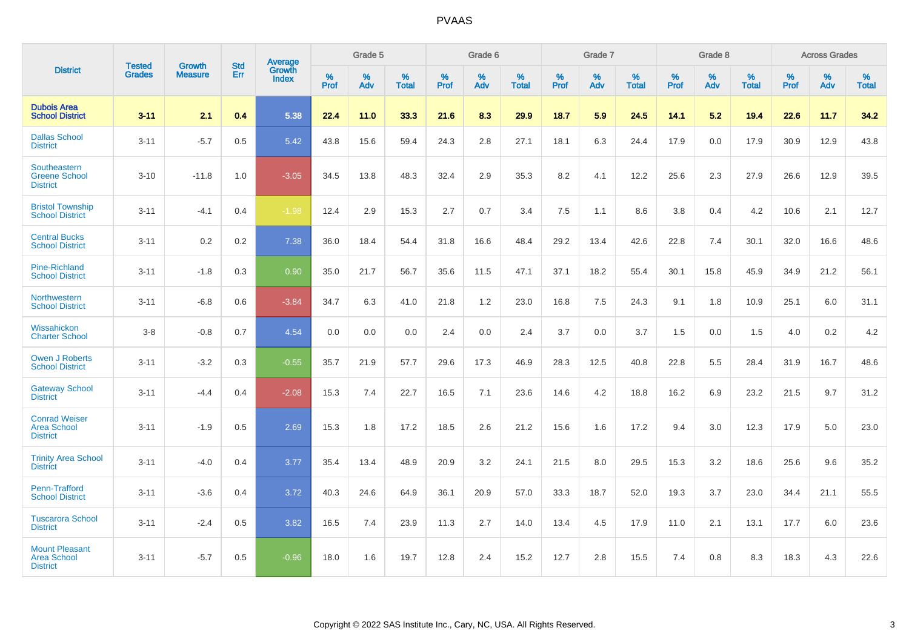# PVAAS

| District | Tested Grades | Growth Measure | Std Err | Average Growth Index | Grade 5 | | | Grade 6 | | | Grade 7 | | | Grade 8 | | | Across Grades | | |
|---|---|---|---|---|---|---|---|---|---|---|---|---|---|---|---|---|---|---|---|
| | | | | | % Prof | % Adv | % Total | % Prof | % Adv | % Total | % Prof | % Adv | % Total | % Prof | % Adv | % Total | % Prof | % Adv | % Total |
| **Dubois Area School District** | **3-11** | **2.1** | **0.4** | **5.38** | **22.4** | **11.0** | **33.3** | **21.6** | **8.3** | **29.9** | **18.7** | **5.9** | **24.5** | **14.1** | **5.2** | **19.4** | **22.6** | **11.7** | **34.2** |
| Dallas School District | 3-11 | -5.7 | 0.5 | 5.42 | 43.8 | 15.6 | 59.4 | 24.3 | 2.8 | 27.1 | 18.1 | 6.3 | 24.4 | 17.9 | 0.0 | 17.9 | 30.9 | 12.9 | 43.8 |
| Southeastern Greene School District | 3-10 | -11.8 | 1.0 | -3.05 | 34.5 | 13.8 | 48.3 | 32.4 | 2.9 | 35.3 | 8.2 | 4.1 | 12.2 | 25.6 | 2.3 | 27.9 | 26.6 | 12.9 | 39.5 |
| Bristol Township School District | 3-11 | -4.1 | 0.4 | -1.98 | 12.4 | 2.9 | 15.3 | 2.7 | 0.7 | 3.4 | 7.5 | 1.1 | 8.6 | 3.8 | 0.4 | 4.2 | 10.6 | 2.1 | 12.7 |
| Central Bucks School District | 3-11 | 0.2 | 0.2 | 7.38 | 36.0 | 18.4 | 54.4 | 31.8 | 16.6 | 48.4 | 29.2 | 13.4 | 42.6 | 22.8 | 7.4 | 30.1 | 32.0 | 16.6 | 48.6 |
| Pine-Richland School District | 3-11 | -1.8 | 0.3 | 0.90 | 35.0 | 21.7 | 56.7 | 35.6 | 11.5 | 47.1 | 37.1 | 18.2 | 55.4 | 30.1 | 15.8 | 45.9 | 34.9 | 21.2 | 56.1 |
| Northwestern School District | 3-11 | -6.8 | 0.6 | -3.84 | 34.7 | 6.3 | 41.0 | 21.8 | 1.2 | 23.0 | 16.8 | 7.5 | 24.3 | 9.1 | 1.8 | 10.9 | 25.1 | 6.0 | 31.1 |
| Wissahickon Charter School | 3-8 | -0.8 | 0.7 | 4.54 | 0.0 | 0.0 | 0.0 | 2.4 | 0.0 | 2.4 | 3.7 | 0.0 | 3.7 | 1.5 | 0.0 | 1.5 | 4.0 | 0.2 | 4.2 |
| Owen J Roberts School District | 3-11 | -3.2 | 0.3 | -0.55 | 35.7 | 21.9 | 57.7 | 29.6 | 17.3 | 46.9 | 28.3 | 12.5 | 40.8 | 22.8 | 5.5 | 28.4 | 31.9 | 16.7 | 48.6 |
| Gateway School District | 3-11 | -4.4 | 0.4 | -2.08 | 15.3 | 7.4 | 22.7 | 16.5 | 7.1 | 23.6 | 14.6 | 4.2 | 18.8 | 16.2 | 6.9 | 23.2 | 21.5 | 9.7 | 31.2 |
| Conrad Weiser Area School District | 3-11 | -1.9 | 0.5 | 2.69 | 15.3 | 1.8 | 17.2 | 18.5 | 2.6 | 21.2 | 15.6 | 1.6 | 17.2 | 9.4 | 3.0 | 12.3 | 17.9 | 5.0 | 23.0 |
| Trinity Area School District | 3-11 | -4.0 | 0.4 | 3.77 | 35.4 | 13.4 | 48.9 | 20.9 | 3.2 | 24.1 | 21.5 | 8.0 | 29.5 | 15.3 | 3.2 | 18.6 | 25.6 | 9.6 | 35.2 |
| Penn-Trafford School District | 3-11 | -3.6 | 0.4 | 3.72 | 40.3 | 24.6 | 64.9 | 36.1 | 20.9 | 57.0 | 33.3 | 18.7 | 52.0 | 19.3 | 3.7 | 23.0 | 34.4 | 21.1 | 55.5 |
| Tuscarora School District | 3-11 | -2.4 | 0.5 | 3.82 | 16.5 | 7.4 | 23.9 | 11.3 | 2.7 | 14.0 | 13.4 | 4.5 | 17.9 | 11.0 | 2.1 | 13.1 | 17.7 | 6.0 | 23.6 |
| Mount Pleasant Area School District | 3-11 | -5.7 | 0.5 | -0.96 | 18.0 | 1.6 | 19.7 | 12.8 | 2.4 | 15.2 | 12.7 | 2.8 | 15.5 | 7.4 | 0.8 | 8.3 | 18.3 | 4.3 | 22.6 |

Copyright © 2022 SAS Institute Inc., Cary, NC, USA. All Rights Reserved.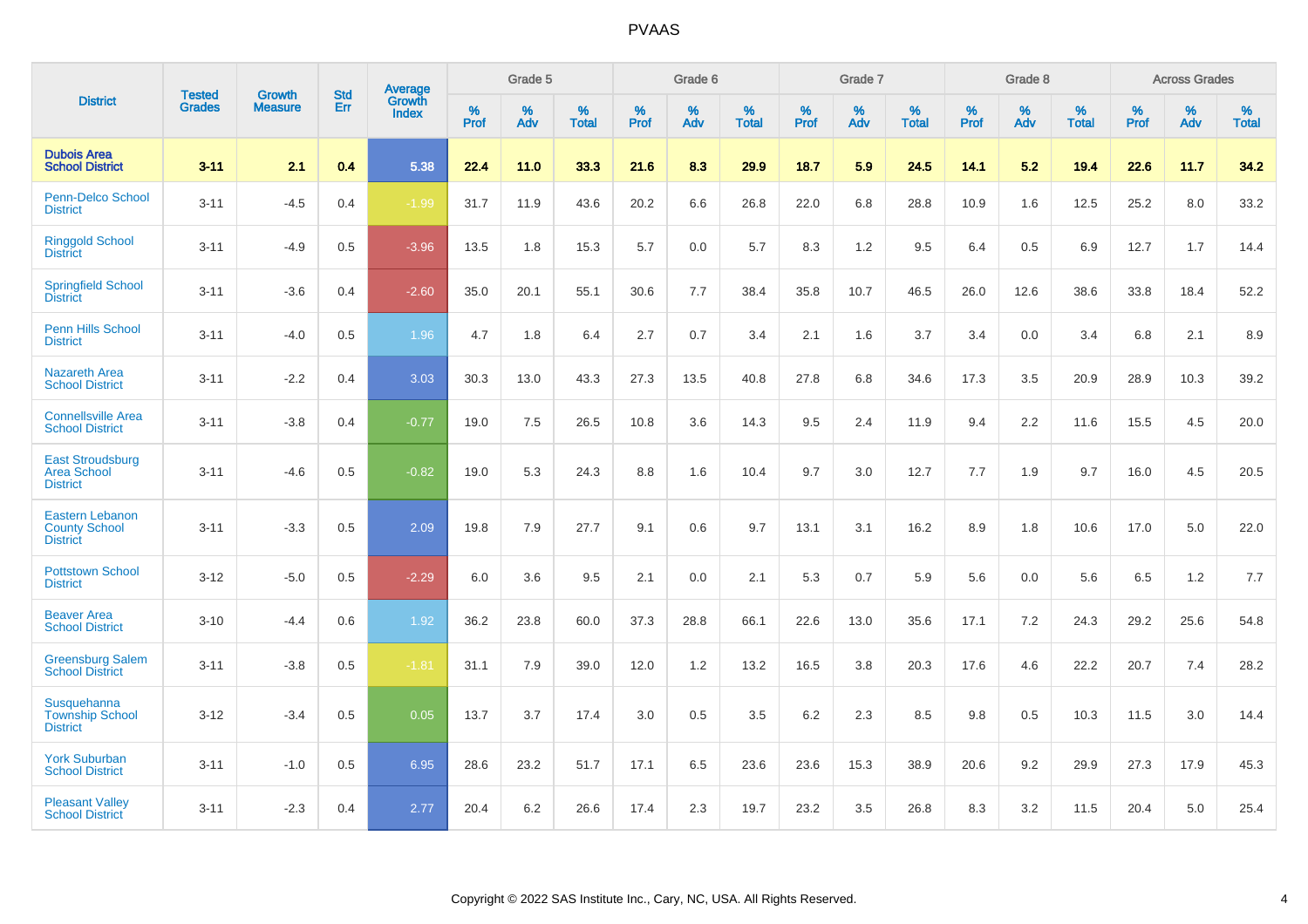# PVAAS

| District | Tested Grades | Growth Measure | Std Err | Average Growth Index | Grade 5 | | | Grade 6 | | | Grade 7 | | | Grade 8 | | | Across Grades | | |
|---|---|---|---|---|---|---|---|---|---|---|---|---|---|---|---|---|---|---|---|
| | | | | | % Prof | % Adv | % Total | % Prof | % Adv | % Total | % Prof | % Adv | % Total | % Prof | % Adv | % Total | % Prof | % Adv | % Total |
| **Dubois Area School District** | **3-11** | **2.1** | **0.4** | **5.38** | **22.4** | **11.0** | **33.3** | **21.6** | **8.3** | **29.9** | **18.7** | **5.9** | **24.5** | **14.1** | **5.2** | **19.4** | **22.6** | **11.7** | **34.2** |
| Penn-Delco School District | 3-11 | -4.5 | 0.4 | -1.99 | 31.7 | 11.9 | 43.6 | 20.2 | 6.6 | 26.8 | 22.0 | 6.8 | 28.8 | 10.9 | 1.6 | 12.5 | 25.2 | 8.0 | 33.2 |
| Ringgold School District | 3-11 | -4.9 | 0.5 | -3.96 | 13.5 | 1.8 | 15.3 | 5.7 | 0.0 | 5.7 | 8.3 | 1.2 | 9.5 | 6.4 | 0.5 | 6.9 | 12.7 | 1.7 | 14.4 |
| Springfield School District | 3-11 | -3.6 | 0.4 | -2.60 | 35.0 | 20.1 | 55.1 | 30.6 | 7.7 | 38.4 | 35.8 | 10.7 | 46.5 | 26.0 | 12.6 | 38.6 | 33.8 | 18.4 | 52.2 |
| Penn Hills School District | 3-11 | -4.0 | 0.5 | 1.96 | 4.7 | 1.8 | 6.4 | 2.7 | 0.7 | 3.4 | 2.1 | 1.6 | 3.7 | 3.4 | 0.0 | 3.4 | 6.8 | 2.1 | 8.9 |
| Nazareth Area School District | 3-11 | -2.2 | 0.4 | 3.03 | 30.3 | 13.0 | 43.3 | 27.3 | 13.5 | 40.8 | 27.8 | 6.8 | 34.6 | 17.3 | 3.5 | 20.9 | 28.9 | 10.3 | 39.2 |
| Connellsville Area School District | 3-11 | -3.8 | 0.4 | -0.77 | 19.0 | 7.5 | 26.5 | 10.8 | 3.6 | 14.3 | 9.5 | 2.4 | 11.9 | 9.4 | 2.2 | 11.6 | 15.5 | 4.5 | 20.0 |
| East Stroudsburg Area School District | 3-11 | -4.6 | 0.5 | -0.82 | 19.0 | 5.3 | 24.3 | 8.8 | 1.6 | 10.4 | 9.7 | 3.0 | 12.7 | 7.7 | 1.9 | 9.7 | 16.0 | 4.5 | 20.5 |
| Eastern Lebanon County School District | 3-11 | -3.3 | 0.5 | 2.09 | 19.8 | 7.9 | 27.7 | 9.1 | 0.6 | 9.7 | 13.1 | 3.1 | 16.2 | 8.9 | 1.8 | 10.6 | 17.0 | 5.0 | 22.0 |
| Pottstown School District | 3-12 | -5.0 | 0.5 | -2.29 | 6.0 | 3.6 | 9.5 | 2.1 | 0.0 | 2.1 | 5.3 | 0.7 | 5.9 | 5.6 | 0.0 | 5.6 | 6.5 | 1.2 | 7.7 |
| Beaver Area School District | 3-10 | -4.4 | 0.6 | 1.92 | 36.2 | 23.8 | 60.0 | 37.3 | 28.8 | 66.1 | 22.6 | 13.0 | 35.6 | 17.1 | 7.2 | 24.3 | 29.2 | 25.6 | 54.8 |
| Greensburg Salem School District | 3-11 | -3.8 | 0.5 | -1.81 | 31.1 | 7.9 | 39.0 | 12.0 | 1.2 | 13.2 | 16.5 | 3.8 | 20.3 | 17.6 | 4.6 | 22.2 | 20.7 | 7.4 | 28.2 |
| Susquehanna Township School District | 3-12 | -3.4 | 0.5 | 0.05 | 13.7 | 3.7 | 17.4 | 3.0 | 0.5 | 3.5 | 6.2 | 2.3 | 8.5 | 9.8 | 0.5 | 10.3 | 11.5 | 3.0 | 14.4 |
| York Suburban School District | 3-11 | -1.0 | 0.5 | 6.95 | 28.6 | 23.2 | 51.7 | 17.1 | 6.5 | 23.6 | 23.6 | 15.3 | 38.9 | 20.6 | 9.2 | 29.9 | 27.3 | 17.9 | 45.3 |
| Pleasant Valley School District | 3-11 | -2.3 | 0.4 | 2.77 | 20.4 | 6.2 | 26.6 | 17.4 | 2.3 | 19.7 | 23.2 | 3.5 | 26.8 | 8.3 | 3.2 | 11.5 | 20.4 | 5.0 | 25.4 |

Copyright © 2022 SAS Institute Inc., Cary, NC, USA. All Rights Reserved.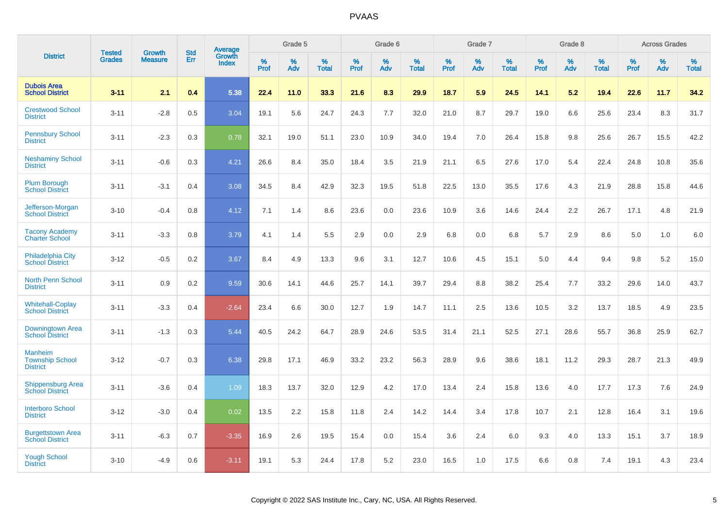# PVAAS

| District | Tested Grades | Growth Measure | Std Err | Average Growth Index | Grade 5 | | | Grade 6 | | | Grade 7 | | | Grade 8 | | | Across Grades | | |
|---|---|---|---|---|---|---|---|---|---|---|---|---|---|---|---|---|---|---|---|
| | | | | | % Prof | % Adv | % Total | % Prof | % Adv | % Total | % Prof | % Adv | % Total | % Prof | % Adv | % Total | % Prof | % Adv | % Total |
| **Dubois Area School District** | **3-11** | **2.1** | **0.4** | **5.38** | **22.4** | **11.0** | **33.3** | **21.6** | **8.3** | **29.9** | **18.7** | **5.9** | **24.5** | **14.1** | **5.2** | **19.4** | **22.6** | **11.7** | **34.2** |
| Crestwood School District | 3-11 | -2.8 | 0.5 | 3.04 | 19.1 | 5.6 | 24.7 | 24.3 | 7.7 | 32.0 | 21.0 | 8.7 | 29.7 | 19.0 | 6.6 | 25.6 | 23.4 | 8.3 | 31.7 |
| Pennsbury School District | 3-11 | -2.3 | 0.3 | 0.78 | 32.1 | 19.0 | 51.1 | 23.0 | 10.9 | 34.0 | 19.4 | 7.0 | 26.4 | 15.8 | 9.8 | 25.6 | 26.7 | 15.5 | 42.2 |
| Neshaminy School District | 3-11 | -0.6 | 0.3 | 4.21 | 26.6 | 8.4 | 35.0 | 18.4 | 3.5 | 21.9 | 21.1 | 6.5 | 27.6 | 17.0 | 5.4 | 22.4 | 24.8 | 10.8 | 35.6 |
| Plum Borough School District | 3-11 | -3.1 | 0.4 | 3.08 | 34.5 | 8.4 | 42.9 | 32.3 | 19.5 | 51.8 | 22.5 | 13.0 | 35.5 | 17.6 | 4.3 | 21.9 | 28.8 | 15.8 | 44.6 |
| Jefferson-Morgan School District | 3-10 | -0.4 | 0.8 | 4.12 | 7.1 | 1.4 | 8.6 | 23.6 | 0.0 | 23.6 | 10.9 | 3.6 | 14.6 | 24.4 | 2.2 | 26.7 | 17.1 | 4.8 | 21.9 |
| Tacony Academy Charter School | 3-11 | -3.3 | 0.8 | 3.79 | 4.1 | 1.4 | 5.5 | 2.9 | 0.0 | 2.9 | 6.8 | 0.0 | 6.8 | 5.7 | 2.9 | 8.6 | 5.0 | 1.0 | 6.0 |
| Philadelphia City School District | 3-12 | -0.5 | 0.2 | 3.67 | 8.4 | 4.9 | 13.3 | 9.6 | 3.1 | 12.7 | 10.6 | 4.5 | 15.1 | 5.0 | 4.4 | 9.4 | 9.8 | 5.2 | 15.0 |
| North Penn School District | 3-11 | 0.9 | 0.2 | 9.59 | 30.6 | 14.1 | 44.6 | 25.7 | 14.1 | 39.7 | 29.4 | 8.8 | 38.2 | 25.4 | 7.7 | 33.2 | 29.6 | 14.0 | 43.7 |
| Whitehall-Coplay School District | 3-11 | -3.3 | 0.4 | -2.64 | 23.4 | 6.6 | 30.0 | 12.7 | 1.9 | 14.7 | 11.1 | 2.5 | 13.6 | 10.5 | 3.2 | 13.7 | 18.5 | 4.9 | 23.5 |
| Downingtown Area School District | 3-11 | -1.3 | 0.3 | 5.44 | 40.5 | 24.2 | 64.7 | 28.9 | 24.6 | 53.5 | 31.4 | 21.1 | 52.5 | 27.1 | 28.6 | 55.7 | 36.8 | 25.9 | 62.7 |
| Manheim Township School District | 3-12 | -0.7 | 0.3 | 6.38 | 29.8 | 17.1 | 46.9 | 33.2 | 23.2 | 56.3 | 28.9 | 9.6 | 38.6 | 18.1 | 11.2 | 29.3 | 28.7 | 21.3 | 49.9 |
| Shippensburg Area School District | 3-11 | -3.6 | 0.4 | 1.09 | 18.3 | 13.7 | 32.0 | 12.9 | 4.2 | 17.0 | 13.4 | 2.4 | 15.8 | 13.6 | 4.0 | 17.7 | 17.3 | 7.6 | 24.9 |
| Interboro School District | 3-12 | -3.0 | 0.4 | 0.02 | 13.5 | 2.2 | 15.8 | 11.8 | 2.4 | 14.2 | 14.4 | 3.4 | 17.8 | 10.7 | 2.1 | 12.8 | 16.4 | 3.1 | 19.6 |
| Burgettstown Area School District | 3-11 | -6.3 | 0.7 | -3.35 | 16.9 | 2.6 | 19.5 | 15.4 | 0.0 | 15.4 | 3.6 | 2.4 | 6.0 | 9.3 | 4.0 | 13.3 | 15.1 | 3.7 | 18.9 |
| Yough School District | 3-10 | -4.9 | 0.6 | -3.11 | 19.1 | 5.3 | 24.4 | 17.8 | 5.2 | 23.0 | 16.5 | 1.0 | 17.5 | 6.6 | 0.8 | 7.4 | 19.1 | 4.3 | 23.4 |

Copyright © 2022 SAS Institute Inc., Cary, NC, USA. All Rights Reserved.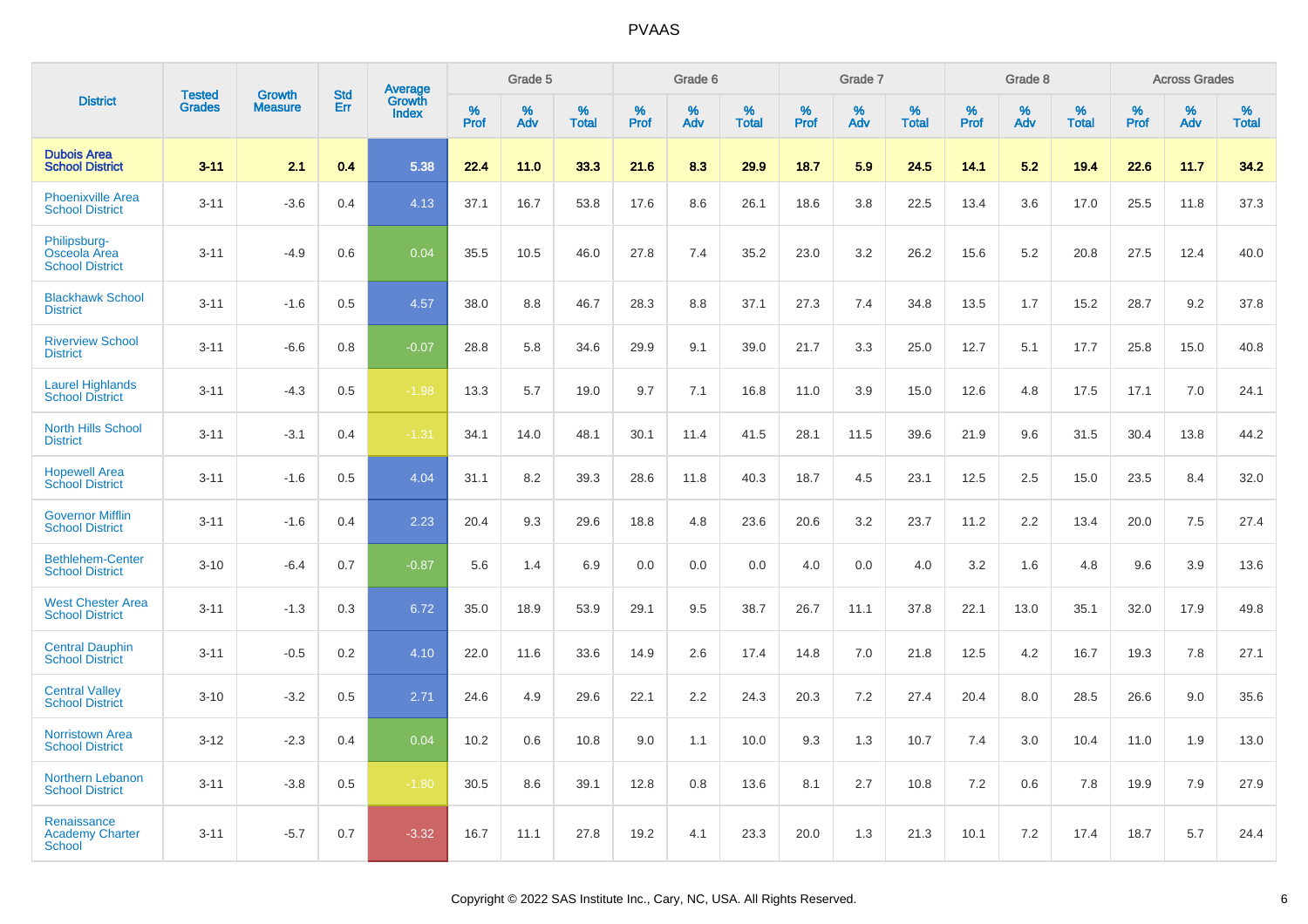# PVAAS

| District | Tested Grades | Growth Measure | Std Err | Average Growth Index | Grade 5 | | | Grade 6 | | | Grade 7 | | | Grade 8 | | | Across Grades | | |
|---|---|---|---|---|---|---|---|---|---|---|---|---|---|---|---|---|---|---|---|
| | | | | | % Prof | % Adv | % Total | % Prof | % Adv | % Total | % Prof | % Adv | % Total | % Prof | % Adv | % Total | % Prof | % Adv | % Total |
| **Dubois Area School District** | **3-11** | **2.1** | **0.4** | **5.38** | **22.4** | **11.0** | **33.3** | **21.6** | **8.3** | **29.9** | **18.7** | **5.9** | **24.5** | **14.1** | **5.2** | **19.4** | **22.6** | **11.7** | **34.2** |
| Phoenixville Area School District | 3-11 | -3.6 | 0.4 | 4.13 | 37.1 | 16.7 | 53.8 | 17.6 | 8.6 | 26.1 | 18.6 | 3.8 | 22.5 | 13.4 | 3.6 | 17.0 | 25.5 | 11.8 | 37.3 |
| Philipsburg-Osceola Area School District | 3-11 | -4.9 | 0.6 | 0.04 | 35.5 | 10.5 | 46.0 | 27.8 | 7.4 | 35.2 | 23.0 | 3.2 | 26.2 | 15.6 | 5.2 | 20.8 | 27.5 | 12.4 | 40.0 |
| Blackhawk School District | 3-11 | -1.6 | 0.5 | 4.57 | 38.0 | 8.8 | 46.7 | 28.3 | 8.8 | 37.1 | 27.3 | 7.4 | 34.8 | 13.5 | 1.7 | 15.2 | 28.7 | 9.2 | 37.8 |
| Riverview School District | 3-11 | -6.6 | 0.8 | -0.07 | 28.8 | 5.8 | 34.6 | 29.9 | 9.1 | 39.0 | 21.7 | 3.3 | 25.0 | 12.7 | 5.1 | 17.7 | 25.8 | 15.0 | 40.8 |
| Laurel Highlands School District | 3-11 | -4.3 | 0.5 | -1.98 | 13.3 | 5.7 | 19.0 | 9.7 | 7.1 | 16.8 | 11.0 | 3.9 | 15.0 | 12.6 | 4.8 | 17.5 | 17.1 | 7.0 | 24.1 |
| North Hills School District | 3-11 | -3.1 | 0.4 | -1.31 | 34.1 | 14.0 | 48.1 | 30.1 | 11.4 | 41.5 | 28.1 | 11.5 | 39.6 | 21.9 | 9.6 | 31.5 | 30.4 | 13.8 | 44.2 |
| Hopewell Area School District | 3-11 | -1.6 | 0.5 | 4.04 | 31.1 | 8.2 | 39.3 | 28.6 | 11.8 | 40.3 | 18.7 | 4.5 | 23.1 | 12.5 | 2.5 | 15.0 | 23.5 | 8.4 | 32.0 |
| Governor Mifflin School District | 3-11 | -1.6 | 0.4 | 2.23 | 20.4 | 9.3 | 29.6 | 18.8 | 4.8 | 23.6 | 20.6 | 3.2 | 23.7 | 11.2 | 2.2 | 13.4 | 20.0 | 7.5 | 27.4 |
| Bethlehem-Center School District | 3-10 | -6.4 | 0.7 | -0.87 | 5.6 | 1.4 | 6.9 | 0.0 | 0.0 | 0.0 | 4.0 | 0.0 | 4.0 | 3.2 | 1.6 | 4.8 | 9.6 | 3.9 | 13.6 |
| West Chester Area School District | 3-11 | -1.3 | 0.3 | 6.72 | 35.0 | 18.9 | 53.9 | 29.1 | 9.5 | 38.7 | 26.7 | 11.1 | 37.8 | 22.1 | 13.0 | 35.1 | 32.0 | 17.9 | 49.8 |
| Central Dauphin School District | 3-11 | -0.5 | 0.2 | 4.10 | 22.0 | 11.6 | 33.6 | 14.9 | 2.6 | 17.4 | 14.8 | 7.0 | 21.8 | 12.5 | 4.2 | 16.7 | 19.3 | 7.8 | 27.1 |
| Central Valley School District | 3-10 | -3.2 | 0.5 | 2.71 | 24.6 | 4.9 | 29.6 | 22.1 | 2.2 | 24.3 | 20.3 | 7.2 | 27.4 | 20.4 | 8.0 | 28.5 | 26.6 | 9.0 | 35.6 |
| Norristown Area School District | 3-12 | -2.3 | 0.4 | 0.04 | 10.2 | 0.6 | 10.8 | 9.0 | 1.1 | 10.0 | 9.3 | 1.3 | 10.7 | 7.4 | 3.0 | 10.4 | 11.0 | 1.9 | 13.0 |
| Northern Lebanon School District | 3-11 | -3.8 | 0.5 | -1.80 | 30.5 | 8.6 | 39.1 | 12.8 | 0.8 | 13.6 | 8.1 | 2.7 | 10.8 | 7.2 | 0.6 | 7.8 | 19.9 | 7.9 | 27.9 |
| Renaissance Academy Charter School | 3-11 | -5.7 | 0.7 | -3.32 | 16.7 | 11.1 | 27.8 | 19.2 | 4.1 | 23.3 | 20.0 | 1.3 | 21.3 | 10.1 | 7.2 | 17.4 | 18.7 | 5.7 | 24.4 |

Copyright © 2022 SAS Institute Inc., Cary, NC, USA. All Rights Reserved.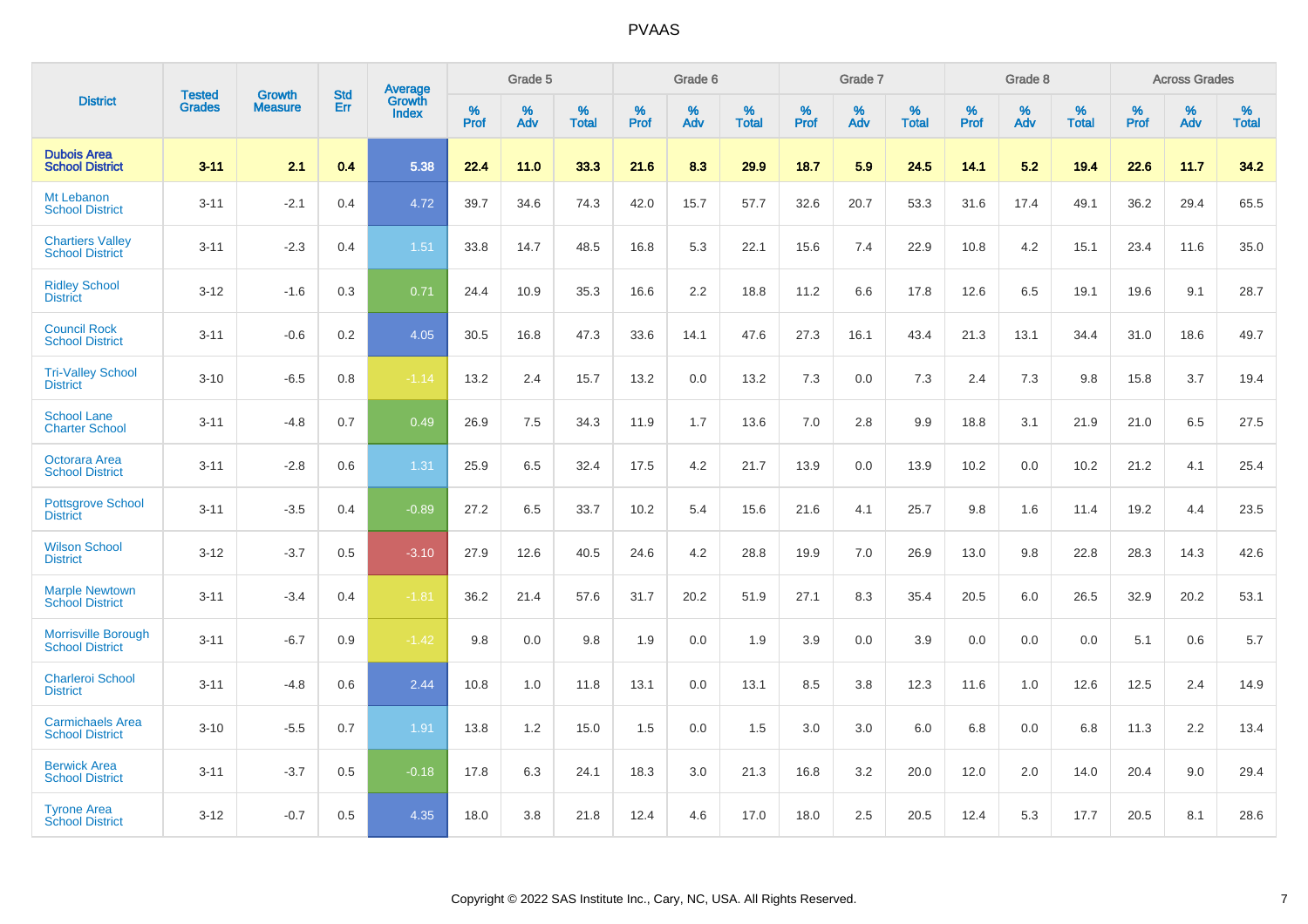# PVAAS

| District | Tested Grades | Growth Measure | Std Err | Average Growth Index | Grade 5 | | | Grade 6 | | | Grade 7 | | | Grade 8 | | | Across Grades | | |
|---|---|---|---|---|---|---|---|---|---|---|---|---|---|---|---|---|---|---|---|
| | | | | | % Prof | % Adv | % Total | % Prof | % Adv | % Total | % Prof | % Adv | % Total | % Prof | % Adv | % Total | % Prof | % Adv | % Total |
| **Dubois Area School District** | **3-11** | **2.1** | **0.4** | **5.38** | **22.4** | **11.0** | **33.3** | **21.6** | **8.3** | **29.9** | **18.7** | **5.9** | **24.5** | **14.1** | **5.2** | **19.4** | **22.6** | **11.7** | **34.2** |
| Mt Lebanon School District | 3-11 | -2.1 | 0.4 | 4.72 | 39.7 | 34.6 | 74.3 | 42.0 | 15.7 | 57.7 | 32.6 | 20.7 | 53.3 | 31.6 | 17.4 | 49.1 | 36.2 | 29.4 | 65.5 |
| Chartiers Valley School District | 3-11 | -2.3 | 0.4 | 1.51 | 33.8 | 14.7 | 48.5 | 16.8 | 5.3 | 22.1 | 15.6 | 7.4 | 22.9 | 10.8 | 4.2 | 15.1 | 23.4 | 11.6 | 35.0 |
| Ridley School District | 3-12 | -1.6 | 0.3 | 0.71 | 24.4 | 10.9 | 35.3 | 16.6 | 2.2 | 18.8 | 11.2 | 6.6 | 17.8 | 12.6 | 6.5 | 19.1 | 19.6 | 9.1 | 28.7 |
| Council Rock School District | 3-11 | -0.6 | 0.2 | 4.05 | 30.5 | 16.8 | 47.3 | 33.6 | 14.1 | 47.6 | 27.3 | 16.1 | 43.4 | 21.3 | 13.1 | 34.4 | 31.0 | 18.6 | 49.7 |
| Tri-Valley School District | 3-10 | -6.5 | 0.8 | -1.14 | 13.2 | 2.4 | 15.7 | 13.2 | 0.0 | 13.2 | 7.3 | 0.0 | 7.3 | 2.4 | 7.3 | 9.8 | 15.8 | 3.7 | 19.4 |
| School Lane Charter School | 3-11 | -4.8 | 0.7 | 0.49 | 26.9 | 7.5 | 34.3 | 11.9 | 1.7 | 13.6 | 7.0 | 2.8 | 9.9 | 18.8 | 3.1 | 21.9 | 21.0 | 6.5 | 27.5 |
| Octorara Area School District | 3-11 | -2.8 | 0.6 | 1.31 | 25.9 | 6.5 | 32.4 | 17.5 | 4.2 | 21.7 | 13.9 | 0.0 | 13.9 | 10.2 | 0.0 | 10.2 | 21.2 | 4.1 | 25.4 |
| Pottsgrove School District | 3-11 | -3.5 | 0.4 | -0.89 | 27.2 | 6.5 | 33.7 | 10.2 | 5.4 | 15.6 | 21.6 | 4.1 | 25.7 | 9.8 | 1.6 | 11.4 | 19.2 | 4.4 | 23.5 |
| Wilson School District | 3-12 | -3.7 | 0.5 | -3.10 | 27.9 | 12.6 | 40.5 | 24.6 | 4.2 | 28.8 | 19.9 | 7.0 | 26.9 | 13.0 | 9.8 | 22.8 | 28.3 | 14.3 | 42.6 |
| Marple Newtown School District | 3-11 | -3.4 | 0.4 | -1.81 | 36.2 | 21.4 | 57.6 | 31.7 | 20.2 | 51.9 | 27.1 | 8.3 | 35.4 | 20.5 | 6.0 | 26.5 | 32.9 | 20.2 | 53.1 |
| Morrisville Borough School District | 3-11 | -6.7 | 0.9 | -1.42 | 9.8 | 0.0 | 9.8 | 1.9 | 0.0 | 1.9 | 3.9 | 0.0 | 3.9 | 0.0 | 0.0 | 0.0 | 5.1 | 0.6 | 5.7 |
| Charleroi School District | 3-11 | -4.8 | 0.6 | 2.44 | 10.8 | 1.0 | 11.8 | 13.1 | 0.0 | 13.1 | 8.5 | 3.8 | 12.3 | 11.6 | 1.0 | 12.6 | 12.5 | 2.4 | 14.9 |
| Carmichaels Area School District | 3-10 | -5.5 | 0.7 | 1.91 | 13.8 | 1.2 | 15.0 | 1.5 | 0.0 | 1.5 | 3.0 | 3.0 | 6.0 | 6.8 | 0.0 | 6.8 | 11.3 | 2.2 | 13.4 |
| Berwick Area School District | 3-11 | -3.7 | 0.5 | -0.18 | 17.8 | 6.3 | 24.1 | 18.3 | 3.0 | 21.3 | 16.8 | 3.2 | 20.0 | 12.0 | 2.0 | 14.0 | 20.4 | 9.0 | 29.4 |
| Tyrone Area School District | 3-12 | -0.7 | 0.5 | 4.35 | 18.0 | 3.8 | 21.8 | 12.4 | 4.6 | 17.0 | 18.0 | 2.5 | 20.5 | 12.4 | 5.3 | 17.7 | 20.5 | 8.1 | 28.6 |

Copyright © 2022 SAS Institute Inc., Cary, NC, USA. All Rights Reserved.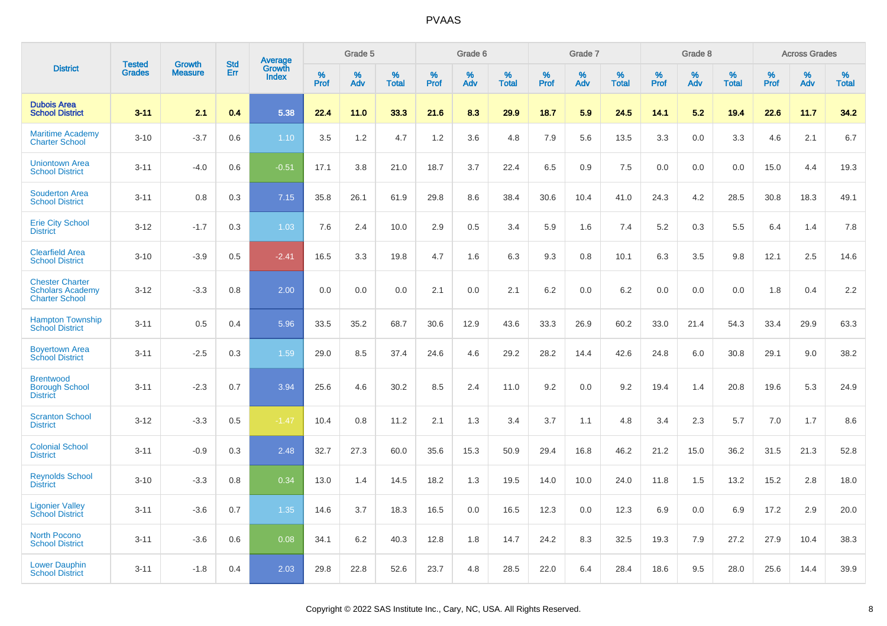# PVAAS

| District | Tested Grades | Growth Measure | Std Err | Average Growth Index | Grade 5 | | | Grade 6 | | | Grade 7 | | | Grade 8 | | | Across Grades | | |
|---|---|---|---|---|---|---|---|---|---|---|---|---|---|---|---|---|---|---|---|
| | | | | | % Prof | % Adv | % Total | % Prof | % Adv | % Total | % Prof | % Adv | % Total | % Prof | % Adv | % Total | % Prof | % Adv | % Total |
| **Dubois Area School District** | **3-11** | **2.1** | **0.4** | **5.38** | **22.4** | **11.0** | **33.3** | **21.6** | **8.3** | **29.9** | **18.7** | **5.9** | **24.5** | **14.1** | **5.2** | **19.4** | **22.6** | **11.7** | **34.2** |
| Maritime Academy Charter School | 3-10 | -3.7 | 0.6 | 1.10 | 3.5 | 1.2 | 4.7 | 1.2 | 3.6 | 4.8 | 7.9 | 5.6 | 13.5 | 3.3 | 0.0 | 3.3 | 4.6 | 2.1 | 6.7 |
| Uniontown Area School District | 3-11 | -4.0 | 0.6 | -0.51 | 17.1 | 3.8 | 21.0 | 18.7 | 3.7 | 22.4 | 6.5 | 0.9 | 7.5 | 0.0 | 0.0 | 0.0 | 15.0 | 4.4 | 19.3 |
| Souderton Area School District | 3-11 | 0.8 | 0.3 | 7.15 | 35.8 | 26.1 | 61.9 | 29.8 | 8.6 | 38.4 | 30.6 | 10.4 | 41.0 | 24.3 | 4.2 | 28.5 | 30.8 | 18.3 | 49.1 |
| Erie City School District | 3-12 | -1.7 | 0.3 | 1.03 | 7.6 | 2.4 | 10.0 | 2.9 | 0.5 | 3.4 | 5.9 | 1.6 | 7.4 | 5.2 | 0.3 | 5.5 | 6.4 | 1.4 | 7.8 |
| Clearfield Area School District | 3-10 | -3.9 | 0.5 | -2.41 | 16.5 | 3.3 | 19.8 | 4.7 | 1.6 | 6.3 | 9.3 | 0.8 | 10.1 | 6.3 | 3.5 | 9.8 | 12.1 | 2.5 | 14.6 |
| Chester Charter Scholars Academy Charter School | 3-12 | -3.3 | 0.8 | 2.00 | 0.0 | 0.0 | 0.0 | 2.1 | 0.0 | 2.1 | 6.2 | 0.0 | 6.2 | 0.0 | 0.0 | 0.0 | 1.8 | 0.4 | 2.2 |
| Hampton Township School District | 3-11 | 0.5 | 0.4 | 5.96 | 33.5 | 35.2 | 68.7 | 30.6 | 12.9 | 43.6 | 33.3 | 26.9 | 60.2 | 33.0 | 21.4 | 54.3 | 33.4 | 29.9 | 63.3 |
| Boyertown Area School District | 3-11 | -2.5 | 0.3 | 1.59 | 29.0 | 8.5 | 37.4 | 24.6 | 4.6 | 29.2 | 28.2 | 14.4 | 42.6 | 24.8 | 6.0 | 30.8 | 29.1 | 9.0 | 38.2 |
| Brentwood Borough School District | 3-11 | -2.3 | 0.7 | 3.94 | 25.6 | 4.6 | 30.2 | 8.5 | 2.4 | 11.0 | 9.2 | 0.0 | 9.2 | 19.4 | 1.4 | 20.8 | 19.6 | 5.3 | 24.9 |
| Scranton School District | 3-12 | -3.3 | 0.5 | -1.47 | 10.4 | 0.8 | 11.2 | 2.1 | 1.3 | 3.4 | 3.7 | 1.1 | 4.8 | 3.4 | 2.3 | 5.7 | 7.0 | 1.7 | 8.6 |
| Colonial School District | 3-11 | -0.9 | 0.3 | 2.48 | 32.7 | 27.3 | 60.0 | 35.6 | 15.3 | 50.9 | 29.4 | 16.8 | 46.2 | 21.2 | 15.0 | 36.2 | 31.5 | 21.3 | 52.8 |
| Reynolds School District | 3-10 | -3.3 | 0.8 | 0.34 | 13.0 | 1.4 | 14.5 | 18.2 | 1.3 | 19.5 | 14.0 | 10.0 | 24.0 | 11.8 | 1.5 | 13.2 | 15.2 | 2.8 | 18.0 |
| Ligonier Valley School District | 3-11 | -3.6 | 0.7 | 1.35 | 14.6 | 3.7 | 18.3 | 16.5 | 0.0 | 16.5 | 12.3 | 0.0 | 12.3 | 6.9 | 0.0 | 6.9 | 17.2 | 2.9 | 20.0 |
| North Pocono School District | 3-11 | -3.6 | 0.6 | 0.08 | 34.1 | 6.2 | 40.3 | 12.8 | 1.8 | 14.7 | 24.2 | 8.3 | 32.5 | 19.3 | 7.9 | 27.2 | 27.9 | 10.4 | 38.3 |
| Lower Dauphin School District | 3-11 | -1.8 | 0.4 | 2.03 | 29.8 | 22.8 | 52.6 | 23.7 | 4.8 | 28.5 | 22.0 | 6.4 | 28.4 | 18.6 | 9.5 | 28.0 | 25.6 | 14.4 | 39.9 |

Copyright © 2022 SAS Institute Inc., Cary, NC, USA. All Rights Reserved.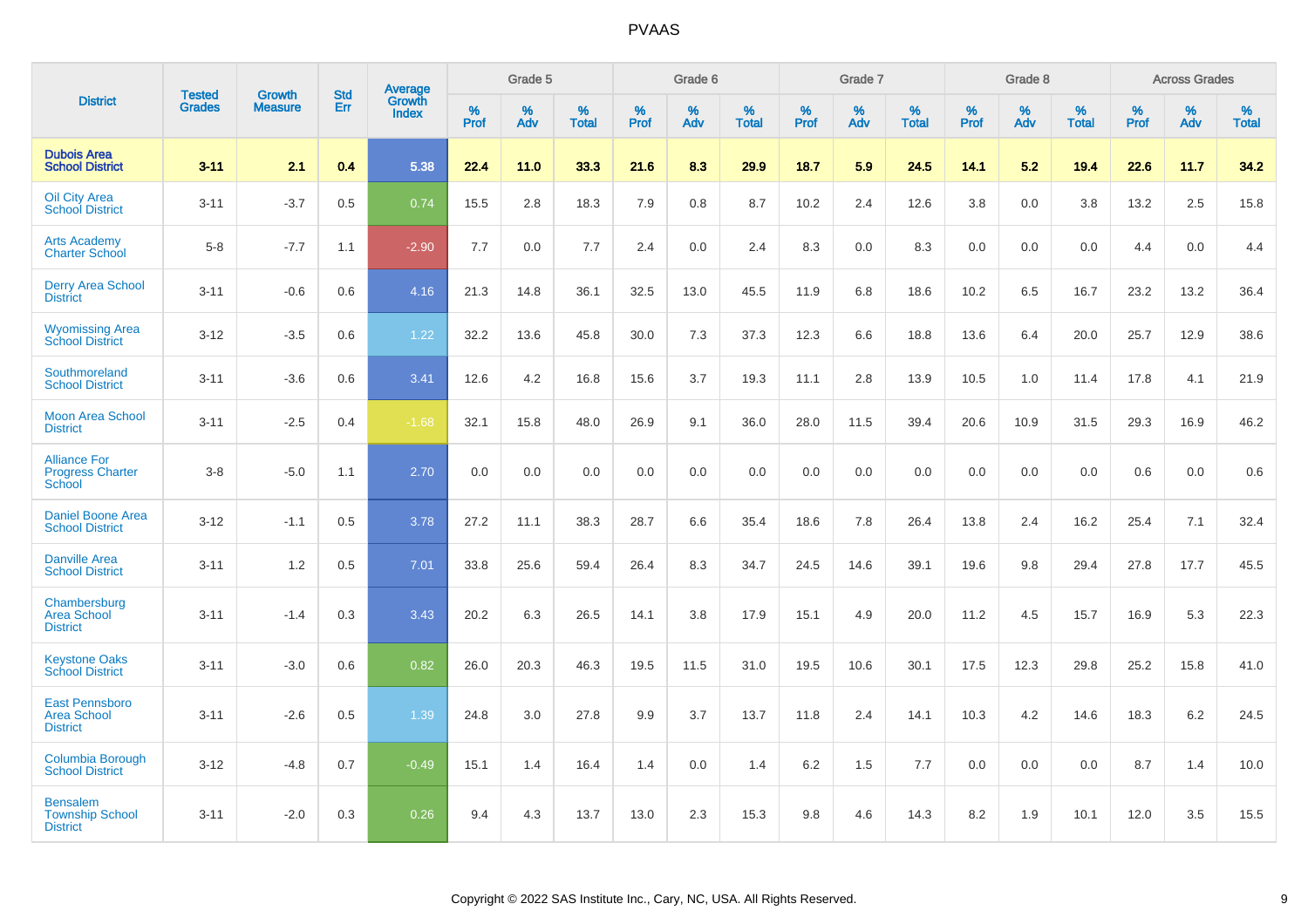# PVAAS

| District | Tested Grades | Growth Measure | Std Err | Average Growth Index | Grade 5 | | | Grade 6 | | | Grade 7 | | | Grade 8 | | | Across Grades | | |
|---|---|---|---|---|---|---|---|---|---|---|---|---|---|---|---|---|---|---|---|
| | | | | | % Prof | % Adv | % Total | % Prof | % Adv | % Total | % Prof | % Adv | % Total | % Prof | % Adv | % Total | % Prof | % Adv | % Total |
| **Dubois Area School District** | **3-11** | **2.1** | **0.4** | **5.38** | **22.4** | **11.0** | **33.3** | **21.6** | **8.3** | **29.9** | **18.7** | **5.9** | **24.5** | **14.1** | **5.2** | **19.4** | **22.6** | **11.7** | **34.2** |
| Oil City Area School District | 3-11 | -3.7 | 0.5 | 0.74 | 15.5 | 2.8 | 18.3 | 7.9 | 0.8 | 8.7 | 10.2 | 2.4 | 12.6 | 3.8 | 0.0 | 3.8 | 13.2 | 2.5 | 15.8 |
| Arts Academy Charter School | 5-8 | -7.7 | 1.1 | -2.90 | 7.7 | 0.0 | 7.7 | 2.4 | 0.0 | 2.4 | 8.3 | 0.0 | 8.3 | 0.0 | 0.0 | 0.0 | 4.4 | 0.0 | 4.4 |
| Derry Area School District | 3-11 | -0.6 | 0.6 | 4.16 | 21.3 | 14.8 | 36.1 | 32.5 | 13.0 | 45.5 | 11.9 | 6.8 | 18.6 | 10.2 | 6.5 | 16.7 | 23.2 | 13.2 | 36.4 |
| Wyomissing Area School District | 3-12 | -3.5 | 0.6 | 1.22 | 32.2 | 13.6 | 45.8 | 30.0 | 7.3 | 37.3 | 12.3 | 6.6 | 18.8 | 13.6 | 6.4 | 20.0 | 25.7 | 12.9 | 38.6 |
| Southmoreland School District | 3-11 | -3.6 | 0.6 | 3.41 | 12.6 | 4.2 | 16.8 | 15.6 | 3.7 | 19.3 | 11.1 | 2.8 | 13.9 | 10.5 | 1.0 | 11.4 | 17.8 | 4.1 | 21.9 |
| Moon Area School District | 3-11 | -2.5 | 0.4 | -1.68 | 32.1 | 15.8 | 48.0 | 26.9 | 9.1 | 36.0 | 28.0 | 11.5 | 39.4 | 20.6 | 10.9 | 31.5 | 29.3 | 16.9 | 46.2 |
| Alliance For Progress Charter School | 3-8 | -5.0 | 1.1 | 2.70 | 0.0 | 0.0 | 0.0 | 0.0 | 0.0 | 0.0 | 0.0 | 0.0 | 0.0 | 0.0 | 0.0 | 0.0 | 0.6 | 0.0 | 0.6 |
| Daniel Boone Area School District | 3-12 | -1.1 | 0.5 | 3.78 | 27.2 | 11.1 | 38.3 | 28.7 | 6.6 | 35.4 | 18.6 | 7.8 | 26.4 | 13.8 | 2.4 | 16.2 | 25.4 | 7.1 | 32.4 |
| Danville Area School District | 3-11 | 1.2 | 0.5 | 7.01 | 33.8 | 25.6 | 59.4 | 26.4 | 8.3 | 34.7 | 24.5 | 14.6 | 39.1 | 19.6 | 9.8 | 29.4 | 27.8 | 17.7 | 45.5 |
| Chambersburg Area School District | 3-11 | -1.4 | 0.3 | 3.43 | 20.2 | 6.3 | 26.5 | 14.1 | 3.8 | 17.9 | 15.1 | 4.9 | 20.0 | 11.2 | 4.5 | 15.7 | 16.9 | 5.3 | 22.3 |
| Keystone Oaks School District | 3-11 | -3.0 | 0.6 | 0.82 | 26.0 | 20.3 | 46.3 | 19.5 | 11.5 | 31.0 | 19.5 | 10.6 | 30.1 | 17.5 | 12.3 | 29.8 | 25.2 | 15.8 | 41.0 |
| East Pennsboro Area School District | 3-11 | -2.6 | 0.5 | 1.39 | 24.8 | 3.0 | 27.8 | 9.9 | 3.7 | 13.7 | 11.8 | 2.4 | 14.1 | 10.3 | 4.2 | 14.6 | 18.3 | 6.2 | 24.5 |
| Columbia Borough School District | 3-12 | -4.8 | 0.7 | -0.49 | 15.1 | 1.4 | 16.4 | 1.4 | 0.0 | 1.4 | 6.2 | 1.5 | 7.7 | 0.0 | 0.0 | 0.0 | 8.7 | 1.4 | 10.0 |
| Bensalem Township School District | 3-11 | -2.0 | 0.3 | 0.26 | 9.4 | 4.3 | 13.7 | 13.0 | 2.3 | 15.3 | 9.8 | 4.6 | 14.3 | 8.2 | 1.9 | 10.1 | 12.0 | 3.5 | 15.5 |

Copyright © 2022 SAS Institute Inc., Cary, NC, USA. All Rights Reserved.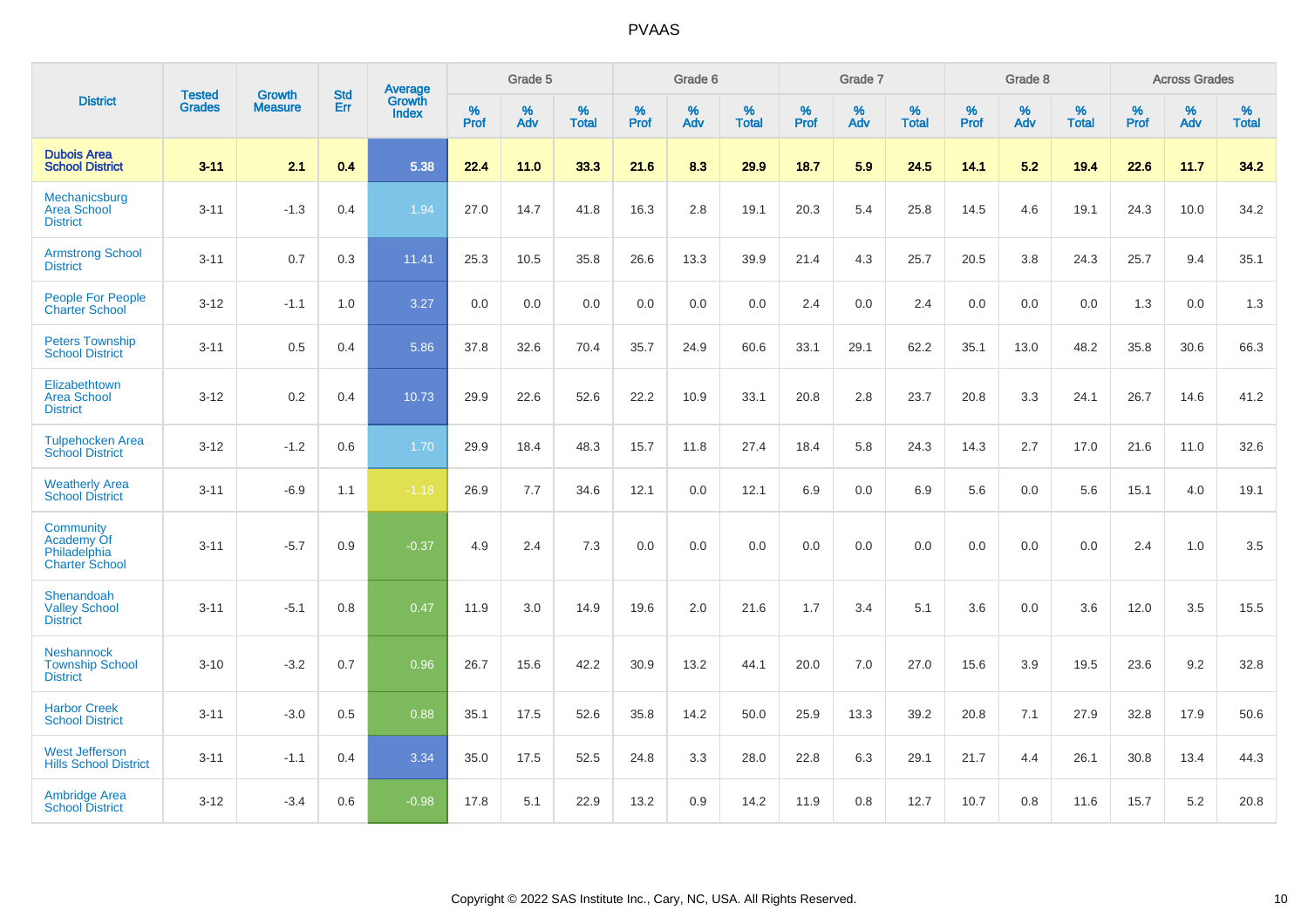# PVAAS

| District | Tested Grades | Growth Measure | Std Err | Average Growth Index | Grade 5 | | | Grade 6 | | | Grade 7 | | | Grade 8 | | | Across Grades | | |
|---|---|---|---|---|---|---|---|---|---|---|---|---|---|---|---|---|---|---|---|
| | | | | | % Prof | % Adv | % Total | % Prof | % Adv | % Total | % Prof | % Adv | % Total | % Prof | % Adv | % Total | % Prof | % Adv | % Total |
| **Dubois Area School District** | **3-11** | **2.1** | **0.4** | **5.38** | **22.4** | **11.0** | **33.3** | **21.6** | **8.3** | **29.9** | **18.7** | **5.9** | **24.5** | **14.1** | **5.2** | **19.4** | **22.6** | **11.7** | **34.2** |
| Mechanicsburg Area School District | 3-11 | -1.3 | 0.4 | 1.94 | 27.0 | 14.7 | 41.8 | 16.3 | 2.8 | 19.1 | 20.3 | 5.4 | 25.8 | 14.5 | 4.6 | 19.1 | 24.3 | 10.0 | 34.2 |
| Armstrong School District | 3-11 | 0.7 | 0.3 | 11.41 | 25.3 | 10.5 | 35.8 | 26.6 | 13.3 | 39.9 | 21.4 | 4.3 | 25.7 | 20.5 | 3.8 | 24.3 | 25.7 | 9.4 | 35.1 |
| People For People Charter School | 3-12 | -1.1 | 1.0 | 3.27 | 0.0 | 0.0 | 0.0 | 0.0 | 0.0 | 0.0 | 2.4 | 0.0 | 2.4 | 0.0 | 0.0 | 0.0 | 1.3 | 0.0 | 1.3 |
| Peters Township School District | 3-11 | 0.5 | 0.4 | 5.86 | 37.8 | 32.6 | 70.4 | 35.7 | 24.9 | 60.6 | 33.1 | 29.1 | 62.2 | 35.1 | 13.0 | 48.2 | 35.8 | 30.6 | 66.3 |
| Elizabethtown Area School District | 3-12 | 0.2 | 0.4 | 10.73 | 29.9 | 22.6 | 52.6 | 22.2 | 10.9 | 33.1 | 20.8 | 2.8 | 23.7 | 20.8 | 3.3 | 24.1 | 26.7 | 14.6 | 41.2 |
| Tulpehocken Area School District | 3-12 | -1.2 | 0.6 | 1.70 | 29.9 | 18.4 | 48.3 | 15.7 | 11.8 | 27.4 | 18.4 | 5.8 | 24.3 | 14.3 | 2.7 | 17.0 | 21.6 | 11.0 | 32.6 |
| Weatherly Area School District | 3-11 | -6.9 | 1.1 | -1.18 | 26.9 | 7.7 | 34.6 | 12.1 | 0.0 | 12.1 | 6.9 | 0.0 | 6.9 | 5.6 | 0.0 | 5.6 | 15.1 | 4.0 | 19.1 |
| Community Academy Of Philadelphia Charter School | 3-11 | -5.7 | 0.9 | -0.37 | 4.9 | 2.4 | 7.3 | 0.0 | 0.0 | 0.0 | 0.0 | 0.0 | 0.0 | 0.0 | 0.0 | 0.0 | 2.4 | 1.0 | 3.5 |
| Shenandoah Valley School District | 3-11 | -5.1 | 0.8 | 0.47 | 11.9 | 3.0 | 14.9 | 19.6 | 2.0 | 21.6 | 1.7 | 3.4 | 5.1 | 3.6 | 0.0 | 3.6 | 12.0 | 3.5 | 15.5 |
| Neshannock Township School District | 3-10 | -3.2 | 0.7 | 0.96 | 26.7 | 15.6 | 42.2 | 30.9 | 13.2 | 44.1 | 20.0 | 7.0 | 27.0 | 15.6 | 3.9 | 19.5 | 23.6 | 9.2 | 32.8 |
| Harbor Creek School District | 3-11 | -3.0 | 0.5 | 0.88 | 35.1 | 17.5 | 52.6 | 35.8 | 14.2 | 50.0 | 25.9 | 13.3 | 39.2 | 20.8 | 7.1 | 27.9 | 32.8 | 17.9 | 50.6 |
| West Jefferson Hills School District | 3-11 | -1.1 | 0.4 | 3.34 | 35.0 | 17.5 | 52.5 | 24.8 | 3.3 | 28.0 | 22.8 | 6.3 | 29.1 | 21.7 | 4.4 | 26.1 | 30.8 | 13.4 | 44.3 |
| Ambridge Area School District | 3-12 | -3.4 | 0.6 | -0.98 | 17.8 | 5.1 | 22.9 | 13.2 | 0.9 | 14.2 | 11.9 | 0.8 | 12.7 | 10.7 | 0.8 | 11.6 | 15.7 | 5.2 | 20.8 |

Copyright © 2022 SAS Institute Inc., Cary, NC, USA. All Rights Reserved.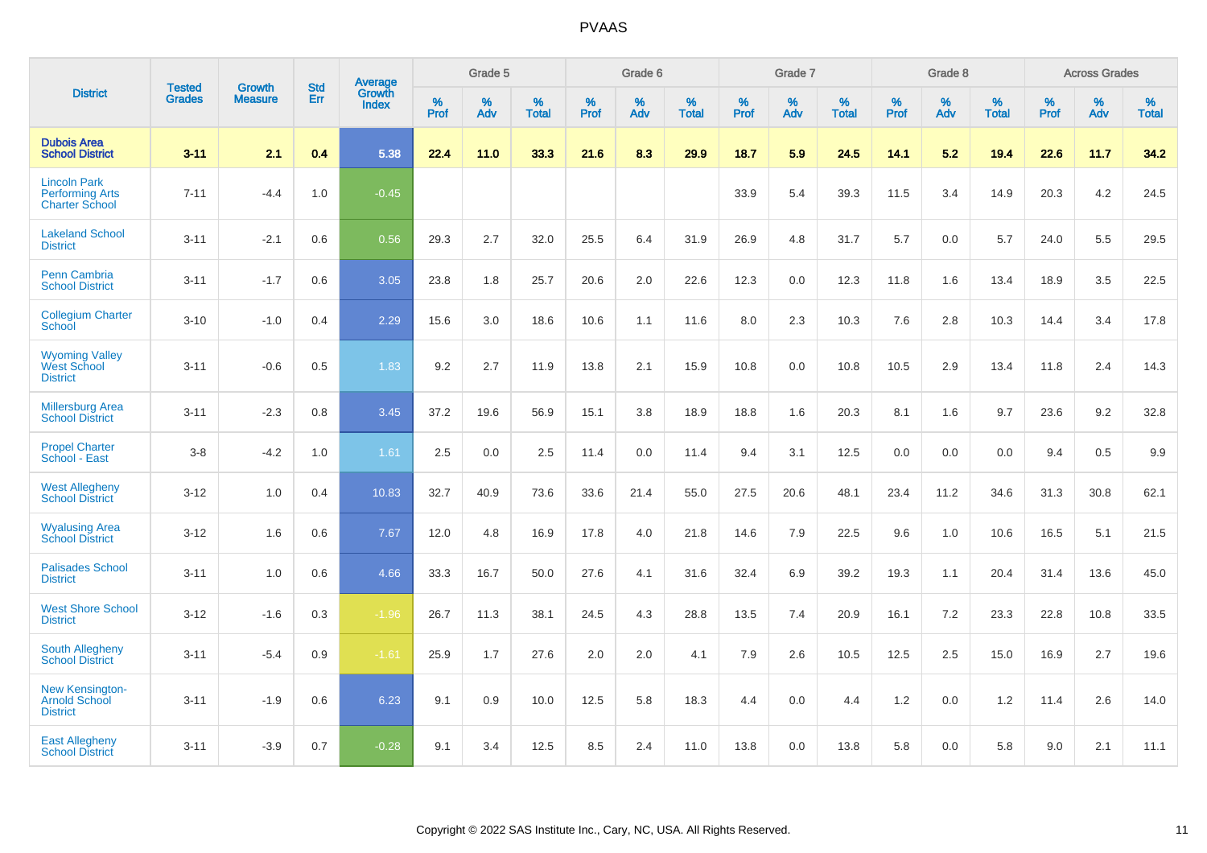# PVAAS

| District | Tested Grades | Growth Measure | Std Err | Average Growth Index | Grade 5 | | | Grade 6 | | | Grade 7 | | | Grade 8 | | | Across Grades | | |
|---|---|---|---|---|---|---|---|---|---|---|---|---|---|---|---|---|---|---|---|
| | | | | | % Prof | % Adv | % Total | % Prof | % Adv | % Total | % Prof | % Adv | % Total | % Prof | % Adv | % Total | % Prof | % Adv | % Total |
| **Dubois Area School District** | **3-11** | **2.1** | **0.4** | **5.38** | **22.4** | **11.0** | **33.3** | **21.6** | **8.3** | **29.9** | **18.7** | **5.9** | **24.5** | **14.1** | **5.2** | **19.4** | **22.6** | **11.7** | **34.2** |
| Lincoln Park Performing Arts Charter School | 7-11 | -4.4 | 1.0 | -0.45 | | | | | | | 33.9 | 5.4 | 39.3 | 11.5 | 3.4 | 14.9 | 20.3 | 4.2 | 24.5 |
| Lakeland School District | 3-11 | -2.1 | 0.6 | 0.56 | 29.3 | 2.7 | 32.0 | 25.5 | 6.4 | 31.9 | 26.9 | 4.8 | 31.7 | 5.7 | 0.0 | 5.7 | 24.0 | 5.5 | 29.5 |
| Penn Cambria School District | 3-11 | -1.7 | 0.6 | 3.05 | 23.8 | 1.8 | 25.7 | 20.6 | 2.0 | 22.6 | 12.3 | 0.0 | 12.3 | 11.8 | 1.6 | 13.4 | 18.9 | 3.5 | 22.5 |
| Collegium Charter School | 3-10 | -1.0 | 0.4 | 2.29 | 15.6 | 3.0 | 18.6 | 10.6 | 1.1 | 11.6 | 8.0 | 2.3 | 10.3 | 7.6 | 2.8 | 10.3 | 14.4 | 3.4 | 17.8 |
| Wyoming Valley West School District | 3-11 | -0.6 | 0.5 | 1.83 | 9.2 | 2.7 | 11.9 | 13.8 | 2.1 | 15.9 | 10.8 | 0.0 | 10.8 | 10.5 | 2.9 | 13.4 | 11.8 | 2.4 | 14.3 |
| Millersburg Area School District | 3-11 | -2.3 | 0.8 | 3.45 | 37.2 | 19.6 | 56.9 | 15.1 | 3.8 | 18.9 | 18.8 | 1.6 | 20.3 | 8.1 | 1.6 | 9.7 | 23.6 | 9.2 | 32.8 |
| Propel Charter School - East | 3-8 | -4.2 | 1.0 | 1.61 | 2.5 | 0.0 | 2.5 | 11.4 | 0.0 | 11.4 | 9.4 | 3.1 | 12.5 | 0.0 | 0.0 | 0.0 | 9.4 | 0.5 | 9.9 |
| West Allegheny School District | 3-12 | 1.0 | 0.4 | 10.83 | 32.7 | 40.9 | 73.6 | 33.6 | 21.4 | 55.0 | 27.5 | 20.6 | 48.1 | 23.4 | 11.2 | 34.6 | 31.3 | 30.8 | 62.1 |
| Wyalusing Area School District | 3-12 | 1.6 | 0.6 | 7.67 | 12.0 | 4.8 | 16.9 | 17.8 | 4.0 | 21.8 | 14.6 | 7.9 | 22.5 | 9.6 | 1.0 | 10.6 | 16.5 | 5.1 | 21.5 |
| Palisades School District | 3-11 | 1.0 | 0.6 | 4.66 | 33.3 | 16.7 | 50.0 | 27.6 | 4.1 | 31.6 | 32.4 | 6.9 | 39.2 | 19.3 | 1.1 | 20.4 | 31.4 | 13.6 | 45.0 |
| West Shore School District | 3-12 | -1.6 | 0.3 | -1.96 | 26.7 | 11.3 | 38.1 | 24.5 | 4.3 | 28.8 | 13.5 | 7.4 | 20.9 | 16.1 | 7.2 | 23.3 | 22.8 | 10.8 | 33.5 |
| South Allegheny School District | 3-11 | -5.4 | 0.9 | -1.61 | 25.9 | 1.7 | 27.6 | 2.0 | 2.0 | 4.1 | 7.9 | 2.6 | 10.5 | 12.5 | 2.5 | 15.0 | 16.9 | 2.7 | 19.6 |
| New Kensington-Arnold School District | 3-11 | -1.9 | 0.6 | 6.23 | 9.1 | 0.9 | 10.0 | 12.5 | 5.8 | 18.3 | 4.4 | 0.0 | 4.4 | 1.2 | 0.0 | 1.2 | 11.4 | 2.6 | 14.0 |
| East Allegheny School District | 3-11 | -3.9 | 0.7 | -0.28 | 9.1 | 3.4 | 12.5 | 8.5 | 2.4 | 11.0 | 13.8 | 0.0 | 13.8 | 5.8 | 0.0 | 5.8 | 9.0 | 2.1 | 11.1 |

Copyright © 2022 SAS Institute Inc., Cary, NC, USA. All Rights Reserved.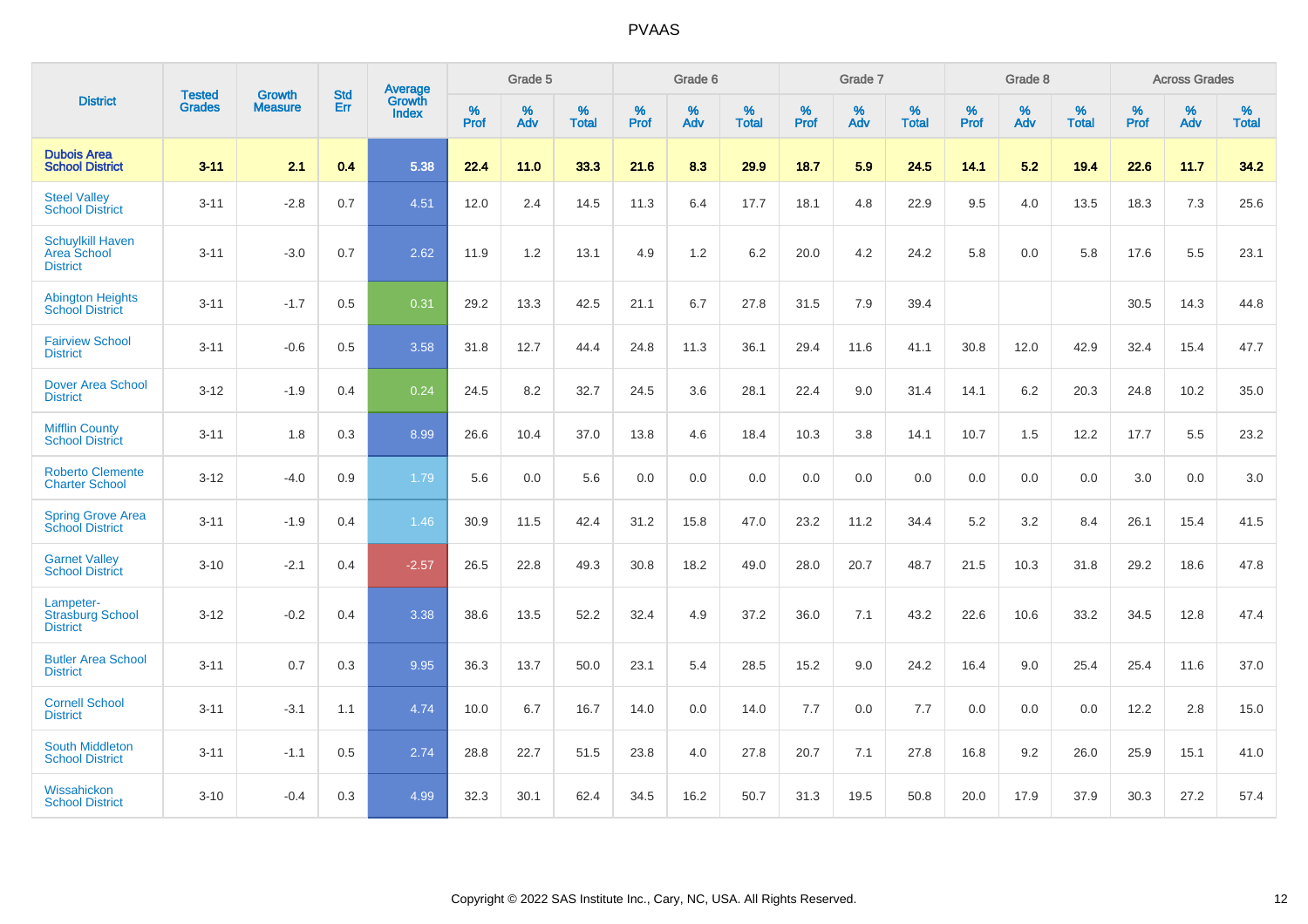| District | Tested Grades | Growth Measure | Std Err | Average Growth Index | Grade 5 | | | Grade 6 | | | Grade 7 | | | Grade 8 | | | Across Grades | | |
|---|---|---|---|---|---|---|---|---|---|---|---|---|---|---|---|---|---|---|---|
| | | | | | % Prof | % Adv | % Total | % Prof | % Adv | % Total | % Prof | % Adv | % Total | % Prof | % Adv | % Total | % Prof | % Adv | % Total |
| **Dubois Area School District** | **3-11** | **2.1** | **0.4** | **5.38** | **22.4** | **11.0** | **33.3** | **21.6** | **8.3** | **29.9** | **18.7** | **5.9** | **24.5** | **14.1** | **5.2** | **19.4** | **22.6** | **11.7** | **34.2** |
| Steel Valley School District | 3-11 | -2.8 | 0.7 | 4.51 | 12.0 | 2.4 | 14.5 | 11.3 | 6.4 | 17.7 | 18.1 | 4.8 | 22.9 | 9.5 | 4.0 | 13.5 | 18.3 | 7.3 | 25.6 |
| Schuylkill Haven Area School District | 3-11 | -3.0 | 0.7 | 2.62 | 11.9 | 1.2 | 13.1 | 4.9 | 1.2 | 6.2 | 20.0 | 4.2 | 24.2 | 5.8 | 0.0 | 5.8 | 17.6 | 5.5 | 23.1 |
| Abington Heights School District | 3-11 | -1.7 | 0.5 | 0.31 | 29.2 | 13.3 | 42.5 | 21.1 | 6.7 | 27.8 | 31.5 | 7.9 | 39.4 | | | | 30.5 | 14.3 | 44.8 |
| Fairview School District | 3-11 | -0.6 | 0.5 | 3.58 | 31.8 | 12.7 | 44.4 | 24.8 | 11.3 | 36.1 | 29.4 | 11.6 | 41.1 | 30.8 | 12.0 | 42.9 | 32.4 | 15.4 | 47.7 |
| Dover Area School District | 3-12 | -1.9 | 0.4 | 0.24 | 24.5 | 8.2 | 32.7 | 24.5 | 3.6 | 28.1 | 22.4 | 9.0 | 31.4 | 14.1 | 6.2 | 20.3 | 24.8 | 10.2 | 35.0 |
| Mifflin County School District | 3-11 | 1.8 | 0.3 | 8.99 | 26.6 | 10.4 | 37.0 | 13.8 | 4.6 | 18.4 | 10.3 | 3.8 | 14.1 | 10.7 | 1.5 | 12.2 | 17.7 | 5.5 | 23.2 |
| Roberto Clemente Charter School | 3-12 | -4.0 | 0.9 | 1.79 | 5.6 | 0.0 | 5.6 | 0.0 | 0.0 | 0.0 | 0.0 | 0.0 | 0.0 | 0.0 | 0.0 | 0.0 | 3.0 | 0.0 | 3.0 |
| Spring Grove Area School District | 3-11 | -1.9 | 0.4 | 1.46 | 30.9 | 11.5 | 42.4 | 31.2 | 15.8 | 47.0 | 23.2 | 11.2 | 34.4 | 5.2 | 3.2 | 8.4 | 26.1 | 15.4 | 41.5 |
| Garnet Valley School District | 3-10 | -2.1 | 0.4 | -2.57 | 26.5 | 22.8 | 49.3 | 30.8 | 18.2 | 49.0 | 28.0 | 20.7 | 48.7 | 21.5 | 10.3 | 31.8 | 29.2 | 18.6 | 47.8 |
| Lampeter-Strasburg School District | 3-12 | -0.2 | 0.4 | 3.38 | 38.6 | 13.5 | 52.2 | 32.4 | 4.9 | 37.2 | 36.0 | 7.1 | 43.2 | 22.6 | 10.6 | 33.2 | 34.5 | 12.8 | 47.4 |
| Butler Area School District | 3-11 | 0.7 | 0.3 | 9.95 | 36.3 | 13.7 | 50.0 | 23.1 | 5.4 | 28.5 | 15.2 | 9.0 | 24.2 | 16.4 | 9.0 | 25.4 | 25.4 | 11.6 | 37.0 |
| Cornell School District | 3-11 | -3.1 | 1.1 | 4.74 | 10.0 | 6.7 | 16.7 | 14.0 | 0.0 | 14.0 | 7.7 | 0.0 | 7.7 | 0.0 | 0.0 | 0.0 | 12.2 | 2.8 | 15.0 |
| South Middleton School District | 3-11 | -1.1 | 0.5 | 2.74 | 28.8 | 22.7 | 51.5 | 23.8 | 4.0 | 27.8 | 20.7 | 7.1 | 27.8 | 16.8 | 9.2 | 26.0 | 25.9 | 15.1 | 41.0 |
| Wissahickon School District | 3-10 | -0.4 | 0.3 | 4.99 | 32.3 | 30.1 | 62.4 | 34.5 | 16.2 | 50.7 | 31.3 | 19.5 | 50.8 | 20.0 | 17.9 | 37.9 | 30.3 | 27.2 | 57.4 |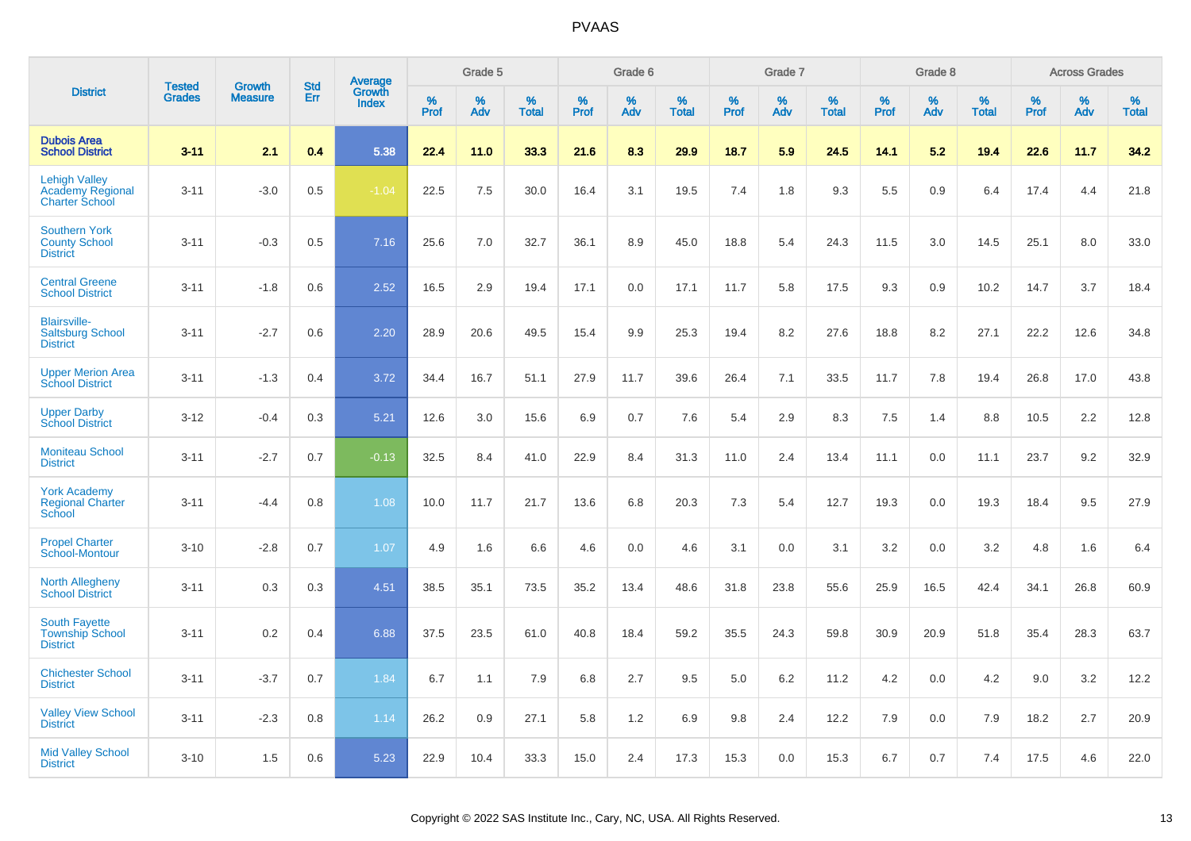# PVAAS

| District | Tested Grades | Growth Measure | Std Err | Average Growth Index | Grade 5 | | | Grade 6 | | | Grade 7 | | | Grade 8 | | | Across Grades | | |
|---|---|---|---|---|---|---|---|---|---|---|---|---|---|---|---|---|---|---|---|
| | | | | | % Prof | % Adv | % Total | % Prof | % Adv | % Total | % Prof | % Adv | % Total | % Prof | % Adv | % Total | % Prof | % Adv | % Total |
| **Dubois Area School District** | **3-11** | **2.1** | **0.4** | **5.38** | **22.4** | **11.0** | **33.3** | **21.6** | **8.3** | **29.9** | **18.7** | **5.9** | **24.5** | **14.1** | **5.2** | **19.4** | **22.6** | **11.7** | **34.2** |
| Lehigh Valley Academy Regional Charter School | 3-11 | -3.0 | 0.5 | -1.04 | 22.5 | 7.5 | 30.0 | 16.4 | 3.1 | 19.5 | 7.4 | 1.8 | 9.3 | 5.5 | 0.9 | 6.4 | 17.4 | 4.4 | 21.8 |
| Southern York County School District | 3-11 | -0.3 | 0.5 | 7.16 | 25.6 | 7.0 | 32.7 | 36.1 | 8.9 | 45.0 | 18.8 | 5.4 | 24.3 | 11.5 | 3.0 | 14.5 | 25.1 | 8.0 | 33.0 |
| Central Greene School District | 3-11 | -1.8 | 0.6 | 2.52 | 16.5 | 2.9 | 19.4 | 17.1 | 0.0 | 17.1 | 11.7 | 5.8 | 17.5 | 9.3 | 0.9 | 10.2 | 14.7 | 3.7 | 18.4 |
| Blairsville-Saltsburg School District | 3-11 | -2.7 | 0.6 | 2.20 | 28.9 | 20.6 | 49.5 | 15.4 | 9.9 | 25.3 | 19.4 | 8.2 | 27.6 | 18.8 | 8.2 | 27.1 | 22.2 | 12.6 | 34.8 |
| Upper Merion Area School District | 3-11 | -1.3 | 0.4 | 3.72 | 34.4 | 16.7 | 51.1 | 27.9 | 11.7 | 39.6 | 26.4 | 7.1 | 33.5 | 11.7 | 7.8 | 19.4 | 26.8 | 17.0 | 43.8 |
| Upper Darby School District | 3-12 | -0.4 | 0.3 | 5.21 | 12.6 | 3.0 | 15.6 | 6.9 | 0.7 | 7.6 | 5.4 | 2.9 | 8.3 | 7.5 | 1.4 | 8.8 | 10.5 | 2.2 | 12.8 |
| Moniteau School District | 3-11 | -2.7 | 0.7 | -0.13 | 32.5 | 8.4 | 41.0 | 22.9 | 8.4 | 31.3 | 11.0 | 2.4 | 13.4 | 11.1 | 0.0 | 11.1 | 23.7 | 9.2 | 32.9 |
| York Academy Regional Charter School | 3-11 | -4.4 | 0.8 | 1.08 | 10.0 | 11.7 | 21.7 | 13.6 | 6.8 | 20.3 | 7.3 | 5.4 | 12.7 | 19.3 | 0.0 | 19.3 | 18.4 | 9.5 | 27.9 |
| Propel Charter School-Montour | 3-10 | -2.8 | 0.7 | 1.07 | 4.9 | 1.6 | 6.6 | 4.6 | 0.0 | 4.6 | 3.1 | 0.0 | 3.1 | 3.2 | 0.0 | 3.2 | 4.8 | 1.6 | 6.4 |
| North Allegheny School District | 3-11 | 0.3 | 0.3 | 4.51 | 38.5 | 35.1 | 73.5 | 35.2 | 13.4 | 48.6 | 31.8 | 23.8 | 55.6 | 25.9 | 16.5 | 42.4 | 34.1 | 26.8 | 60.9 |
| South Fayette Township School District | 3-11 | 0.2 | 0.4 | 6.88 | 37.5 | 23.5 | 61.0 | 40.8 | 18.4 | 59.2 | 35.5 | 24.3 | 59.8 | 30.9 | 20.9 | 51.8 | 35.4 | 28.3 | 63.7 |
| Chichester School District | 3-11 | -3.7 | 0.7 | 1.84 | 6.7 | 1.1 | 7.9 | 6.8 | 2.7 | 9.5 | 5.0 | 6.2 | 11.2 | 4.2 | 0.0 | 4.2 | 9.0 | 3.2 | 12.2 |
| Valley View School District | 3-11 | -2.3 | 0.8 | 1.14 | 26.2 | 0.9 | 27.1 | 5.8 | 1.2 | 6.9 | 9.8 | 2.4 | 12.2 | 7.9 | 0.0 | 7.9 | 18.2 | 2.7 | 20.9 |
| Mid Valley School District | 3-10 | 1.5 | 0.6 | 5.23 | 22.9 | 10.4 | 33.3 | 15.0 | 2.4 | 17.3 | 15.3 | 0.0 | 15.3 | 6.7 | 0.7 | 7.4 | 17.5 | 4.6 | 22.0 |

Copyright © 2022 SAS Institute Inc., Cary, NC, USA. All Rights Reserved.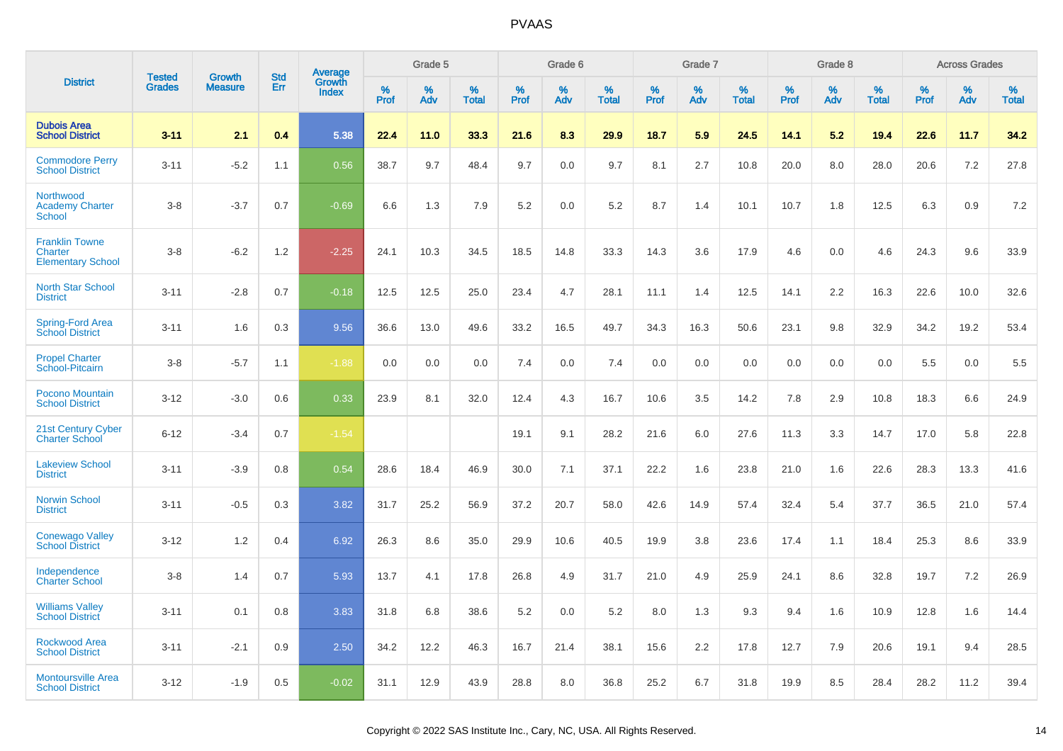# PVAAS

| District | Tested Grades | Growth Measure | Std Err | Average Growth Index | Grade 5 | | | Grade 6 | | | Grade 7 | | | Grade 8 | | | Across Grades | | |
|---|---|---|---|---|---|---|---|---|---|---|---|---|---|---|---|---|---|---|---|
| | | | | | % Prof | % Adv | % Total | % Prof | % Adv | % Total | % Prof | % Adv | % Total | % Prof | % Adv | % Total | % Prof | % Adv | % Total |
| **Dubois Area School District** | **3-11** | **2.1** | **0.4** | **5.38** | **22.4** | **11.0** | **33.3** | **21.6** | **8.3** | **29.9** | **18.7** | **5.9** | **24.5** | **14.1** | **5.2** | **19.4** | **22.6** | **11.7** | **34.2** |
| Commodore Perry School District | 3-11 | -5.2 | 1.1 | 0.56 | 38.7 | 9.7 | 48.4 | 9.7 | 0.0 | 9.7 | 8.1 | 2.7 | 10.8 | 20.0 | 8.0 | 28.0 | 20.6 | 7.2 | 27.8 |
| Northwood Academy Charter School | 3-8 | -3.7 | 0.7 | -0.69 | 6.6 | 1.3 | 7.9 | 5.2 | 0.0 | 5.2 | 8.7 | 1.4 | 10.1 | 10.7 | 1.8 | 12.5 | 6.3 | 0.9 | 7.2 |
| Franklin Towne Charter Elementary School | 3-8 | -6.2 | 1.2 | -2.25 | 24.1 | 10.3 | 34.5 | 18.5 | 14.8 | 33.3 | 14.3 | 3.6 | 17.9 | 4.6 | 0.0 | 4.6 | 24.3 | 9.6 | 33.9 |
| North Star School District | 3-11 | -2.8 | 0.7 | -0.18 | 12.5 | 12.5 | 25.0 | 23.4 | 4.7 | 28.1 | 11.1 | 1.4 | 12.5 | 14.1 | 2.2 | 16.3 | 22.6 | 10.0 | 32.6 |
| Spring-Ford Area School District | 3-11 | 1.6 | 0.3 | 9.56 | 36.6 | 13.0 | 49.6 | 33.2 | 16.5 | 49.7 | 34.3 | 16.3 | 50.6 | 23.1 | 9.8 | 32.9 | 34.2 | 19.2 | 53.4 |
| Propel Charter School-Pitcairn | 3-8 | -5.7 | 1.1 | -1.88 | 0.0 | 0.0 | 0.0 | 7.4 | 0.0 | 7.4 | 0.0 | 0.0 | 0.0 | 0.0 | 0.0 | 0.0 | 5.5 | 0.0 | 5.5 |
| Pocono Mountain School District | 3-12 | -3.0 | 0.6 | 0.33 | 23.9 | 8.1 | 32.0 | 12.4 | 4.3 | 16.7 | 10.6 | 3.5 | 14.2 | 7.8 | 2.9 | 10.8 | 18.3 | 6.6 | 24.9 |
| 21st Century Cyber Charter School | 6-12 | -3.4 | 0.7 | -1.54 | | | | 19.1 | 9.1 | 28.2 | 21.6 | 6.0 | 27.6 | 11.3 | 3.3 | 14.7 | 17.0 | 5.8 | 22.8 |
| Lakeview School District | 3-11 | -3.9 | 0.8 | 0.54 | 28.6 | 18.4 | 46.9 | 30.0 | 7.1 | 37.1 | 22.2 | 1.6 | 23.8 | 21.0 | 1.6 | 22.6 | 28.3 | 13.3 | 41.6 |
| Norwin School District | 3-11 | -0.5 | 0.3 | 3.82 | 31.7 | 25.2 | 56.9 | 37.2 | 20.7 | 58.0 | 42.6 | 14.9 | 57.4 | 32.4 | 5.4 | 37.7 | 36.5 | 21.0 | 57.4 |
| Conewago Valley School District | 3-12 | 1.2 | 0.4 | 6.92 | 26.3 | 8.6 | 35.0 | 29.9 | 10.6 | 40.5 | 19.9 | 3.8 | 23.6 | 17.4 | 1.1 | 18.4 | 25.3 | 8.6 | 33.9 |
| Independence Charter School | 3-8 | 1.4 | 0.7 | 5.93 | 13.7 | 4.1 | 17.8 | 26.8 | 4.9 | 31.7 | 21.0 | 4.9 | 25.9 | 24.1 | 8.6 | 32.8 | 19.7 | 7.2 | 26.9 |
| Williams Valley School District | 3-11 | 0.1 | 0.8 | 3.83 | 31.8 | 6.8 | 38.6 | 5.2 | 0.0 | 5.2 | 8.0 | 1.3 | 9.3 | 9.4 | 1.6 | 10.9 | 12.8 | 1.6 | 14.4 |
| Rockwood Area School District | 3-11 | -2.1 | 0.9 | 2.50 | 34.2 | 12.2 | 46.3 | 16.7 | 21.4 | 38.1 | 15.6 | 2.2 | 17.8 | 12.7 | 7.9 | 20.6 | 19.1 | 9.4 | 28.5 |
| Montoursville Area School District | 3-12 | -1.9 | 0.5 | -0.02 | 31.1 | 12.9 | 43.9 | 28.8 | 8.0 | 36.8 | 25.2 | 6.7 | 31.8 | 19.9 | 8.5 | 28.4 | 28.2 | 11.2 | 39.4 |

Copyright © 2022 SAS Institute Inc., Cary, NC, USA. All Rights Reserved.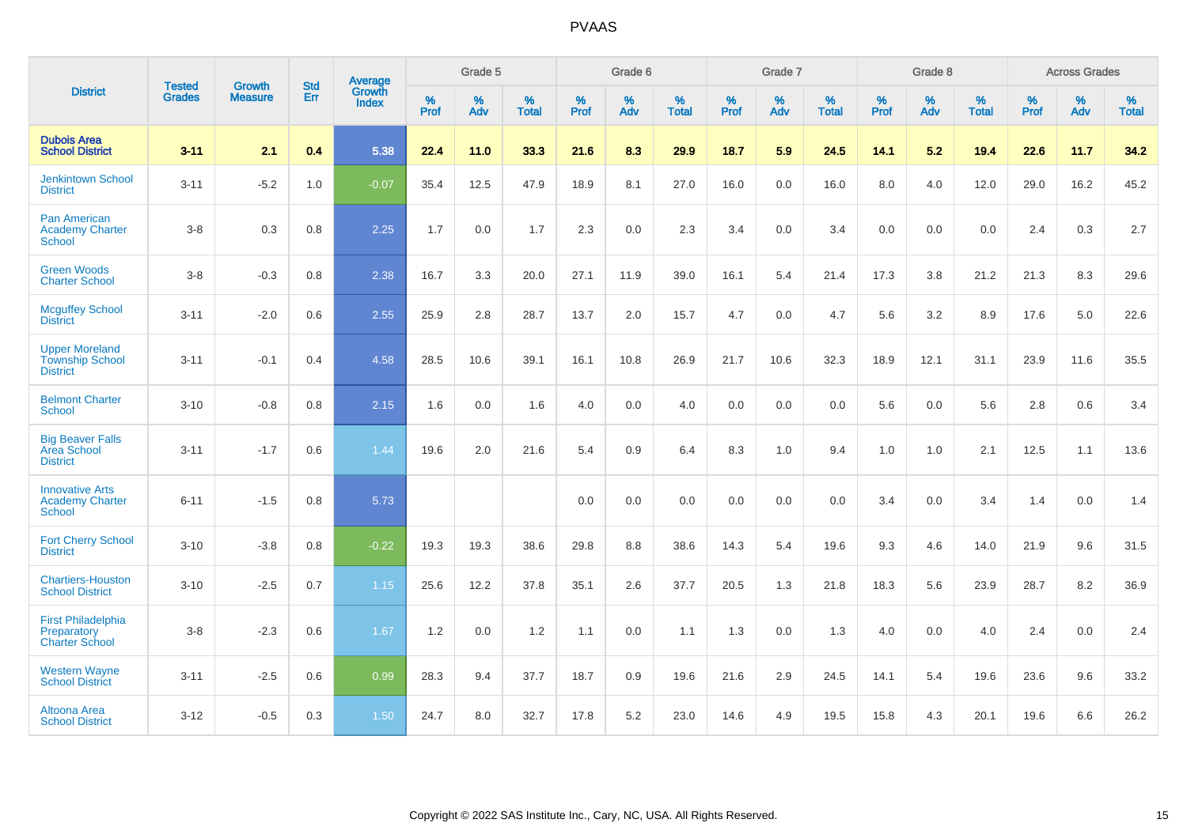| District | Tested Grades | Growth Measure | Std Err | Average Growth Index | Grade 5 | | | Grade 6 | | | Grade 7 | | | Grade 8 | | | Across Grades | | |
|---|---|---|---|---|---|---|---|---|---|---|---|---|---|---|---|---|---|---|---|
| | | | | | % Prof | % Adv | % Total | % Prof | % Adv | % Total | % Prof | % Adv | % Total | % Prof | % Adv | % Total | % Prof | % Adv | % Total |
| **Dubois Area School District** | **3-11** | **2.1** | **0.4** | **5.38** | **22.4** | **11.0** | **33.3** | **21.6** | **8.3** | **29.9** | **18.7** | **5.9** | **24.5** | **14.1** | **5.2** | **19.4** | **22.6** | **11.7** | **34.2** |
| Jenkintown School District | 3-11 | -5.2 | 1.0 | -0.07 | 35.4 | 12.5 | 47.9 | 18.9 | 8.1 | 27.0 | 16.0 | 0.0 | 16.0 | 8.0 | 4.0 | 12.0 | 29.0 | 16.2 | 45.2 |
| Pan American Academy Charter School | 3-8 | 0.3 | 0.8 | 2.25 | 1.7 | 0.0 | 1.7 | 2.3 | 0.0 | 2.3 | 3.4 | 0.0 | 3.4 | 0.0 | 0.0 | 0.0 | 2.4 | 0.3 | 2.7 |
| Green Woods Charter School | 3-8 | -0.3 | 0.8 | 2.38 | 16.7 | 3.3 | 20.0 | 27.1 | 11.9 | 39.0 | 16.1 | 5.4 | 21.4 | 17.3 | 3.8 | 21.2 | 21.3 | 8.3 | 29.6 |
| Mcguffey School District | 3-11 | -2.0 | 0.6 | 2.55 | 25.9 | 2.8 | 28.7 | 13.7 | 2.0 | 15.7 | 4.7 | 0.0 | 4.7 | 5.6 | 3.2 | 8.9 | 17.6 | 5.0 | 22.6 |
| Upper Moreland Township School District | 3-11 | -0.1 | 0.4 | 4.58 | 28.5 | 10.6 | 39.1 | 16.1 | 10.8 | 26.9 | 21.7 | 10.6 | 32.3 | 18.9 | 12.1 | 31.1 | 23.9 | 11.6 | 35.5 |
| Belmont Charter School | 3-10 | -0.8 | 0.8 | 2.15 | 1.6 | 0.0 | 1.6 | 4.0 | 0.0 | 4.0 | 0.0 | 0.0 | 0.0 | 5.6 | 0.0 | 5.6 | 2.8 | 0.6 | 3.4 |
| Big Beaver Falls Area School District | 3-11 | -1.7 | 0.6 | 1.44 | 19.6 | 2.0 | 21.6 | 5.4 | 0.9 | 6.4 | 8.3 | 1.0 | 9.4 | 1.0 | 1.0 | 2.1 | 12.5 | 1.1 | 13.6 |
| Innovative Arts Academy Charter School | 6-11 | -1.5 | 0.8 | 5.73 | | | | 0.0 | 0.0 | 0.0 | 0.0 | 0.0 | 0.0 | 3.4 | 0.0 | 3.4 | 1.4 | 0.0 | 1.4 |
| Fort Cherry School District | 3-10 | -3.8 | 0.8 | -0.22 | 19.3 | 19.3 | 38.6 | 29.8 | 8.8 | 38.6 | 14.3 | 5.4 | 19.6 | 9.3 | 4.6 | 14.0 | 21.9 | 9.6 | 31.5 |
| Chartiers-Houston School District | 3-10 | -2.5 | 0.7 | 1.15 | 25.6 | 12.2 | 37.8 | 35.1 | 2.6 | 37.7 | 20.5 | 1.3 | 21.8 | 18.3 | 5.6 | 23.9 | 28.7 | 8.2 | 36.9 |
| First Philadelphia Preparatory Charter School | 3-8 | -2.3 | 0.6 | 1.67 | 1.2 | 0.0 | 1.2 | 1.1 | 0.0 | 1.1 | 1.3 | 0.0 | 1.3 | 4.0 | 0.0 | 4.0 | 2.4 | 0.0 | 2.4 |
| Western Wayne School District | 3-11 | -2.5 | 0.6 | 0.99 | 28.3 | 9.4 | 37.7 | 18.7 | 0.9 | 19.6 | 21.6 | 2.9 | 24.5 | 14.1 | 5.4 | 19.6 | 23.6 | 9.6 | 33.2 |
| Altoona Area School District | 3-12 | -0.5 | 0.3 | 1.50 | 24.7 | 8.0 | 32.7 | 17.8 | 5.2 | 23.0 | 14.6 | 4.9 | 19.5 | 15.8 | 4.3 | 20.1 | 19.6 | 6.6 | 26.2 |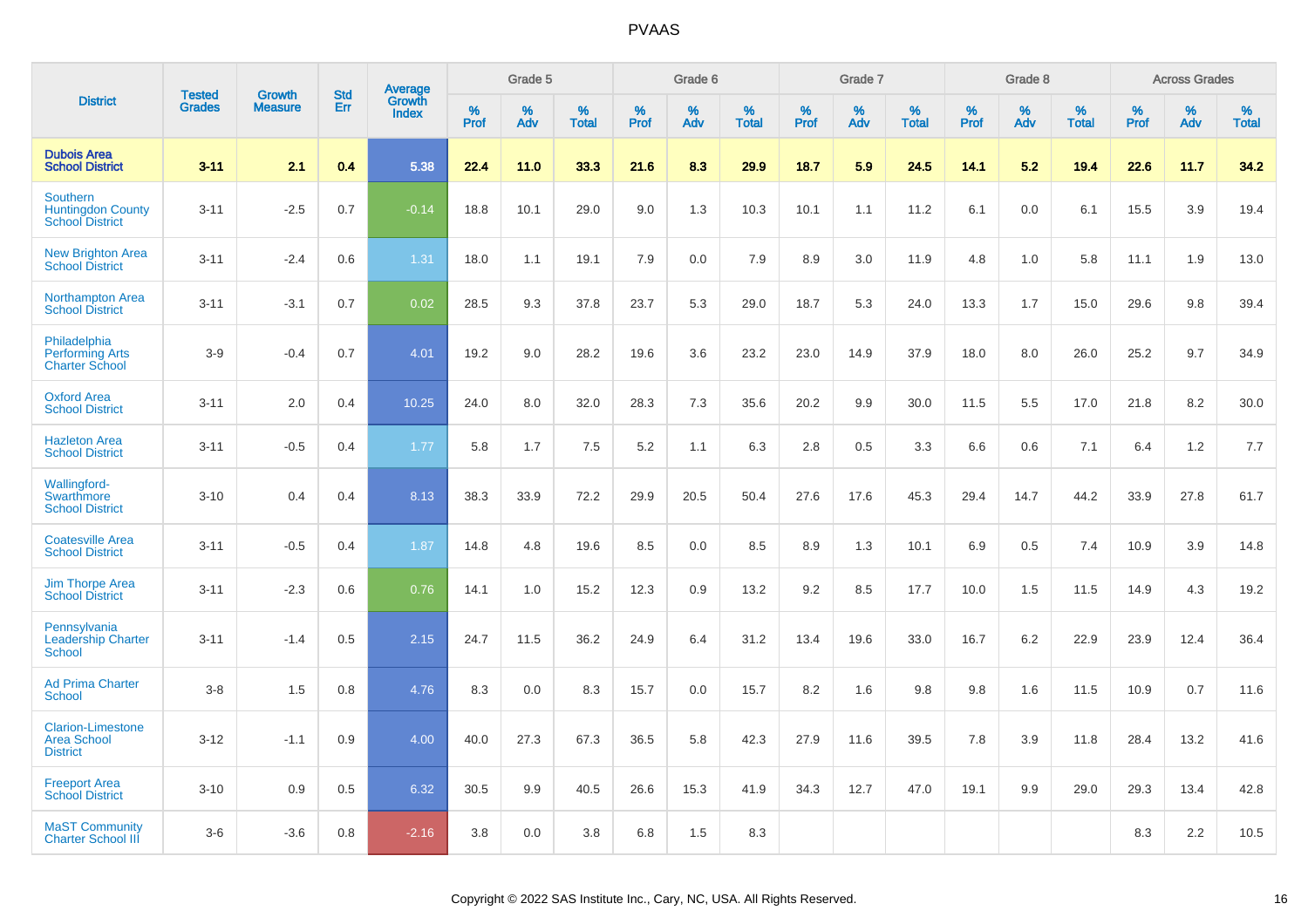# PVAAS

| District | Tested Grades | Growth Measure | Std Err | Average Growth Index | Grade 5 | | | Grade 6 | | | Grade 7 | | | Grade 8 | | | Across Grades | | |
|---|---|---|---|---|---|---|---|---|---|---|---|---|---|---|---|---|---|---|---|
| | | | | | % Prof | % Adv | % Total | % Prof | % Adv | % Total | % Prof | % Adv | % Total | % Prof | % Adv | % Total | % Prof | % Adv | % Total |
| **Dubois Area School District** | **3-11** | **2.1** | **0.4** | **5.38** | **22.4** | **11.0** | **33.3** | **21.6** | **8.3** | **29.9** | **18.7** | **5.9** | **24.5** | **14.1** | **5.2** | **19.4** | **22.6** | **11.7** | **34.2** |
| Southern Huntingdon County School District | 3-11 | -2.5 | 0.7 | -0.14 | 18.8 | 10.1 | 29.0 | 9.0 | 1.3 | 10.3 | 10.1 | 1.1 | 11.2 | 6.1 | 0.0 | 6.1 | 15.5 | 3.9 | 19.4 |
| New Brighton Area School District | 3-11 | -2.4 | 0.6 | 1.31 | 18.0 | 1.1 | 19.1 | 7.9 | 0.0 | 7.9 | 8.9 | 3.0 | 11.9 | 4.8 | 1.0 | 5.8 | 11.1 | 1.9 | 13.0 |
| Northampton Area School District | 3-11 | -3.1 | 0.7 | 0.02 | 28.5 | 9.3 | 37.8 | 23.7 | 5.3 | 29.0 | 18.7 | 5.3 | 24.0 | 13.3 | 1.7 | 15.0 | 29.6 | 9.8 | 39.4 |
| Philadelphia Performing Arts Charter School | 3-9 | -0.4 | 0.7 | 4.01 | 19.2 | 9.0 | 28.2 | 19.6 | 3.6 | 23.2 | 23.0 | 14.9 | 37.9 | 18.0 | 8.0 | 26.0 | 25.2 | 9.7 | 34.9 |
| Oxford Area School District | 3-11 | 2.0 | 0.4 | 10.25 | 24.0 | 8.0 | 32.0 | 28.3 | 7.3 | 35.6 | 20.2 | 9.9 | 30.0 | 11.5 | 5.5 | 17.0 | 21.8 | 8.2 | 30.0 |
| Hazleton Area School District | 3-11 | -0.5 | 0.4 | 1.77 | 5.8 | 1.7 | 7.5 | 5.2 | 1.1 | 6.3 | 2.8 | 0.5 | 3.3 | 6.6 | 0.6 | 7.1 | 6.4 | 1.2 | 7.7 |
| Wallingford-Swarthmore School District | 3-10 | 0.4 | 0.4 | 8.13 | 38.3 | 33.9 | 72.2 | 29.9 | 20.5 | 50.4 | 27.6 | 17.6 | 45.3 | 29.4 | 14.7 | 44.2 | 33.9 | 27.8 | 61.7 |
| Coatesville Area School District | 3-11 | -0.5 | 0.4 | 1.87 | 14.8 | 4.8 | 19.6 | 8.5 | 0.0 | 8.5 | 8.9 | 1.3 | 10.1 | 6.9 | 0.5 | 7.4 | 10.9 | 3.9 | 14.8 |
| Jim Thorpe Area School District | 3-11 | -2.3 | 0.6 | 0.76 | 14.1 | 1.0 | 15.2 | 12.3 | 0.9 | 13.2 | 9.2 | 8.5 | 17.7 | 10.0 | 1.5 | 11.5 | 14.9 | 4.3 | 19.2 |
| Pennsylvania Leadership Charter School | 3-11 | -1.4 | 0.5 | 2.15 | 24.7 | 11.5 | 36.2 | 24.9 | 6.4 | 31.2 | 13.4 | 19.6 | 33.0 | 16.7 | 6.2 | 22.9 | 23.9 | 12.4 | 36.4 |
| Ad Prima Charter School | 3-8 | 1.5 | 0.8 | 4.76 | 8.3 | 0.0 | 8.3 | 15.7 | 0.0 | 15.7 | 8.2 | 1.6 | 9.8 | 9.8 | 1.6 | 11.5 | 10.9 | 0.7 | 11.6 |
| Clarion-Limestone Area School District | 3-12 | -1.1 | 0.9 | 4.00 | 40.0 | 27.3 | 67.3 | 36.5 | 5.8 | 42.3 | 27.9 | 11.6 | 39.5 | 7.8 | 3.9 | 11.8 | 28.4 | 13.2 | 41.6 |
| Freeport Area School District | 3-10 | 0.9 | 0.5 | 6.32 | 30.5 | 9.9 | 40.5 | 26.6 | 15.3 | 41.9 | 34.3 | 12.7 | 47.0 | 19.1 | 9.9 | 29.0 | 29.3 | 13.4 | 42.8 |
| MaST Community Charter School III | 3-6 | -3.6 | 0.8 | -2.16 | 3.8 | 0.0 | 3.8 | 6.8 | 1.5 | 8.3 | | | | | | | 8.3 | 2.2 | 10.5 |

Copyright © 2022 SAS Institute Inc., Cary, NC, USA. All Rights Reserved.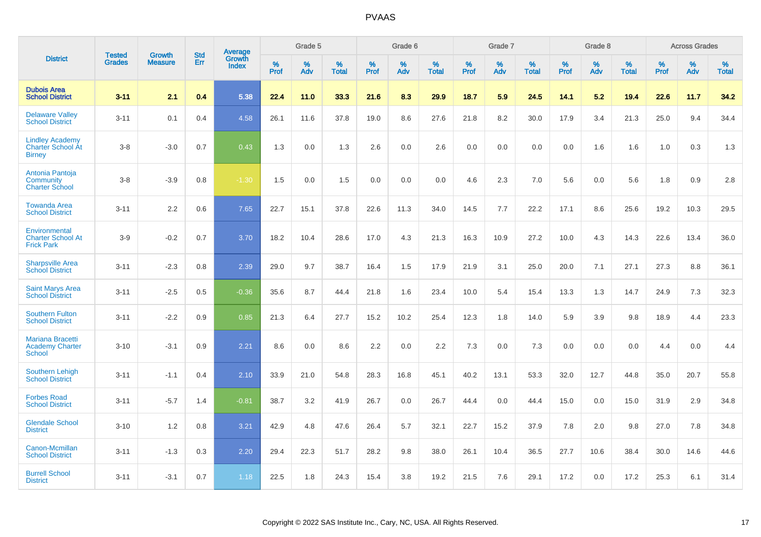| District | Tested Grades | Growth Measure | Std Err | Average Growth Index | Grade 5 | | | Grade 6 | | | Grade 7 | | | Grade 8 | | | Across Grades | | |
|---|---|---|---|---|---|---|---|---|---|---|---|---|---|---|---|---|---|---|---|
| | | | | | % Prof | % Adv | % Total | % Prof | % Adv | % Total | % Prof | % Adv | % Total | % Prof | % Adv | % Total | % Prof | % Adv | % Total |
| **Dubois Area School District** | **3-11** | **2.1** | **0.4** | **5.38** | **22.4** | **11.0** | **33.3** | **21.6** | **8.3** | **29.9** | **18.7** | **5.9** | **24.5** | **14.1** | **5.2** | **19.4** | **22.6** | **11.7** | **34.2** |
| Delaware Valley School District | 3-11 | 0.1 | 0.4 | 4.58 | 26.1 | 11.6 | 37.8 | 19.0 | 8.6 | 27.6 | 21.8 | 8.2 | 30.0 | 17.9 | 3.4 | 21.3 | 25.0 | 9.4 | 34.4 |
| Lindley Academy Charter School At Birney | 3-8 | -3.0 | 0.7 | 0.43 | 1.3 | 0.0 | 1.3 | 2.6 | 0.0 | 2.6 | 0.0 | 0.0 | 0.0 | 0.0 | 1.6 | 1.6 | 1.0 | 0.3 | 1.3 |
| Antonia Pantoja Community Charter School | 3-8 | -3.9 | 0.8 | -1.30 | 1.5 | 0.0 | 1.5 | 0.0 | 0.0 | 0.0 | 4.6 | 2.3 | 7.0 | 5.6 | 0.0 | 5.6 | 1.8 | 0.9 | 2.8 |
| Towanda Area School District | 3-11 | 2.2 | 0.6 | 7.65 | 22.7 | 15.1 | 37.8 | 22.6 | 11.3 | 34.0 | 14.5 | 7.7 | 22.2 | 17.1 | 8.6 | 25.6 | 19.2 | 10.3 | 29.5 |
| Environmental Charter School At Frick Park | 3-9 | -0.2 | 0.7 | 3.70 | 18.2 | 10.4 | 28.6 | 17.0 | 4.3 | 21.3 | 16.3 | 10.9 | 27.2 | 10.0 | 4.3 | 14.3 | 22.6 | 13.4 | 36.0 |
| Sharpsville Area School District | 3-11 | -2.3 | 0.8 | 2.39 | 29.0 | 9.7 | 38.7 | 16.4 | 1.5 | 17.9 | 21.9 | 3.1 | 25.0 | 20.0 | 7.1 | 27.1 | 27.3 | 8.8 | 36.1 |
| Saint Marys Area School District | 3-11 | -2.5 | 0.5 | -0.36 | 35.6 | 8.7 | 44.4 | 21.8 | 1.6 | 23.4 | 10.0 | 5.4 | 15.4 | 13.3 | 1.3 | 14.7 | 24.9 | 7.3 | 32.3 |
| Southern Fulton School District | 3-11 | -2.2 | 0.9 | 0.85 | 21.3 | 6.4 | 27.7 | 15.2 | 10.2 | 25.4 | 12.3 | 1.8 | 14.0 | 5.9 | 3.9 | 9.8 | 18.9 | 4.4 | 23.3 |
| Mariana Bracetti Academy Charter School | 3-10 | -3.1 | 0.9 | 2.21 | 8.6 | 0.0 | 8.6 | 2.2 | 0.0 | 2.2 | 7.3 | 0.0 | 7.3 | 0.0 | 0.0 | 0.0 | 4.4 | 0.0 | 4.4 |
| Southern Lehigh School District | 3-11 | -1.1 | 0.4 | 2.10 | 33.9 | 21.0 | 54.8 | 28.3 | 16.8 | 45.1 | 40.2 | 13.1 | 53.3 | 32.0 | 12.7 | 44.8 | 35.0 | 20.7 | 55.8 |
| Forbes Road School District | 3-11 | -5.7 | 1.4 | -0.81 | 38.7 | 3.2 | 41.9 | 26.7 | 0.0 | 26.7 | 44.4 | 0.0 | 44.4 | 15.0 | 0.0 | 15.0 | 31.9 | 2.9 | 34.8 |
| Glendale School District | 3-10 | 1.2 | 0.8 | 3.21 | 42.9 | 4.8 | 47.6 | 26.4 | 5.7 | 32.1 | 22.7 | 15.2 | 37.9 | 7.8 | 2.0 | 9.8 | 27.0 | 7.8 | 34.8 |
| Canon-Mcmillan School District | 3-11 | -1.3 | 0.3 | 2.20 | 29.4 | 22.3 | 51.7 | 28.2 | 9.8 | 38.0 | 26.1 | 10.4 | 36.5 | 27.7 | 10.6 | 38.4 | 30.0 | 14.6 | 44.6 |
| Burrell School District | 3-11 | -3.1 | 0.7 | 1.18 | 22.5 | 1.8 | 24.3 | 15.4 | 3.8 | 19.2 | 21.5 | 7.6 | 29.1 | 17.2 | 0.0 | 17.2 | 25.3 | 6.1 | 31.4 |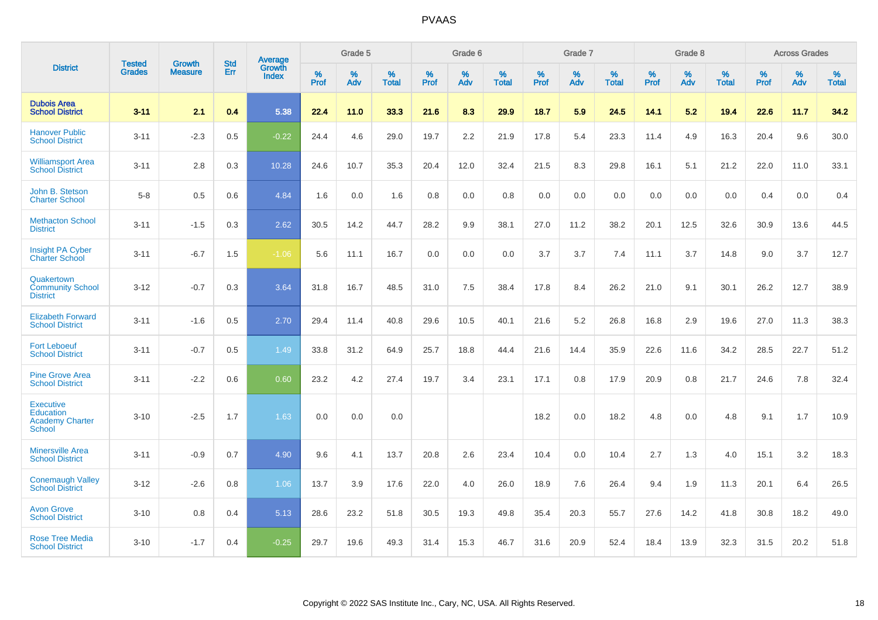# PVAAS

| District | Tested Grades | Growth Measure | Std Err | Average Growth Index | Grade 5 | | | Grade 6 | | | Grade 7 | | | Grade 8 | | | Across Grades | | |
|---|---|---|---|---|---|---|---|---|---|---|---|---|---|---|---|---|---|---|---|
| | | | | | % Prof | % Adv | % Total | % Prof | % Adv | % Total | % Prof | % Adv | % Total | % Prof | % Adv | % Total | % Prof | % Adv | % Total |
| **Dubois Area School District** | **3-11** | **2.1** | **0.4** | **5.38** | **22.4** | **11.0** | **33.3** | **21.6** | **8.3** | **29.9** | **18.7** | **5.9** | **24.5** | **14.1** | **5.2** | **19.4** | **22.6** | **11.7** | **34.2** |
| Hanover Public School District | 3-11 | -2.3 | 0.5 | -0.22 | 24.4 | 4.6 | 29.0 | 19.7 | 2.2 | 21.9 | 17.8 | 5.4 | 23.3 | 11.4 | 4.9 | 16.3 | 20.4 | 9.6 | 30.0 |
| Williamsport Area School District | 3-11 | 2.8 | 0.3 | 10.28 | 24.6 | 10.7 | 35.3 | 20.4 | 12.0 | 32.4 | 21.5 | 8.3 | 29.8 | 16.1 | 5.1 | 21.2 | 22.0 | 11.0 | 33.1 |
| John B. Stetson Charter School | 5-8 | 0.5 | 0.6 | 4.84 | 1.6 | 0.0 | 1.6 | 0.8 | 0.0 | 0.8 | 0.0 | 0.0 | 0.0 | 0.0 | 0.0 | 0.0 | 0.4 | 0.0 | 0.4 |
| Methacton School District | 3-11 | -1.5 | 0.3 | 2.62 | 30.5 | 14.2 | 44.7 | 28.2 | 9.9 | 38.1 | 27.0 | 11.2 | 38.2 | 20.1 | 12.5 | 32.6 | 30.9 | 13.6 | 44.5 |
| Insight PA Cyber Charter School | 3-11 | -6.7 | 1.5 | -1.06 | 5.6 | 11.1 | 16.7 | 0.0 | 0.0 | 0.0 | 3.7 | 3.7 | 7.4 | 11.1 | 3.7 | 14.8 | 9.0 | 3.7 | 12.7 |
| Quakertown Community School District | 3-12 | -0.7 | 0.3 | 3.64 | 31.8 | 16.7 | 48.5 | 31.0 | 7.5 | 38.4 | 17.8 | 8.4 | 26.2 | 21.0 | 9.1 | 30.1 | 26.2 | 12.7 | 38.9 |
| Elizabeth Forward School District | 3-11 | -1.6 | 0.5 | 2.70 | 29.4 | 11.4 | 40.8 | 29.6 | 10.5 | 40.1 | 21.6 | 5.2 | 26.8 | 16.8 | 2.9 | 19.6 | 27.0 | 11.3 | 38.3 |
| Fort Leboeuf School District | 3-11 | -0.7 | 0.5 | 1.49 | 33.8 | 31.2 | 64.9 | 25.7 | 18.8 | 44.4 | 21.6 | 14.4 | 35.9 | 22.6 | 11.6 | 34.2 | 28.5 | 22.7 | 51.2 |
| Pine Grove Area School District | 3-11 | -2.2 | 0.6 | 0.60 | 23.2 | 4.2 | 27.4 | 19.7 | 3.4 | 23.1 | 17.1 | 0.8 | 17.9 | 20.9 | 0.8 | 21.7 | 24.6 | 7.8 | 32.4 |
| Executive Education Academy Charter School | 3-10 | -2.5 | 1.7 | 1.63 | 0.0 | 0.0 | 0.0 | | | | 18.2 | 0.0 | 18.2 | 4.8 | 0.0 | 4.8 | 9.1 | 1.7 | 10.9 |
| Minersville Area School District | 3-11 | -0.9 | 0.7 | 4.90 | 9.6 | 4.1 | 13.7 | 20.8 | 2.6 | 23.4 | 10.4 | 0.0 | 10.4 | 2.7 | 1.3 | 4.0 | 15.1 | 3.2 | 18.3 |
| Conemaugh Valley School District | 3-12 | -2.6 | 0.8 | 1.06 | 13.7 | 3.9 | 17.6 | 22.0 | 4.0 | 26.0 | 18.9 | 7.6 | 26.4 | 9.4 | 1.9 | 11.3 | 20.1 | 6.4 | 26.5 |
| Avon Grove School District | 3-10 | 0.8 | 0.4 | 5.13 | 28.6 | 23.2 | 51.8 | 30.5 | 19.3 | 49.8 | 35.4 | 20.3 | 55.7 | 27.6 | 14.2 | 41.8 | 30.8 | 18.2 | 49.0 |
| Rose Tree Media School District | 3-10 | -1.7 | 0.4 | -0.25 | 29.7 | 19.6 | 49.3 | 31.4 | 15.3 | 46.7 | 31.6 | 20.9 | 52.4 | 18.4 | 13.9 | 32.3 | 31.5 | 20.2 | 51.8 |

Copyright © 2022 SAS Institute Inc., Cary, NC, USA. All Rights Reserved.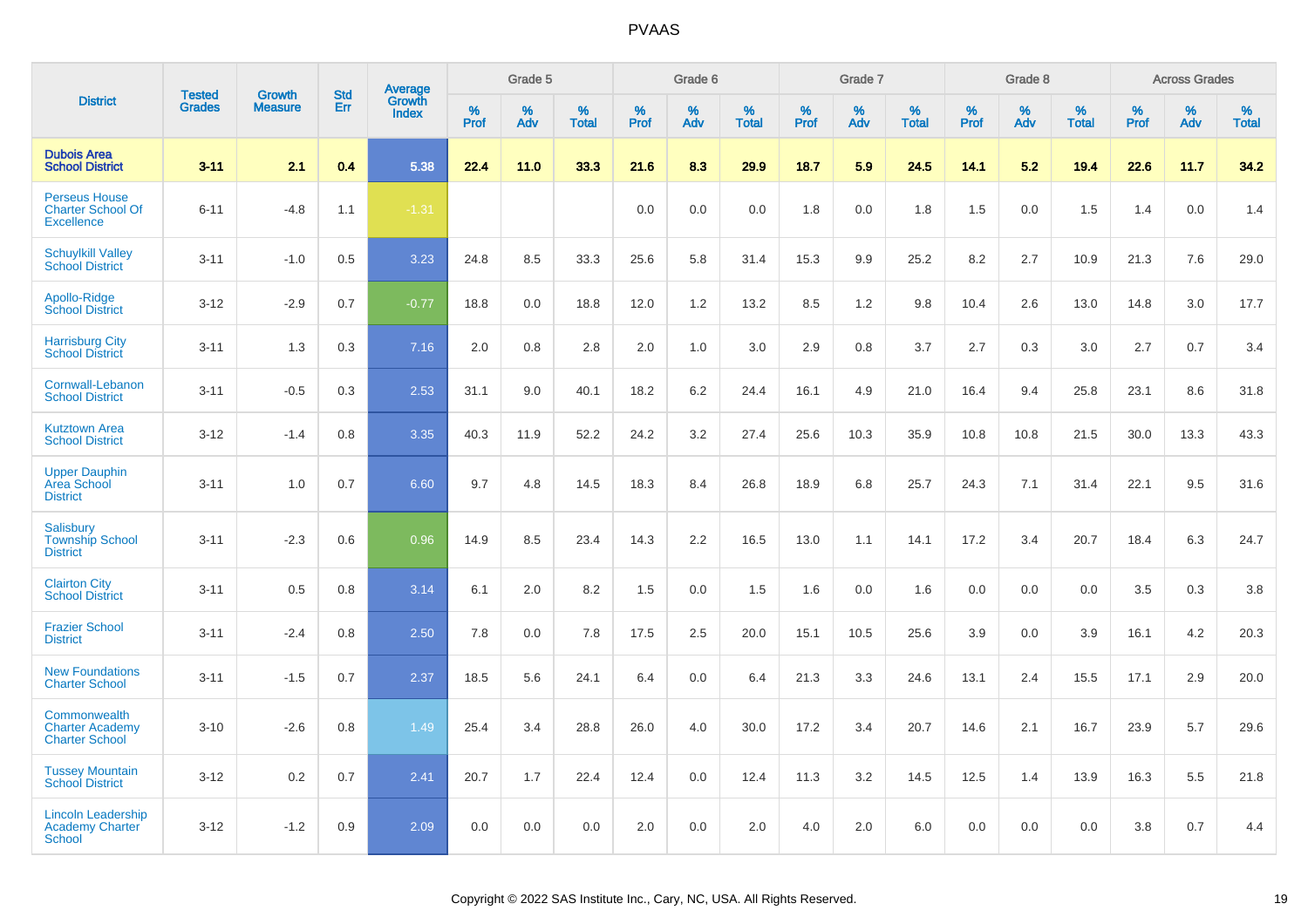| District | Tested Grades | Growth Measure | Std Err | Average Growth Index | Grade 5 | | | Grade 6 | | | Grade 7 | | | Grade 8 | | | Across Grades | | |
|---|---|---|---|---|---|---|---|---|---|---|---|---|---|---|---|---|---|---|---|
| | | | | | % Prof | % Adv | % Total | % Prof | % Adv | % Total | % Prof | % Adv | % Total | % Prof | % Adv | % Total | % Prof | % Adv | % Total |
| **Dubois Area School District** | **3-11** | **2.1** | **0.4** | **5.38** | **22.4** | **11.0** | **33.3** | **21.6** | **8.3** | **29.9** | **18.7** | **5.9** | **24.5** | **14.1** | **5.2** | **19.4** | **22.6** | **11.7** | **34.2** |
| Perseus House Charter School Of Excellence | 6-11 | -4.8 | 1.1 | -1.31 | | | | 0.0 | 0.0 | 0.0 | 1.8 | 0.0 | 1.8 | 1.5 | 0.0 | 1.5 | 1.4 | 0.0 | 1.4 |
| Schuylkill Valley School District | 3-11 | -1.0 | 0.5 | 3.23 | 24.8 | 8.5 | 33.3 | 25.6 | 5.8 | 31.4 | 15.3 | 9.9 | 25.2 | 8.2 | 2.7 | 10.9 | 21.3 | 7.6 | 29.0 |
| Apollo-Ridge School District | 3-12 | -2.9 | 0.7 | -0.77 | 18.8 | 0.0 | 18.8 | 12.0 | 1.2 | 13.2 | 8.5 | 1.2 | 9.8 | 10.4 | 2.6 | 13.0 | 14.8 | 3.0 | 17.7 |
| Harrisburg City School District | 3-11 | 1.3 | 0.3 | 7.16 | 2.0 | 0.8 | 2.8 | 2.0 | 1.0 | 3.0 | 2.9 | 0.8 | 3.7 | 2.7 | 0.3 | 3.0 | 2.7 | 0.7 | 3.4 |
| Cornwall-Lebanon School District | 3-11 | -0.5 | 0.3 | 2.53 | 31.1 | 9.0 | 40.1 | 18.2 | 6.2 | 24.4 | 16.1 | 4.9 | 21.0 | 16.4 | 9.4 | 25.8 | 23.1 | 8.6 | 31.8 |
| Kutztown Area School District | 3-12 | -1.4 | 0.8 | 3.35 | 40.3 | 11.9 | 52.2 | 24.2 | 3.2 | 27.4 | 25.6 | 10.3 | 35.9 | 10.8 | 10.8 | 21.5 | 30.0 | 13.3 | 43.3 |
| Upper Dauphin Area School District | 3-11 | 1.0 | 0.7 | 6.60 | 9.7 | 4.8 | 14.5 | 18.3 | 8.4 | 26.8 | 18.9 | 6.8 | 25.7 | 24.3 | 7.1 | 31.4 | 22.1 | 9.5 | 31.6 |
| Salisbury Township School District | 3-11 | -2.3 | 0.6 | 0.96 | 14.9 | 8.5 | 23.4 | 14.3 | 2.2 | 16.5 | 13.0 | 1.1 | 14.1 | 17.2 | 3.4 | 20.7 | 18.4 | 6.3 | 24.7 |
| Clairton City School District | 3-11 | 0.5 | 0.8 | 3.14 | 6.1 | 2.0 | 8.2 | 1.5 | 0.0 | 1.5 | 1.6 | 0.0 | 1.6 | 0.0 | 0.0 | 0.0 | 3.5 | 0.3 | 3.8 |
| Frazier School District | 3-11 | -2.4 | 0.8 | 2.50 | 7.8 | 0.0 | 7.8 | 17.5 | 2.5 | 20.0 | 15.1 | 10.5 | 25.6 | 3.9 | 0.0 | 3.9 | 16.1 | 4.2 | 20.3 |
| New Foundations Charter School | 3-11 | -1.5 | 0.7 | 2.37 | 18.5 | 5.6 | 24.1 | 6.4 | 0.0 | 6.4 | 21.3 | 3.3 | 24.6 | 13.1 | 2.4 | 15.5 | 17.1 | 2.9 | 20.0 |
| Commonwealth Charter Academy Charter School | 3-10 | -2.6 | 0.8 | 1.49 | 25.4 | 3.4 | 28.8 | 26.0 | 4.0 | 30.0 | 17.2 | 3.4 | 20.7 | 14.6 | 2.1 | 16.7 | 23.9 | 5.7 | 29.6 |
| Tussey Mountain School District | 3-12 | 0.2 | 0.7 | 2.41 | 20.7 | 1.7 | 22.4 | 12.4 | 0.0 | 12.4 | 11.3 | 3.2 | 14.5 | 12.5 | 1.4 | 13.9 | 16.3 | 5.5 | 21.8 |
| Lincoln Leadership Academy Charter School | 3-12 | -1.2 | 0.9 | 2.09 | 0.0 | 0.0 | 0.0 | 2.0 | 0.0 | 2.0 | 4.0 | 2.0 | 6.0 | 0.0 | 0.0 | 0.0 | 3.8 | 0.7 | 4.4 |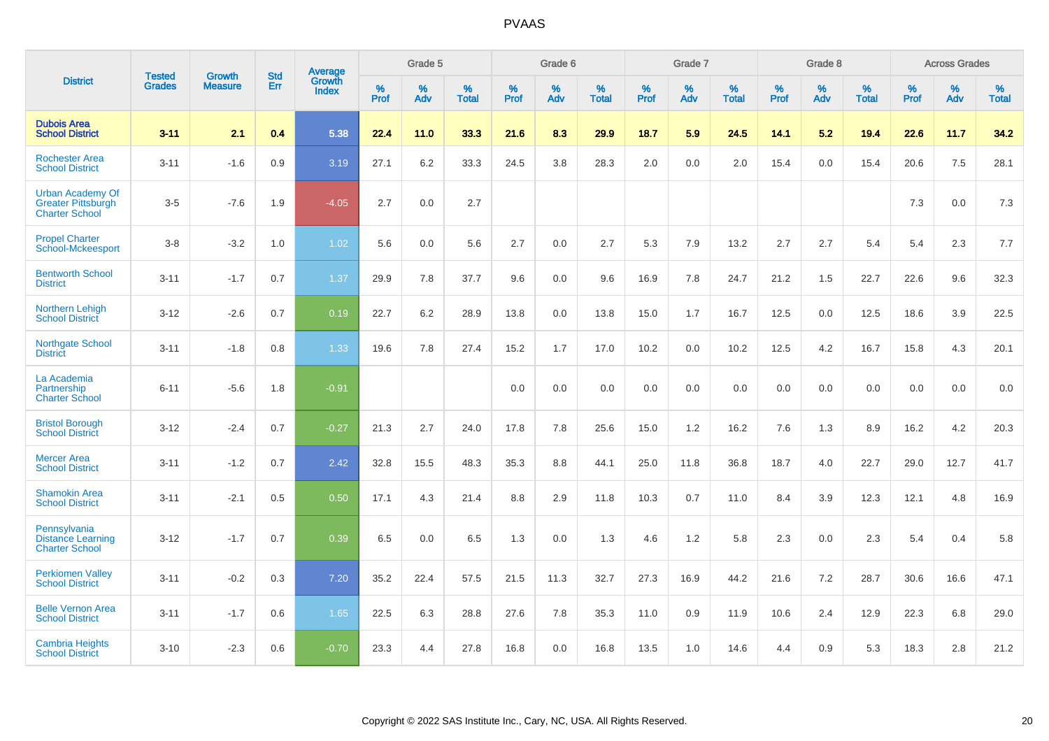# PVAAS

| District | Tested Grades | Growth Measure | Std Err | Average Growth Index | Grade 5 | | | Grade 6 | | | Grade 7 | | | Grade 8 | | | Across Grades | | |
|---|---|---|---|---|---|---|---|---|---|---|---|---|---|---|---|---|---|---|---|
| | | | | | % Prof | % Adv | % Total | % Prof | % Adv | % Total | % Prof | % Adv | % Total | % Prof | % Adv | % Total | % Prof | % Adv | % Total |
| **Dubois Area School District** | **3-11** | **2.1** | **0.4** | **5.38** | **22.4** | **11.0** | **33.3** | **21.6** | **8.3** | **29.9** | **18.7** | **5.9** | **24.5** | **14.1** | **5.2** | **19.4** | **22.6** | **11.7** | **34.2** |
| Rochester Area School District | 3-11 | -1.6 | 0.9 | 3.19 | 27.1 | 6.2 | 33.3 | 24.5 | 3.8 | 28.3 | 2.0 | 0.0 | 2.0 | 15.4 | 0.0 | 15.4 | 20.6 | 7.5 | 28.1 |
| Urban Academy Of Greater Pittsburgh Charter School | 3-5 | -7.6 | 1.9 | -4.05 | 2.7 | 0.0 | 2.7 | | | | | | | | | | 7.3 | 0.0 | 7.3 |
| Propel Charter School-Mckeesport | 3-8 | -3.2 | 1.0 | 1.02 | 5.6 | 0.0 | 5.6 | 2.7 | 0.0 | 2.7 | 5.3 | 7.9 | 13.2 | 2.7 | 2.7 | 5.4 | 5.4 | 2.3 | 7.7 |
| Bentworth School District | 3-11 | -1.7 | 0.7 | 1.37 | 29.9 | 7.8 | 37.7 | 9.6 | 0.0 | 9.6 | 16.9 | 7.8 | 24.7 | 21.2 | 1.5 | 22.7 | 22.6 | 9.6 | 32.3 |
| Northern Lehigh School District | 3-12 | -2.6 | 0.7 | 0.19 | 22.7 | 6.2 | 28.9 | 13.8 | 0.0 | 13.8 | 15.0 | 1.7 | 16.7 | 12.5 | 0.0 | 12.5 | 18.6 | 3.9 | 22.5 |
| Northgate School District | 3-11 | -1.8 | 0.8 | 1.33 | 19.6 | 7.8 | 27.4 | 15.2 | 1.7 | 17.0 | 10.2 | 0.0 | 10.2 | 12.5 | 4.2 | 16.7 | 15.8 | 4.3 | 20.1 |
| La Academia Partnership Charter School | 6-11 | -5.6 | 1.8 | -0.91 | | | | 0.0 | 0.0 | 0.0 | 0.0 | 0.0 | 0.0 | 0.0 | 0.0 | 0.0 | 0.0 | 0.0 | 0.0 |
| Bristol Borough School District | 3-12 | -2.4 | 0.7 | -0.27 | 21.3 | 2.7 | 24.0 | 17.8 | 7.8 | 25.6 | 15.0 | 1.2 | 16.2 | 7.6 | 1.3 | 8.9 | 16.2 | 4.2 | 20.3 |
| Mercer Area School District | 3-11 | -1.2 | 0.7 | 2.42 | 32.8 | 15.5 | 48.3 | 35.3 | 8.8 | 44.1 | 25.0 | 11.8 | 36.8 | 18.7 | 4.0 | 22.7 | 29.0 | 12.7 | 41.7 |
| Shamokin Area School District | 3-11 | -2.1 | 0.5 | 0.50 | 17.1 | 4.3 | 21.4 | 8.8 | 2.9 | 11.8 | 10.3 | 0.7 | 11.0 | 8.4 | 3.9 | 12.3 | 12.1 | 4.8 | 16.9 |
| Pennsylvania Distance Learning Charter School | 3-12 | -1.7 | 0.7 | 0.39 | 6.5 | 0.0 | 6.5 | 1.3 | 0.0 | 1.3 | 4.6 | 1.2 | 5.8 | 2.3 | 0.0 | 2.3 | 5.4 | 0.4 | 5.8 |
| Perkiomen Valley School District | 3-11 | -0.2 | 0.3 | 7.20 | 35.2 | 22.4 | 57.5 | 21.5 | 11.3 | 32.7 | 27.3 | 16.9 | 44.2 | 21.6 | 7.2 | 28.7 | 30.6 | 16.6 | 47.1 |
| Belle Vernon Area School District | 3-11 | -1.7 | 0.6 | 1.65 | 22.5 | 6.3 | 28.8 | 27.6 | 7.8 | 35.3 | 11.0 | 0.9 | 11.9 | 10.6 | 2.4 | 12.9 | 22.3 | 6.8 | 29.0 |
| Cambria Heights School District | 3-10 | -2.3 | 0.6 | -0.70 | 23.3 | 4.4 | 27.8 | 16.8 | 0.0 | 16.8 | 13.5 | 1.0 | 14.6 | 4.4 | 0.9 | 5.3 | 18.3 | 2.8 | 21.2 |

Copyright © 2022 SAS Institute Inc., Cary, NC, USA. All Rights Reserved.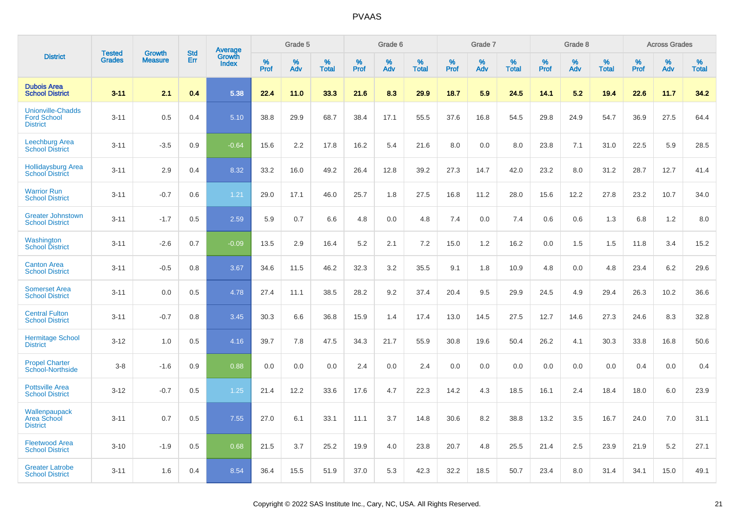| District | Tested Grades | Growth Measure | Std Err | Average Growth Index | Grade 5 | | | Grade 6 | | | Grade 7 | | | Grade 8 | | | Across Grades | | |
|---|---|---|---|---|---|---|---|---|---|---|---|---|---|---|---|---|---|---|---|
| | | | | | % Prof | % Adv | % Total | % Prof | % Adv | % Total | % Prof | % Adv | % Total | % Prof | % Adv | % Total | % Prof | % Adv | % Total |
| **Dubois Area School District** | **3-11** | **2.1** | **0.4** | **5.38** | **22.4** | **11.0** | **33.3** | **21.6** | **8.3** | **29.9** | **18.7** | **5.9** | **24.5** | **14.1** | **5.2** | **19.4** | **22.6** | **11.7** | **34.2** |
| Unionville-Chadds Ford School District | 3-11 | 0.5 | 0.4 | 5.10 | 38.8 | 29.9 | 68.7 | 38.4 | 17.1 | 55.5 | 37.6 | 16.8 | 54.5 | 29.8 | 24.9 | 54.7 | 36.9 | 27.5 | 64.4 |
| Leechburg Area School District | 3-11 | -3.5 | 0.9 | -0.64 | 15.6 | 2.2 | 17.8 | 16.2 | 5.4 | 21.6 | 8.0 | 0.0 | 8.0 | 23.8 | 7.1 | 31.0 | 22.5 | 5.9 | 28.5 |
| Hollidaysburg Area School District | 3-11 | 2.9 | 0.4 | 8.32 | 33.2 | 16.0 | 49.2 | 26.4 | 12.8 | 39.2 | 27.3 | 14.7 | 42.0 | 23.2 | 8.0 | 31.2 | 28.7 | 12.7 | 41.4 |
| Warrior Run School District | 3-11 | -0.7 | 0.6 | 1.21 | 29.0 | 17.1 | 46.0 | 25.7 | 1.8 | 27.5 | 16.8 | 11.2 | 28.0 | 15.6 | 12.2 | 27.8 | 23.2 | 10.7 | 34.0 |
| Greater Johnstown School District | 3-11 | -1.7 | 0.5 | 2.59 | 5.9 | 0.7 | 6.6 | 4.8 | 0.0 | 4.8 | 7.4 | 0.0 | 7.4 | 0.6 | 0.6 | 1.3 | 6.8 | 1.2 | 8.0 |
| Washington School District | 3-11 | -2.6 | 0.7 | -0.09 | 13.5 | 2.9 | 16.4 | 5.2 | 2.1 | 7.2 | 15.0 | 1.2 | 16.2 | 0.0 | 1.5 | 1.5 | 11.8 | 3.4 | 15.2 |
| Canton Area School District | 3-11 | -0.5 | 0.8 | 3.67 | 34.6 | 11.5 | 46.2 | 32.3 | 3.2 | 35.5 | 9.1 | 1.8 | 10.9 | 4.8 | 0.0 | 4.8 | 23.4 | 6.2 | 29.6 |
| Somerset Area School District | 3-11 | 0.0 | 0.5 | 4.78 | 27.4 | 11.1 | 38.5 | 28.2 | 9.2 | 37.4 | 20.4 | 9.5 | 29.9 | 24.5 | 4.9 | 29.4 | 26.3 | 10.2 | 36.6 |
| Central Fulton School District | 3-11 | -0.7 | 0.8 | 3.45 | 30.3 | 6.6 | 36.8 | 15.9 | 1.4 | 17.4 | 13.0 | 14.5 | 27.5 | 12.7 | 14.6 | 27.3 | 24.6 | 8.3 | 32.8 |
| Hermitage School District | 3-12 | 1.0 | 0.5 | 4.16 | 39.7 | 7.8 | 47.5 | 34.3 | 21.7 | 55.9 | 30.8 | 19.6 | 50.4 | 26.2 | 4.1 | 30.3 | 33.8 | 16.8 | 50.6 |
| Propel Charter School-Northside | 3-8 | -1.6 | 0.9 | 0.88 | 0.0 | 0.0 | 0.0 | 2.4 | 0.0 | 2.4 | 0.0 | 0.0 | 0.0 | 0.0 | 0.0 | 0.0 | 0.4 | 0.0 | 0.4 |
| Pottsville Area School District | 3-12 | -0.7 | 0.5 | 1.25 | 21.4 | 12.2 | 33.6 | 17.6 | 4.7 | 22.3 | 14.2 | 4.3 | 18.5 | 16.1 | 2.4 | 18.4 | 18.0 | 6.0 | 23.9 |
| Wallenpaupack Area School District | 3-11 | 0.7 | 0.5 | 7.55 | 27.0 | 6.1 | 33.1 | 11.1 | 3.7 | 14.8 | 30.6 | 8.2 | 38.8 | 13.2 | 3.5 | 16.7 | 24.0 | 7.0 | 31.1 |
| Fleetwood Area School District | 3-10 | -1.9 | 0.5 | 0.68 | 21.5 | 3.7 | 25.2 | 19.9 | 4.0 | 23.8 | 20.7 | 4.8 | 25.5 | 21.4 | 2.5 | 23.9 | 21.9 | 5.2 | 27.1 |
| Greater Latrobe School District | 3-11 | 1.6 | 0.4 | 8.54 | 36.4 | 15.5 | 51.9 | 37.0 | 5.3 | 42.3 | 32.2 | 18.5 | 50.7 | 23.4 | 8.0 | 31.4 | 34.1 | 15.0 | 49.1 |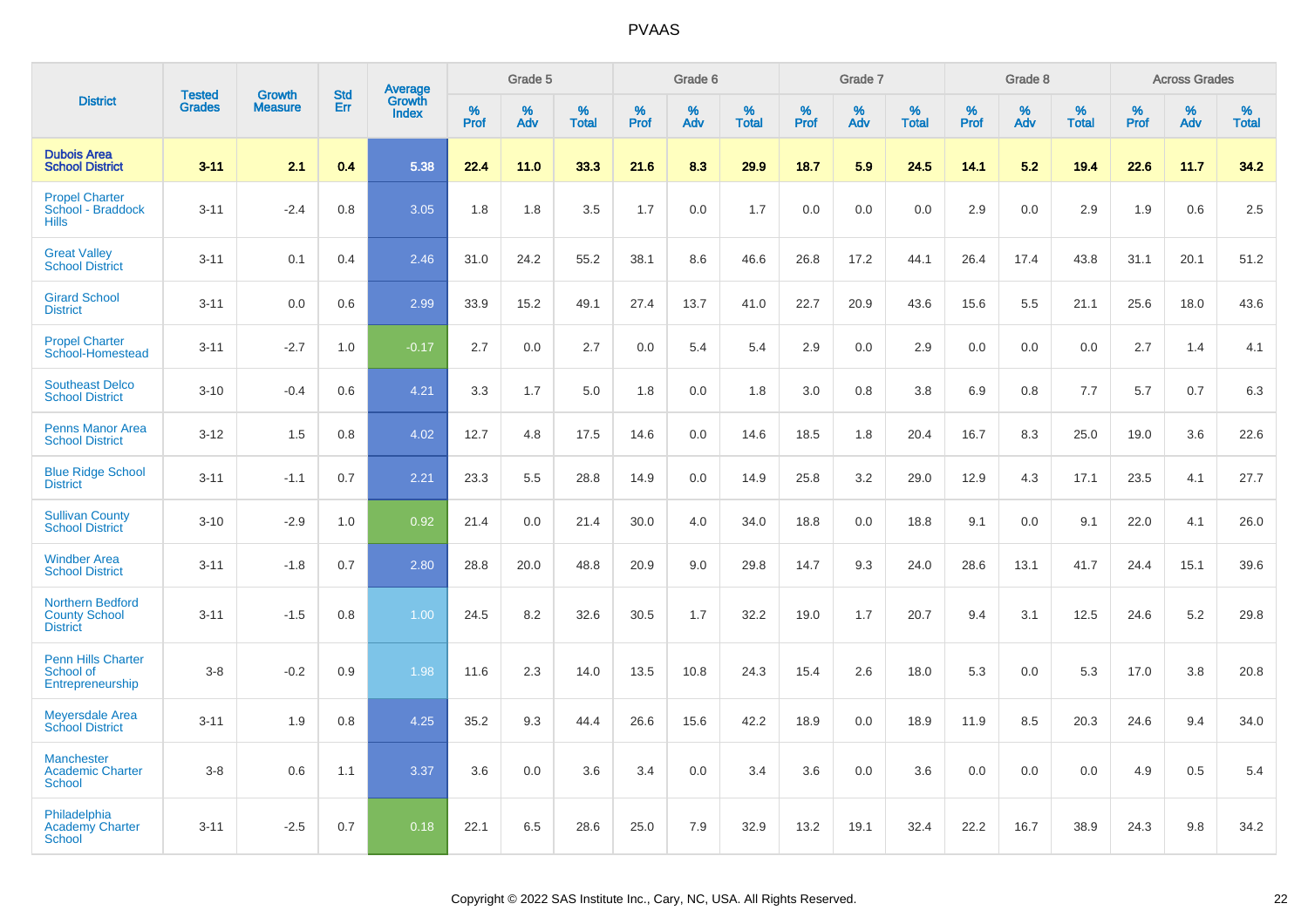# PVAAS

| District | Tested Grades | Growth Measure | Std Err | Average Growth Index | Grade 5 | | | Grade 6 | | | Grade 7 | | | Grade 8 | | | Across Grades | | |
|---|---|---|---|---|---|---|---|---|---|---|---|---|---|---|---|---|---|---|---|
| | | | | | % Prof | % Adv | % Total | % Prof | % Adv | % Total | % Prof | % Adv | % Total | % Prof | % Adv | % Total | % Prof | % Adv | % Total |
| **Dubois Area School District** | **3-11** | **2.1** | **0.4** | **5.38** | **22.4** | **11.0** | **33.3** | **21.6** | **8.3** | **29.9** | **18.7** | **5.9** | **24.5** | **14.1** | **5.2** | **19.4** | **22.6** | **11.7** | **34.2** |
| Propel Charter School - Braddock Hills | 3-11 | -2.4 | 0.8 | 3.05 | 1.8 | 1.8 | 3.5 | 1.7 | 0.0 | 1.7 | 0.0 | 0.0 | 0.0 | 2.9 | 0.0 | 2.9 | 1.9 | 0.6 | 2.5 |
| Great Valley School District | 3-11 | 0.1 | 0.4 | 2.46 | 31.0 | 24.2 | 55.2 | 38.1 | 8.6 | 46.6 | 26.8 | 17.2 | 44.1 | 26.4 | 17.4 | 43.8 | 31.1 | 20.1 | 51.2 |
| Girard School District | 3-11 | 0.0 | 0.6 | 2.99 | 33.9 | 15.2 | 49.1 | 27.4 | 13.7 | 41.0 | 22.7 | 20.9 | 43.6 | 15.6 | 5.5 | 21.1 | 25.6 | 18.0 | 43.6 |
| Propel Charter School-Homestead | 3-11 | -2.7 | 1.0 | -0.17 | 2.7 | 0.0 | 2.7 | 0.0 | 5.4 | 5.4 | 2.9 | 0.0 | 2.9 | 0.0 | 0.0 | 0.0 | 2.7 | 1.4 | 4.1 |
| Southeast Delco School District | 3-10 | -0.4 | 0.6 | 4.21 | 3.3 | 1.7 | 5.0 | 1.8 | 0.0 | 1.8 | 3.0 | 0.8 | 3.8 | 6.9 | 0.8 | 7.7 | 5.7 | 0.7 | 6.3 |
| Penns Manor Area School District | 3-12 | 1.5 | 0.8 | 4.02 | 12.7 | 4.8 | 17.5 | 14.6 | 0.0 | 14.6 | 18.5 | 1.8 | 20.4 | 16.7 | 8.3 | 25.0 | 19.0 | 3.6 | 22.6 |
| Blue Ridge School District | 3-11 | -1.1 | 0.7 | 2.21 | 23.3 | 5.5 | 28.8 | 14.9 | 0.0 | 14.9 | 25.8 | 3.2 | 29.0 | 12.9 | 4.3 | 17.1 | 23.5 | 4.1 | 27.7 |
| Sullivan County School District | 3-10 | -2.9 | 1.0 | 0.92 | 21.4 | 0.0 | 21.4 | 30.0 | 4.0 | 34.0 | 18.8 | 0.0 | 18.8 | 9.1 | 0.0 | 9.1 | 22.0 | 4.1 | 26.0 |
| Windber Area School District | 3-11 | -1.8 | 0.7 | 2.80 | 28.8 | 20.0 | 48.8 | 20.9 | 9.0 | 29.8 | 14.7 | 9.3 | 24.0 | 28.6 | 13.1 | 41.7 | 24.4 | 15.1 | 39.6 |
| Northern Bedford County School District | 3-11 | -1.5 | 0.8 | 1.00 | 24.5 | 8.2 | 32.6 | 30.5 | 1.7 | 32.2 | 19.0 | 1.7 | 20.7 | 9.4 | 3.1 | 12.5 | 24.6 | 5.2 | 29.8 |
| Penn Hills Charter School of Entrepreneurship | 3-8 | -0.2 | 0.9 | 1.98 | 11.6 | 2.3 | 14.0 | 13.5 | 10.8 | 24.3 | 15.4 | 2.6 | 18.0 | 5.3 | 0.0 | 5.3 | 17.0 | 3.8 | 20.8 |
| Meyersdale Area School District | 3-11 | 1.9 | 0.8 | 4.25 | 35.2 | 9.3 | 44.4 | 26.6 | 15.6 | 42.2 | 18.9 | 0.0 | 18.9 | 11.9 | 8.5 | 20.3 | 24.6 | 9.4 | 34.0 |
| Manchester Academic Charter School | 3-8 | 0.6 | 1.1 | 3.37 | 3.6 | 0.0 | 3.6 | 3.4 | 0.0 | 3.4 | 3.6 | 0.0 | 3.6 | 0.0 | 0.0 | 0.0 | 4.9 | 0.5 | 5.4 |
| Philadelphia Academy Charter School | 3-11 | -2.5 | 0.7 | 0.18 | 22.1 | 6.5 | 28.6 | 25.0 | 7.9 | 32.9 | 13.2 | 19.1 | 32.4 | 22.2 | 16.7 | 38.9 | 24.3 | 9.8 | 34.2 |

Copyright © 2022 SAS Institute Inc., Cary, NC, USA. All Rights Reserved.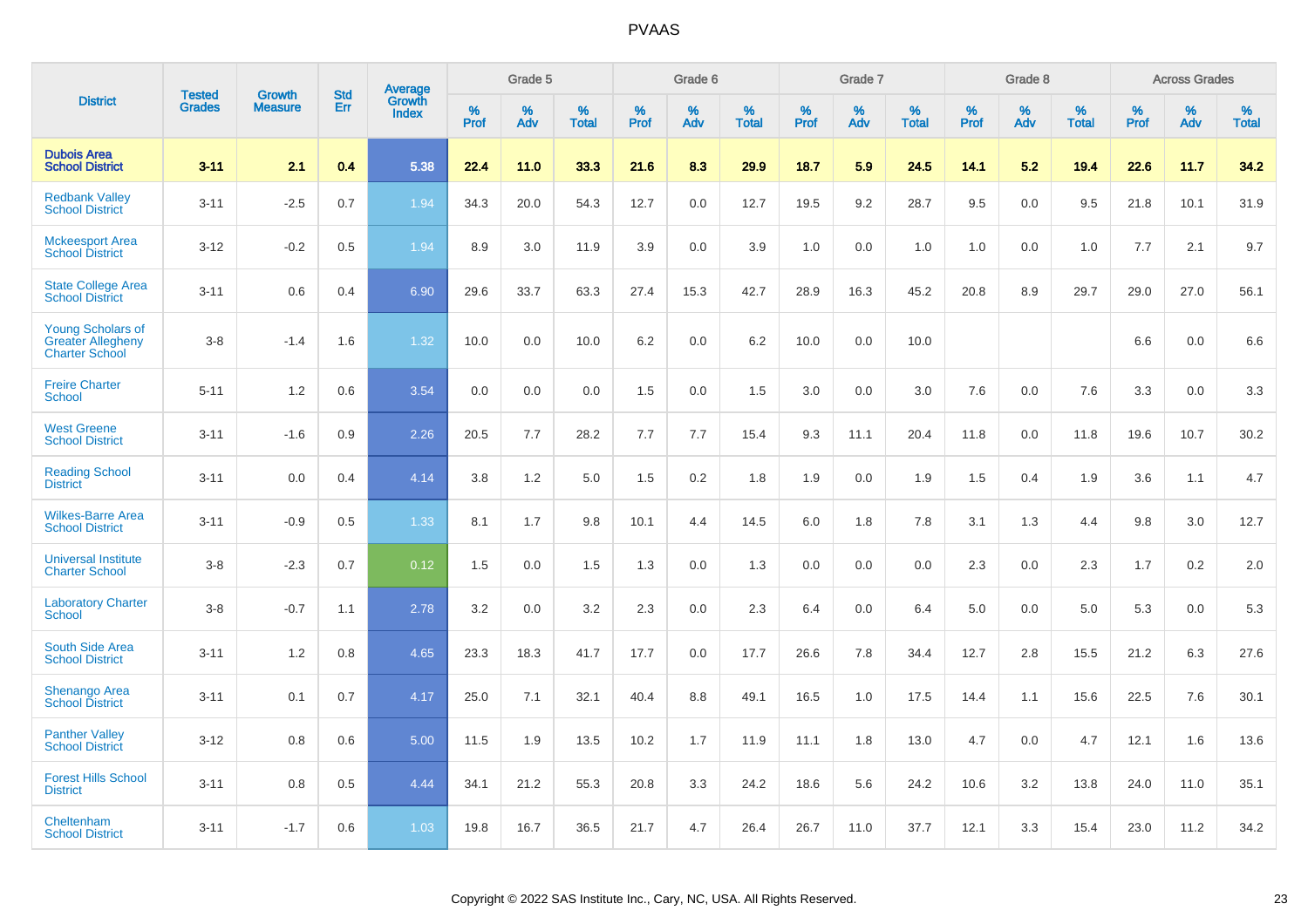# PVAAS

| District | Tested Grades | Growth Measure | Std Err | Average Growth Index | Grade 5 | | | Grade 6 | | | Grade 7 | | | Grade 8 | | | Across Grades | | |
|---|---|---|---|---|---|---|---|---|---|---|---|---|---|---|---|---|---|---|---|
| | | | | | % Prof | % Adv | % Total | % Prof | % Adv | % Total | % Prof | % Adv | % Total | % Prof | % Adv | % Total | % Prof | % Adv | % Total |
| **Dubois Area School District** | **3-11** | **2.1** | **0.4** | **5.38** | **22.4** | **11.0** | **33.3** | **21.6** | **8.3** | **29.9** | **18.7** | **5.9** | **24.5** | **14.1** | **5.2** | **19.4** | **22.6** | **11.7** | **34.2** |
| Redbank Valley School District | 3-11 | -2.5 | 0.7 | 1.94 | 34.3 | 20.0 | 54.3 | 12.7 | 0.0 | 12.7 | 19.5 | 9.2 | 28.7 | 9.5 | 0.0 | 9.5 | 21.8 | 10.1 | 31.9 |
| Mckeesport Area School District | 3-12 | -0.2 | 0.5 | 1.94 | 8.9 | 3.0 | 11.9 | 3.9 | 0.0 | 3.9 | 1.0 | 0.0 | 1.0 | 1.0 | 0.0 | 1.0 | 7.7 | 2.1 | 9.7 |
| State College Area School District | 3-11 | 0.6 | 0.4 | 6.90 | 29.6 | 33.7 | 63.3 | 27.4 | 15.3 | 42.7 | 28.9 | 16.3 | 45.2 | 20.8 | 8.9 | 29.7 | 29.0 | 27.0 | 56.1 |
| Young Scholars of Greater Allegheny Charter School | 3-8 | -1.4 | 1.6 | 1.32 | 10.0 | 0.0 | 10.0 | 6.2 | 0.0 | 6.2 | 10.0 | 0.0 | 10.0 | | | | 6.6 | 0.0 | 6.6 |
| Freire Charter School | 5-11 | 1.2 | 0.6 | 3.54 | 0.0 | 0.0 | 0.0 | 1.5 | 0.0 | 1.5 | 3.0 | 0.0 | 3.0 | 7.6 | 0.0 | 7.6 | 3.3 | 0.0 | 3.3 |
| West Greene School District | 3-11 | -1.6 | 0.9 | 2.26 | 20.5 | 7.7 | 28.2 | 7.7 | 7.7 | 15.4 | 9.3 | 11.1 | 20.4 | 11.8 | 0.0 | 11.8 | 19.6 | 10.7 | 30.2 |
| Reading School District | 3-11 | 0.0 | 0.4 | 4.14 | 3.8 | 1.2 | 5.0 | 1.5 | 0.2 | 1.8 | 1.9 | 0.0 | 1.9 | 1.5 | 0.4 | 1.9 | 3.6 | 1.1 | 4.7 |
| Wilkes-Barre Area School District | 3-11 | -0.9 | 0.5 | 1.33 | 8.1 | 1.7 | 9.8 | 10.1 | 4.4 | 14.5 | 6.0 | 1.8 | 7.8 | 3.1 | 1.3 | 4.4 | 9.8 | 3.0 | 12.7 |
| Universal Institute Charter School | 3-8 | -2.3 | 0.7 | 0.12 | 1.5 | 0.0 | 1.5 | 1.3 | 0.0 | 1.3 | 0.0 | 0.0 | 0.0 | 2.3 | 0.0 | 2.3 | 1.7 | 0.2 | 2.0 |
| Laboratory Charter School | 3-8 | -0.7 | 1.1 | 2.78 | 3.2 | 0.0 | 3.2 | 2.3 | 0.0 | 2.3 | 6.4 | 0.0 | 6.4 | 5.0 | 0.0 | 5.0 | 5.3 | 0.0 | 5.3 |
| South Side Area School District | 3-11 | 1.2 | 0.8 | 4.65 | 23.3 | 18.3 | 41.7 | 17.7 | 0.0 | 17.7 | 26.6 | 7.8 | 34.4 | 12.7 | 2.8 | 15.5 | 21.2 | 6.3 | 27.6 |
| Shenango Area School District | 3-11 | 0.1 | 0.7 | 4.17 | 25.0 | 7.1 | 32.1 | 40.4 | 8.8 | 49.1 | 16.5 | 1.0 | 17.5 | 14.4 | 1.1 | 15.6 | 22.5 | 7.6 | 30.1 |
| Panther Valley School District | 3-12 | 0.8 | 0.6 | 5.00 | 11.5 | 1.9 | 13.5 | 10.2 | 1.7 | 11.9 | 11.1 | 1.8 | 13.0 | 4.7 | 0.0 | 4.7 | 12.1 | 1.6 | 13.6 |
| Forest Hills School District | 3-11 | 0.8 | 0.5 | 4.44 | 34.1 | 21.2 | 55.3 | 20.8 | 3.3 | 24.2 | 18.6 | 5.6 | 24.2 | 10.6 | 3.2 | 13.8 | 24.0 | 11.0 | 35.1 |
| Cheltenham School District | 3-11 | -1.7 | 0.6 | 1.03 | 19.8 | 16.7 | 36.5 | 21.7 | 4.7 | 26.4 | 26.7 | 11.0 | 37.7 | 12.1 | 3.3 | 15.4 | 23.0 | 11.2 | 34.2 |

Copyright © 2022 SAS Institute Inc., Cary, NC, USA. All Rights Reserved.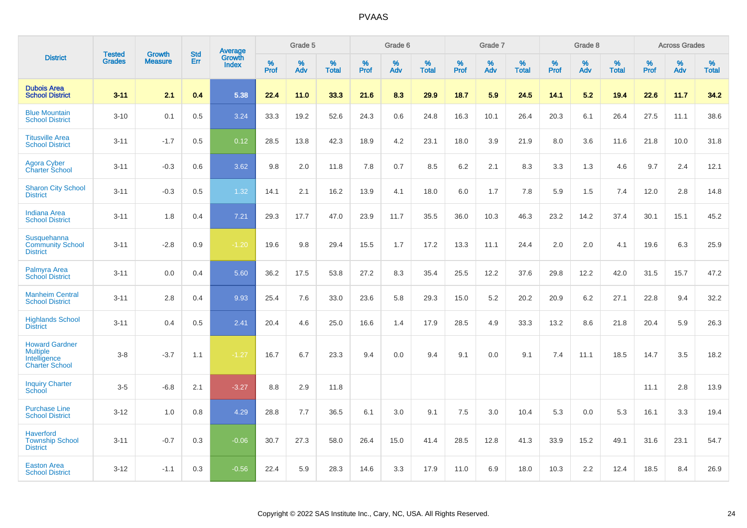# PVAAS

| District | Tested Grades | Growth Measure | Std Err | Average Growth Index | Grade 5 | | | Grade 6 | | | Grade 7 | | | Grade 8 | | | Across Grades | | |
|---|---|---|---|---|---|---|---|---|---|---|---|---|---|---|---|---|---|---|---|
| | | | | | % Prof | % Adv | % Total | % Prof | % Adv | % Total | % Prof | % Adv | % Total | % Prof | % Adv | % Total | % Prof | % Adv | % Total |
| **Dubois Area School District** | **3-11** | **2.1** | **0.4** | **5.38** | **22.4** | **11.0** | **33.3** | **21.6** | **8.3** | **29.9** | **18.7** | **5.9** | **24.5** | **14.1** | **5.2** | **19.4** | **22.6** | **11.7** | **34.2** |
| Blue Mountain School District | 3-10 | 0.1 | 0.5 | 3.24 | 33.3 | 19.2 | 52.6 | 24.3 | 0.6 | 24.8 | 16.3 | 10.1 | 26.4 | 20.3 | 6.1 | 26.4 | 27.5 | 11.1 | 38.6 |
| Titusville Area School District | 3-11 | -1.7 | 0.5 | 0.12 | 28.5 | 13.8 | 42.3 | 18.9 | 4.2 | 23.1 | 18.0 | 3.9 | 21.9 | 8.0 | 3.6 | 11.6 | 21.8 | 10.0 | 31.8 |
| Agora Cyber Charter School | 3-11 | -0.3 | 0.6 | 3.62 | 9.8 | 2.0 | 11.8 | 7.8 | 0.7 | 8.5 | 6.2 | 2.1 | 8.3 | 3.3 | 1.3 | 4.6 | 9.7 | 2.4 | 12.1 |
| Sharon City School District | 3-11 | -0.3 | 0.5 | 1.32 | 14.1 | 2.1 | 16.2 | 13.9 | 4.1 | 18.0 | 6.0 | 1.7 | 7.8 | 5.9 | 1.5 | 7.4 | 12.0 | 2.8 | 14.8 |
| Indiana Area School District | 3-11 | 1.8 | 0.4 | 7.21 | 29.3 | 17.7 | 47.0 | 23.9 | 11.7 | 35.5 | 36.0 | 10.3 | 46.3 | 23.2 | 14.2 | 37.4 | 30.1 | 15.1 | 45.2 |
| Susquehanna Community School District | 3-11 | -2.8 | 0.9 | -1.20 | 19.6 | 9.8 | 29.4 | 15.5 | 1.7 | 17.2 | 13.3 | 11.1 | 24.4 | 2.0 | 2.0 | 4.1 | 19.6 | 6.3 | 25.9 |
| Palmyra Area School District | 3-11 | 0.0 | 0.4 | 5.60 | 36.2 | 17.5 | 53.8 | 27.2 | 8.3 | 35.4 | 25.5 | 12.2 | 37.6 | 29.8 | 12.2 | 42.0 | 31.5 | 15.7 | 47.2 |
| Manheim Central School District | 3-11 | 2.8 | 0.4 | 9.93 | 25.4 | 7.6 | 33.0 | 23.6 | 5.8 | 29.3 | 15.0 | 5.2 | 20.2 | 20.9 | 6.2 | 27.1 | 22.8 | 9.4 | 32.2 |
| Highlands School District | 3-11 | 0.4 | 0.5 | 2.41 | 20.4 | 4.6 | 25.0 | 16.6 | 1.4 | 17.9 | 28.5 | 4.9 | 33.3 | 13.2 | 8.6 | 21.8 | 20.4 | 5.9 | 26.3 |
| Howard Gardner Multiple Intelligence Charter School | 3-8 | -3.7 | 1.1 | -1.27 | 16.7 | 6.7 | 23.3 | 9.4 | 0.0 | 9.4 | 9.1 | 0.0 | 9.1 | 7.4 | 11.1 | 18.5 | 14.7 | 3.5 | 18.2 |
| Inquiry Charter School | 3-5 | -6.8 | 2.1 | -3.27 | 8.8 | 2.9 | 11.8 | | | | | | | | | | 11.1 | 2.8 | 13.9 |
| Purchase Line School District | 3-12 | 1.0 | 0.8 | 4.29 | 28.8 | 7.7 | 36.5 | 6.1 | 3.0 | 9.1 | 7.5 | 3.0 | 10.4 | 5.3 | 0.0 | 5.3 | 16.1 | 3.3 | 19.4 |
| Haverford Township School District | 3-11 | -0.7 | 0.3 | -0.06 | 30.7 | 27.3 | 58.0 | 26.4 | 15.0 | 41.4 | 28.5 | 12.8 | 41.3 | 33.9 | 15.2 | 49.1 | 31.6 | 23.1 | 54.7 |
| Easton Area School District | 3-12 | -1.1 | 0.3 | -0.56 | 22.4 | 5.9 | 28.3 | 14.6 | 3.3 | 17.9 | 11.0 | 6.9 | 18.0 | 10.3 | 2.2 | 12.4 | 18.5 | 8.4 | 26.9 |

Copyright © 2022 SAS Institute Inc., Cary, NC, USA. All Rights Reserved.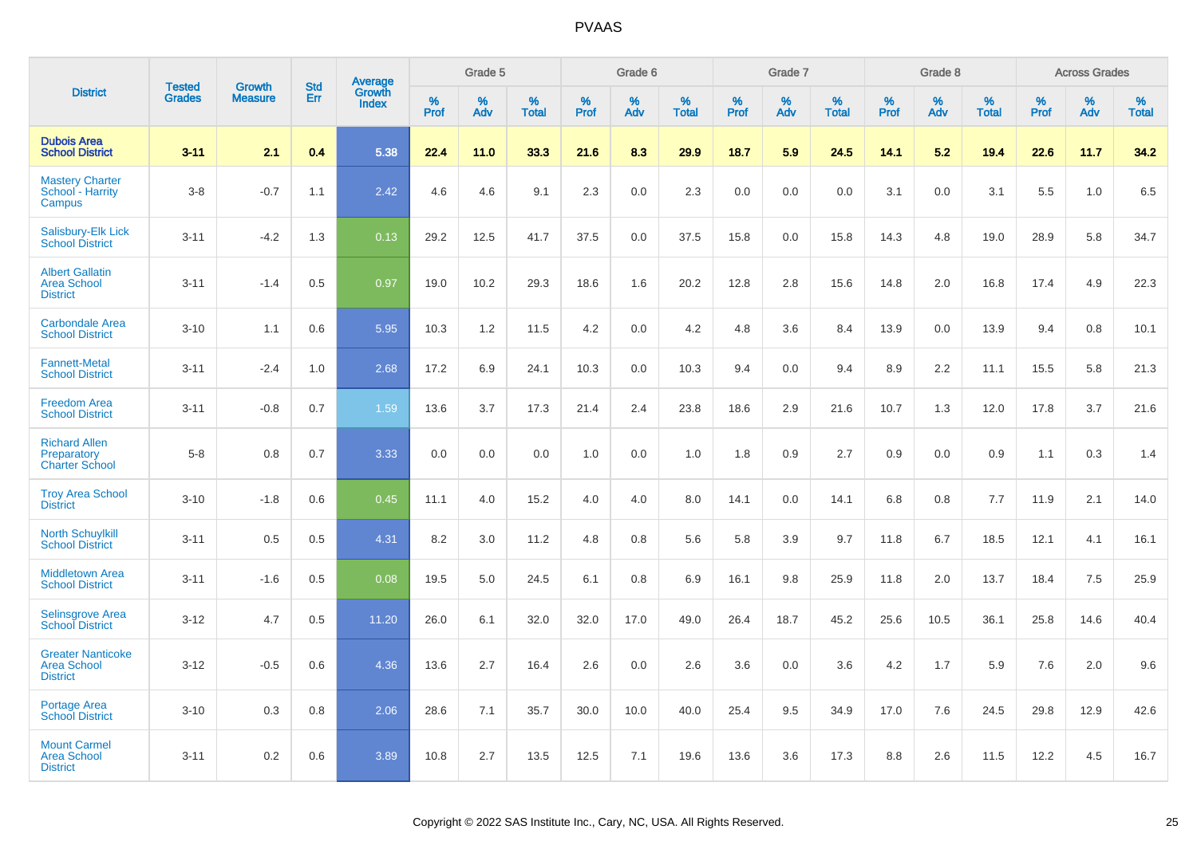| District | Tested Grades | Growth Measure | Std Err | Average Growth Index | Grade 5 | | | Grade 6 | | | Grade 7 | | | Grade 8 | | | Across Grades | | |
|---|---|---|---|---|---|---|---|---|---|---|---|---|---|---|---|---|---|---|---|
| | | | | | % Prof | % Adv | % Total | % Prof | % Adv | % Total | % Prof | % Adv | % Total | % Prof | % Adv | % Total | % Prof | % Adv | % Total |
| **Dubois Area School District** | **3-11** | **2.1** | **0.4** | **5.38** | **22.4** | **11.0** | **33.3** | **21.6** | **8.3** | **29.9** | **18.7** | **5.9** | **24.5** | **14.1** | **5.2** | **19.4** | **22.6** | **11.7** | **34.2** |
| Mastery Charter School - Harrity Campus | 3-8 | -0.7 | 1.1 | 2.42 | 4.6 | 4.6 | 9.1 | 2.3 | 0.0 | 2.3 | 0.0 | 0.0 | 0.0 | 3.1 | 0.0 | 3.1 | 5.5 | 1.0 | 6.5 |
| Salisbury-Elk Lick School District | 3-11 | -4.2 | 1.3 | 0.13 | 29.2 | 12.5 | 41.7 | 37.5 | 0.0 | 37.5 | 15.8 | 0.0 | 15.8 | 14.3 | 4.8 | 19.0 | 28.9 | 5.8 | 34.7 |
| Albert Gallatin Area School District | 3-11 | -1.4 | 0.5 | 0.97 | 19.0 | 10.2 | 29.3 | 18.6 | 1.6 | 20.2 | 12.8 | 2.8 | 15.6 | 14.8 | 2.0 | 16.8 | 17.4 | 4.9 | 22.3 |
| Carbondale Area School District | 3-10 | 1.1 | 0.6 | 5.95 | 10.3 | 1.2 | 11.5 | 4.2 | 0.0 | 4.2 | 4.8 | 3.6 | 8.4 | 13.9 | 0.0 | 13.9 | 9.4 | 0.8 | 10.1 |
| Fannett-Metal School District | 3-11 | -2.4 | 1.0 | 2.68 | 17.2 | 6.9 | 24.1 | 10.3 | 0.0 | 10.3 | 9.4 | 0.0 | 9.4 | 8.9 | 2.2 | 11.1 | 15.5 | 5.8 | 21.3 |
| Freedom Area School District | 3-11 | -0.8 | 0.7 | 1.59 | 13.6 | 3.7 | 17.3 | 21.4 | 2.4 | 23.8 | 18.6 | 2.9 | 21.6 | 10.7 | 1.3 | 12.0 | 17.8 | 3.7 | 21.6 |
| Richard Allen Preparatory Charter School | 5-8 | 0.8 | 0.7 | 3.33 | 0.0 | 0.0 | 0.0 | 1.0 | 0.0 | 1.0 | 1.8 | 0.9 | 2.7 | 0.9 | 0.0 | 0.9 | 1.1 | 0.3 | 1.4 |
| Troy Area School District | 3-10 | -1.8 | 0.6 | 0.45 | 11.1 | 4.0 | 15.2 | 4.0 | 4.0 | 8.0 | 14.1 | 0.0 | 14.1 | 6.8 | 0.8 | 7.7 | 11.9 | 2.1 | 14.0 |
| North Schuylkill School District | 3-11 | 0.5 | 0.5 | 4.31 | 8.2 | 3.0 | 11.2 | 4.8 | 0.8 | 5.6 | 5.8 | 3.9 | 9.7 | 11.8 | 6.7 | 18.5 | 12.1 | 4.1 | 16.1 |
| Middletown Area School District | 3-11 | -1.6 | 0.5 | 0.08 | 19.5 | 5.0 | 24.5 | 6.1 | 0.8 | 6.9 | 16.1 | 9.8 | 25.9 | 11.8 | 2.0 | 13.7 | 18.4 | 7.5 | 25.9 |
| Selinsgrove Area School District | 3-12 | 4.7 | 0.5 | 11.20 | 26.0 | 6.1 | 32.0 | 32.0 | 17.0 | 49.0 | 26.4 | 18.7 | 45.2 | 25.6 | 10.5 | 36.1 | 25.8 | 14.6 | 40.4 |
| Greater Nanticoke Area School District | 3-12 | -0.5 | 0.6 | 4.36 | 13.6 | 2.7 | 16.4 | 2.6 | 0.0 | 2.6 | 3.6 | 0.0 | 3.6 | 4.2 | 1.7 | 5.9 | 7.6 | 2.0 | 9.6 |
| Portage Area School District | 3-10 | 0.3 | 0.8 | 2.06 | 28.6 | 7.1 | 35.7 | 30.0 | 10.0 | 40.0 | 25.4 | 9.5 | 34.9 | 17.0 | 7.6 | 24.5 | 29.8 | 12.9 | 42.6 |
| Mount Carmel Area School District | 3-11 | 0.2 | 0.6 | 3.89 | 10.8 | 2.7 | 13.5 | 12.5 | 7.1 | 19.6 | 13.6 | 3.6 | 17.3 | 8.8 | 2.6 | 11.5 | 12.2 | 4.5 | 16.7 |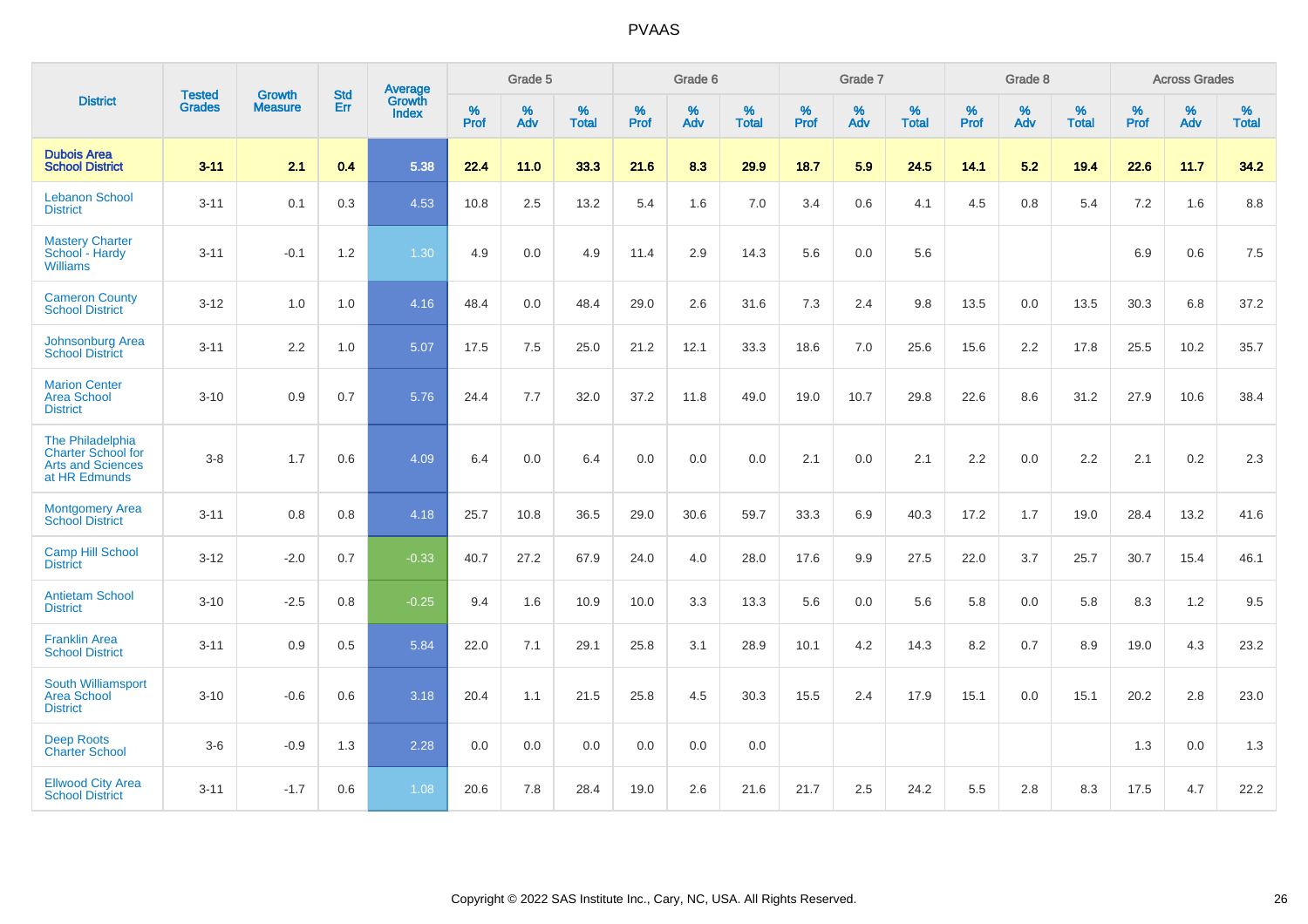# PVAAS

| District | Tested Grades | Growth Measure | Std Err | Average Growth Index | Grade 5 | | | Grade 6 | | | Grade 7 | | | Grade 8 | | | Across Grades | | |
|---|---|---|---|---|---|---|---|---|---|---|---|---|---|---|---|---|---|---|---|
| | | | | | % Prof | % Adv | % Total | % Prof | % Adv | % Total | % Prof | % Adv | % Total | % Prof | % Adv | % Total | % Prof | % Adv | % Total |
| **Dubois Area School District** | **3-11** | **2.1** | **0.4** | **5.38** | **22.4** | **11.0** | **33.3** | **21.6** | **8.3** | **29.9** | **18.7** | **5.9** | **24.5** | **14.1** | **5.2** | **19.4** | **22.6** | **11.7** | **34.2** |
| Lebanon School District | 3-11 | 0.1 | 0.3 | 4.53 | 10.8 | 2.5 | 13.2 | 5.4 | 1.6 | 7.0 | 3.4 | 0.6 | 4.1 | 4.5 | 0.8 | 5.4 | 7.2 | 1.6 | 8.8 |
| Mastery Charter School - Hardy Williams | 3-11 | -0.1 | 1.2 | 1.30 | 4.9 | 0.0 | 4.9 | 11.4 | 2.9 | 14.3 | 5.6 | 0.0 | 5.6 | | | | 6.9 | 0.6 | 7.5 |
| Cameron County School District | 3-12 | 1.0 | 1.0 | 4.16 | 48.4 | 0.0 | 48.4 | 29.0 | 2.6 | 31.6 | 7.3 | 2.4 | 9.8 | 13.5 | 0.0 | 13.5 | 30.3 | 6.8 | 37.2 |
| Johnsonburg Area School District | 3-11 | 2.2 | 1.0 | 5.07 | 17.5 | 7.5 | 25.0 | 21.2 | 12.1 | 33.3 | 18.6 | 7.0 | 25.6 | 15.6 | 2.2 | 17.8 | 25.5 | 10.2 | 35.7 |
| Marion Center Area School District | 3-10 | 0.9 | 0.7 | 5.76 | 24.4 | 7.7 | 32.0 | 37.2 | 11.8 | 49.0 | 19.0 | 10.7 | 29.8 | 22.6 | 8.6 | 31.2 | 27.9 | 10.6 | 38.4 |
| The Philadelphia Charter School for Arts and Sciences at HR Edmunds | 3-8 | 1.7 | 0.6 | 4.09 | 6.4 | 0.0 | 6.4 | 0.0 | 0.0 | 0.0 | 2.1 | 0.0 | 2.1 | 2.2 | 0.0 | 2.2 | 2.1 | 0.2 | 2.3 |
| Montgomery Area School District | 3-11 | 0.8 | 0.8 | 4.18 | 25.7 | 10.8 | 36.5 | 29.0 | 30.6 | 59.7 | 33.3 | 6.9 | 40.3 | 17.2 | 1.7 | 19.0 | 28.4 | 13.2 | 41.6 |
| Camp Hill School District | 3-12 | -2.0 | 0.7 | -0.33 | 40.7 | 27.2 | 67.9 | 24.0 | 4.0 | 28.0 | 17.6 | 9.9 | 27.5 | 22.0 | 3.7 | 25.7 | 30.7 | 15.4 | 46.1 |
| Antietam School District | 3-10 | -2.5 | 0.8 | -0.25 | 9.4 | 1.6 | 10.9 | 10.0 | 3.3 | 13.3 | 5.6 | 0.0 | 5.6 | 5.8 | 0.0 | 5.8 | 8.3 | 1.2 | 9.5 |
| Franklin Area School District | 3-11 | 0.9 | 0.5 | 5.84 | 22.0 | 7.1 | 29.1 | 25.8 | 3.1 | 28.9 | 10.1 | 4.2 | 14.3 | 8.2 | 0.7 | 8.9 | 19.0 | 4.3 | 23.2 |
| South Williamsport Area School District | 3-10 | -0.6 | 0.6 | 3.18 | 20.4 | 1.1 | 21.5 | 25.8 | 4.5 | 30.3 | 15.5 | 2.4 | 17.9 | 15.1 | 0.0 | 15.1 | 20.2 | 2.8 | 23.0 |
| Deep Roots Charter School | 3-6 | -0.9 | 1.3 | 2.28 | 0.0 | 0.0 | 0.0 | 0.0 | 0.0 | 0.0 | | | | | | | 1.3 | 0.0 | 1.3 |
| Ellwood City Area School District | 3-11 | -1.7 | 0.6 | 1.08 | 20.6 | 7.8 | 28.4 | 19.0 | 2.6 | 21.6 | 21.7 | 2.5 | 24.2 | 5.5 | 2.8 | 8.3 | 17.5 | 4.7 | 22.2 |

Copyright © 2022 SAS Institute Inc., Cary, NC, USA. All Rights Reserved.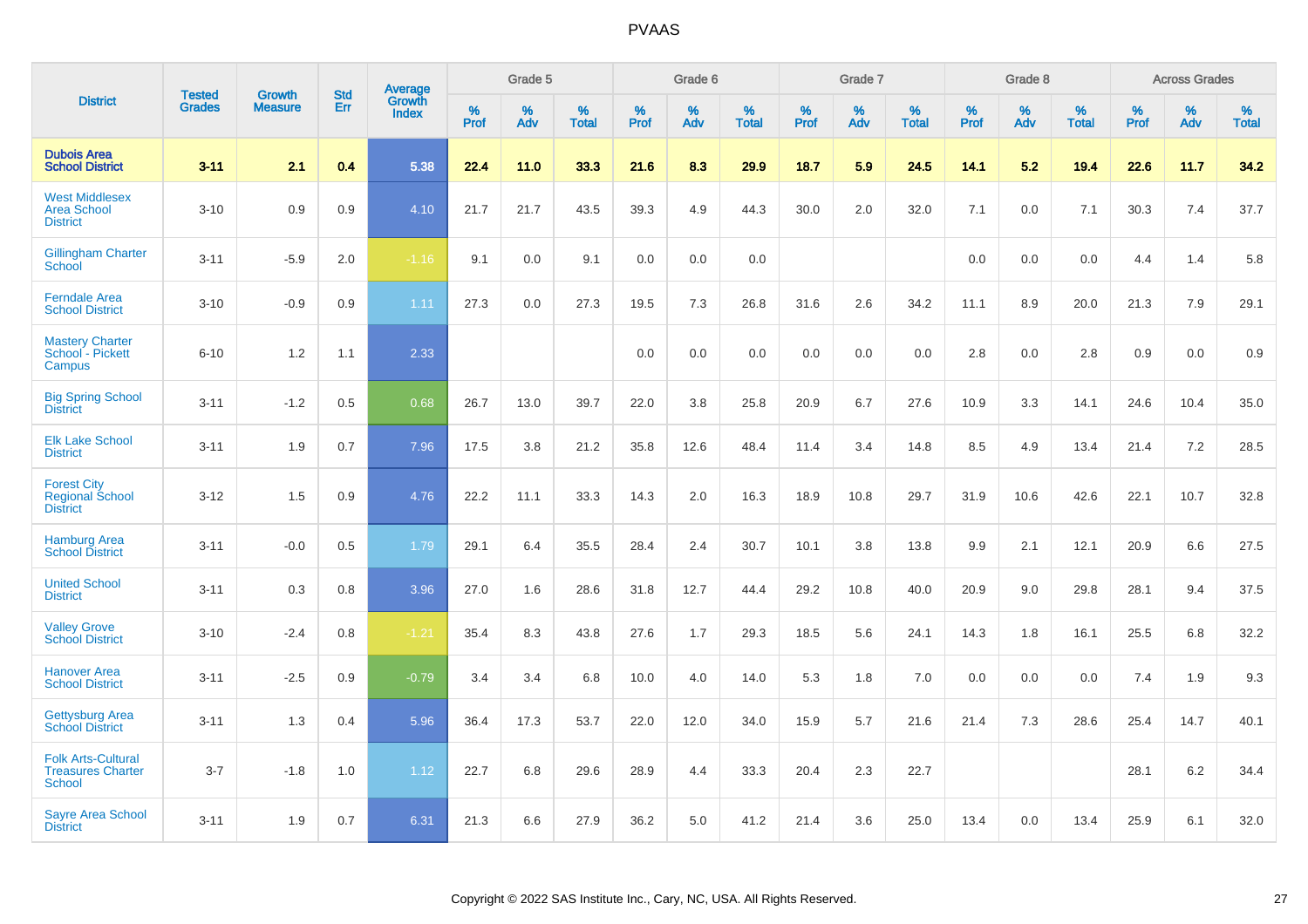# PVAAS

| District | Tested Grades | Growth Measure | Std Err | Average Growth Index | Grade 5 | | | Grade 6 | | | Grade 7 | | | Grade 8 | | | Across Grades | | |
|---|---|---|---|---|---|---|---|---|---|---|---|---|---|---|---|---|---|---|---|
| | | | | | % Prof | % Adv | % Total | % Prof | % Adv | % Total | % Prof | % Adv | % Total | % Prof | % Adv | % Total | % Prof | % Adv | % Total |
| **Dubois Area School District** | **3-11** | **2.1** | **0.4** | **5.38** | **22.4** | **11.0** | **33.3** | **21.6** | **8.3** | **29.9** | **18.7** | **5.9** | **24.5** | **14.1** | **5.2** | **19.4** | **22.6** | **11.7** | **34.2** |
| West Middlesex Area School District | 3-10 | 0.9 | 0.9 | 4.10 | 21.7 | 21.7 | 43.5 | 39.3 | 4.9 | 44.3 | 30.0 | 2.0 | 32.0 | 7.1 | 0.0 | 7.1 | 30.3 | 7.4 | 37.7 |
| Gillingham Charter School | 3-11 | -5.9 | 2.0 | -1.16 | 9.1 | 0.0 | 9.1 | 0.0 | 0.0 | 0.0 | | | | 0.0 | 0.0 | 0.0 | 4.4 | 1.4 | 5.8 |
| Ferndale Area School District | 3-10 | -0.9 | 0.9 | 1.11 | 27.3 | 0.0 | 27.3 | 19.5 | 7.3 | 26.8 | 31.6 | 2.6 | 34.2 | 11.1 | 8.9 | 20.0 | 21.3 | 7.9 | 29.1 |
| Mastery Charter School - Pickett Campus | 6-10 | 1.2 | 1.1 | 2.33 | | | | 0.0 | 0.0 | 0.0 | 0.0 | 0.0 | 0.0 | 2.8 | 0.0 | 2.8 | 0.9 | 0.0 | 0.9 |
| Big Spring School District | 3-11 | -1.2 | 0.5 | 0.68 | 26.7 | 13.0 | 39.7 | 22.0 | 3.8 | 25.8 | 20.9 | 6.7 | 27.6 | 10.9 | 3.3 | 14.1 | 24.6 | 10.4 | 35.0 |
| Elk Lake School District | 3-11 | 1.9 | 0.7 | 7.96 | 17.5 | 3.8 | 21.2 | 35.8 | 12.6 | 48.4 | 11.4 | 3.4 | 14.8 | 8.5 | 4.9 | 13.4 | 21.4 | 7.2 | 28.5 |
| Forest City Regional School District | 3-12 | 1.5 | 0.9 | 4.76 | 22.2 | 11.1 | 33.3 | 14.3 | 2.0 | 16.3 | 18.9 | 10.8 | 29.7 | 31.9 | 10.6 | 42.6 | 22.1 | 10.7 | 32.8 |
| Hamburg Area School District | 3-11 | -0.0 | 0.5 | 1.79 | 29.1 | 6.4 | 35.5 | 28.4 | 2.4 | 30.7 | 10.1 | 3.8 | 13.8 | 9.9 | 2.1 | 12.1 | 20.9 | 6.6 | 27.5 |
| United School District | 3-11 | 0.3 | 0.8 | 3.96 | 27.0 | 1.6 | 28.6 | 31.8 | 12.7 | 44.4 | 29.2 | 10.8 | 40.0 | 20.9 | 9.0 | 29.8 | 28.1 | 9.4 | 37.5 |
| Valley Grove School District | 3-10 | -2.4 | 0.8 | -1.21 | 35.4 | 8.3 | 43.8 | 27.6 | 1.7 | 29.3 | 18.5 | 5.6 | 24.1 | 14.3 | 1.8 | 16.1 | 25.5 | 6.8 | 32.2 |
| Hanover Area School District | 3-11 | -2.5 | 0.9 | -0.79 | 3.4 | 3.4 | 6.8 | 10.0 | 4.0 | 14.0 | 5.3 | 1.8 | 7.0 | 0.0 | 0.0 | 0.0 | 7.4 | 1.9 | 9.3 |
| Gettysburg Area School District | 3-11 | 1.3 | 0.4 | 5.96 | 36.4 | 17.3 | 53.7 | 22.0 | 12.0 | 34.0 | 15.9 | 5.7 | 21.6 | 21.4 | 7.3 | 28.6 | 25.4 | 14.7 | 40.1 |
| Folk Arts-Cultural Treasures Charter School | 3-7 | -1.8 | 1.0 | 1.12 | 22.7 | 6.8 | 29.6 | 28.9 | 4.4 | 33.3 | 20.4 | 2.3 | 22.7 | | | | 28.1 | 6.2 | 34.4 |
| Sayre Area School District | 3-11 | 1.9 | 0.7 | 6.31 | 21.3 | 6.6 | 27.9 | 36.2 | 5.0 | 41.2 | 21.4 | 3.6 | 25.0 | 13.4 | 0.0 | 13.4 | 25.9 | 6.1 | 32.0 |

Copyright © 2022 SAS Institute Inc., Cary, NC, USA. All Rights Reserved.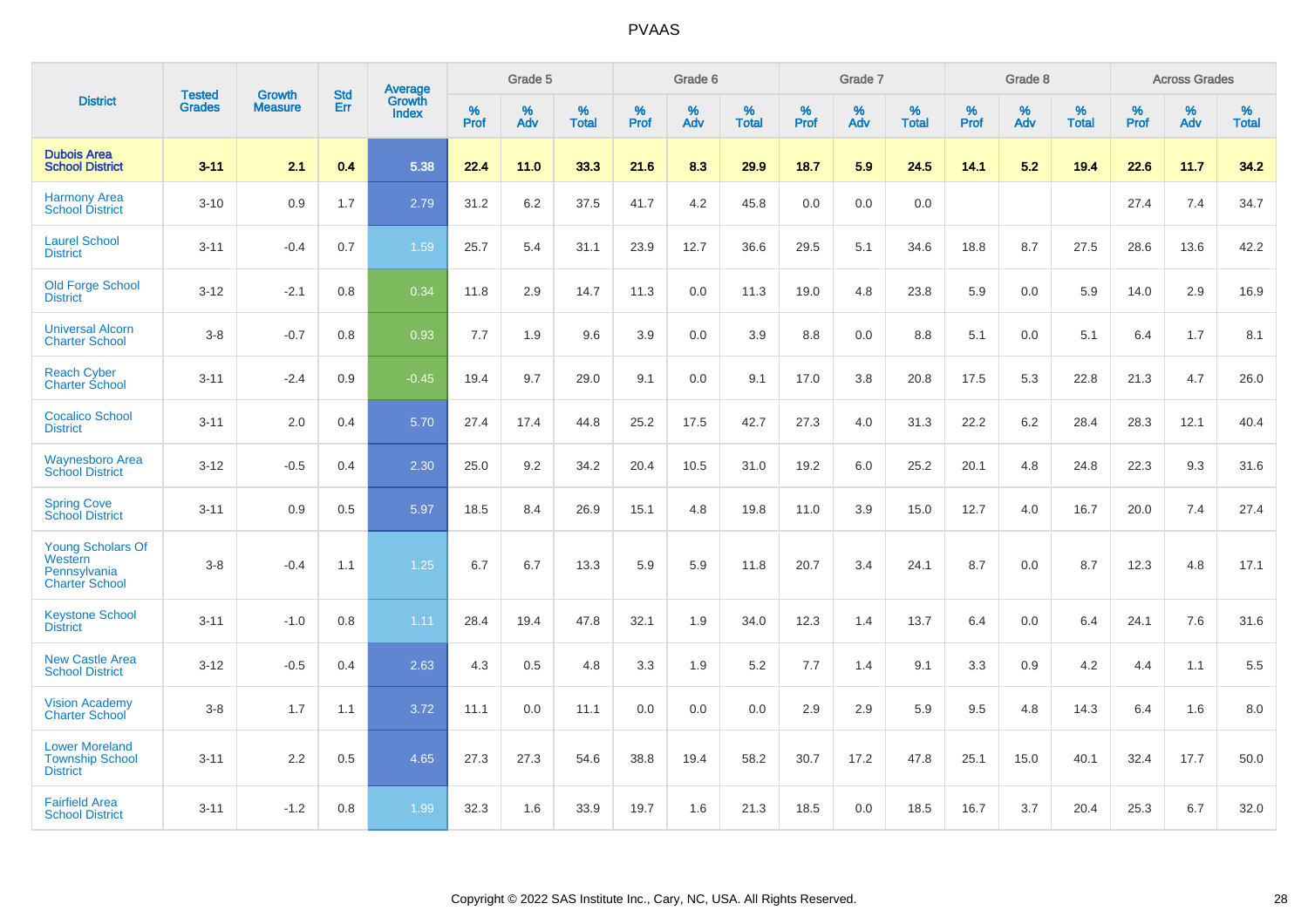# PVAAS

| District | Tested Grades | Growth Measure | Std Err | Average Growth Index | Grade 5 | | | Grade 6 | | | Grade 7 | | | Grade 8 | | | Across Grades | | |
|---|---|---|---|---|---|---|---|---|---|---|---|---|---|---|---|---|---|---|---|
| | | | | | % Prof | % Adv | % Total | % Prof | % Adv | % Total | % Prof | % Adv | % Total | % Prof | % Adv | % Total | % Prof | % Adv | % Total |
| **Dubois Area School District** | **3-11** | **2.1** | **0.4** | **5.38** | **22.4** | **11.0** | **33.3** | **21.6** | **8.3** | **29.9** | **18.7** | **5.9** | **24.5** | **14.1** | **5.2** | **19.4** | **22.6** | **11.7** | **34.2** |
| Harmony Area School District | 3-10 | 0.9 | 1.7 | 2.79 | 31.2 | 6.2 | 37.5 | 41.7 | 4.2 | 45.8 | 0.0 | 0.0 | 0.0 | | | | 27.4 | 7.4 | 34.7 |
| Laurel School District | 3-11 | -0.4 | 0.7 | 1.59 | 25.7 | 5.4 | 31.1 | 23.9 | 12.7 | 36.6 | 29.5 | 5.1 | 34.6 | 18.8 | 8.7 | 27.5 | 28.6 | 13.6 | 42.2 |
| Old Forge School District | 3-12 | -2.1 | 0.8 | 0.34 | 11.8 | 2.9 | 14.7 | 11.3 | 0.0 | 11.3 | 19.0 | 4.8 | 23.8 | 5.9 | 0.0 | 5.9 | 14.0 | 2.9 | 16.9 |
| Universal Alcorn Charter School | 3-8 | -0.7 | 0.8 | 0.93 | 7.7 | 1.9 | 9.6 | 3.9 | 0.0 | 3.9 | 8.8 | 0.0 | 8.8 | 5.1 | 0.0 | 5.1 | 6.4 | 1.7 | 8.1 |
| Reach Cyber Charter School | 3-11 | -2.4 | 0.9 | -0.45 | 19.4 | 9.7 | 29.0 | 9.1 | 0.0 | 9.1 | 17.0 | 3.8 | 20.8 | 17.5 | 5.3 | 22.8 | 21.3 | 4.7 | 26.0 |
| Cocalico School District | 3-11 | 2.0 | 0.4 | 5.70 | 27.4 | 17.4 | 44.8 | 25.2 | 17.5 | 42.7 | 27.3 | 4.0 | 31.3 | 22.2 | 6.2 | 28.4 | 28.3 | 12.1 | 40.4 |
| Waynesboro Area School District | 3-12 | -0.5 | 0.4 | 2.30 | 25.0 | 9.2 | 34.2 | 20.4 | 10.5 | 31.0 | 19.2 | 6.0 | 25.2 | 20.1 | 4.8 | 24.8 | 22.3 | 9.3 | 31.6 |
| Spring Cove School District | 3-11 | 0.9 | 0.5 | 5.97 | 18.5 | 8.4 | 26.9 | 15.1 | 4.8 | 19.8 | 11.0 | 3.9 | 15.0 | 12.7 | 4.0 | 16.7 | 20.0 | 7.4 | 27.4 |
| Young Scholars Of Western Pennsylvania Charter School | 3-8 | -0.4 | 1.1 | 1.25 | 6.7 | 6.7 | 13.3 | 5.9 | 5.9 | 11.8 | 20.7 | 3.4 | 24.1 | 8.7 | 0.0 | 8.7 | 12.3 | 4.8 | 17.1 |
| Keystone School District | 3-11 | -1.0 | 0.8 | 1.11 | 28.4 | 19.4 | 47.8 | 32.1 | 1.9 | 34.0 | 12.3 | 1.4 | 13.7 | 6.4 | 0.0 | 6.4 | 24.1 | 7.6 | 31.6 |
| New Castle Area School District | 3-12 | -0.5 | 0.4 | 2.63 | 4.3 | 0.5 | 4.8 | 3.3 | 1.9 | 5.2 | 7.7 | 1.4 | 9.1 | 3.3 | 0.9 | 4.2 | 4.4 | 1.1 | 5.5 |
| Vision Academy Charter School | 3-8 | 1.7 | 1.1 | 3.72 | 11.1 | 0.0 | 11.1 | 0.0 | 0.0 | 0.0 | 2.9 | 2.9 | 5.9 | 9.5 | 4.8 | 14.3 | 6.4 | 1.6 | 8.0 |
| Lower Moreland Township School District | 3-11 | 2.2 | 0.5 | 4.65 | 27.3 | 27.3 | 54.6 | 38.8 | 19.4 | 58.2 | 30.7 | 17.2 | 47.8 | 25.1 | 15.0 | 40.1 | 32.4 | 17.7 | 50.0 |
| Fairfield Area School District | 3-11 | -1.2 | 0.8 | 1.99 | 32.3 | 1.6 | 33.9 | 19.7 | 1.6 | 21.3 | 18.5 | 0.0 | 18.5 | 16.7 | 3.7 | 20.4 | 25.3 | 6.7 | 32.0 |

Copyright © 2022 SAS Institute Inc., Cary, NC, USA. All Rights Reserved.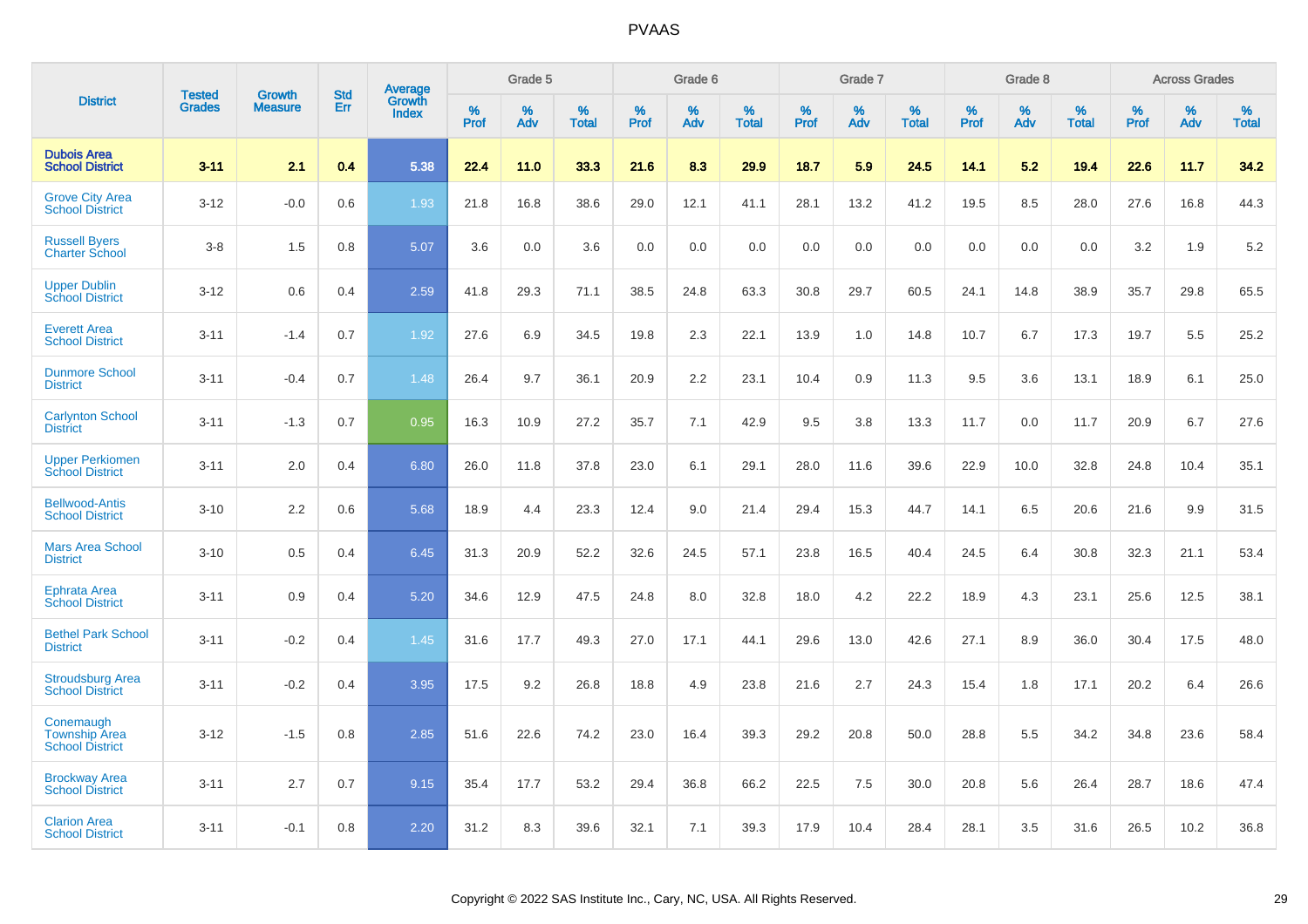# PVAAS

| District | Tested Grades | Growth Measure | Std Err | Average Growth Index | Grade 5 | | | Grade 6 | | | Grade 7 | | | Grade 8 | | | Across Grades | | |
|---|---|---|---|---|---|---|---|---|---|---|---|---|---|---|---|---|---|---|---|
| | | | | | % Prof | % Adv | % Total | % Prof | % Adv | % Total | % Prof | % Adv | % Total | % Prof | % Adv | % Total | % Prof | % Adv | % Total |
| **Dubois Area School District** | **3-11** | **2.1** | **0.4** | **5.38** | **22.4** | **11.0** | **33.3** | **21.6** | **8.3** | **29.9** | **18.7** | **5.9** | **24.5** | **14.1** | **5.2** | **19.4** | **22.6** | **11.7** | **34.2** |
| Grove City Area School District | 3-12 | -0.0 | 0.6 | 1.93 | 21.8 | 16.8 | 38.6 | 29.0 | 12.1 | 41.1 | 28.1 | 13.2 | 41.2 | 19.5 | 8.5 | 28.0 | 27.6 | 16.8 | 44.3 |
| Russell Byers Charter School | 3-8 | 1.5 | 0.8 | 5.07 | 3.6 | 0.0 | 3.6 | 0.0 | 0.0 | 0.0 | 0.0 | 0.0 | 0.0 | 0.0 | 0.0 | 0.0 | 3.2 | 1.9 | 5.2 |
| Upper Dublin School District | 3-12 | 0.6 | 0.4 | 2.59 | 41.8 | 29.3 | 71.1 | 38.5 | 24.8 | 63.3 | 30.8 | 29.7 | 60.5 | 24.1 | 14.8 | 38.9 | 35.7 | 29.8 | 65.5 |
| Everett Area School District | 3-11 | -1.4 | 0.7 | 1.92 | 27.6 | 6.9 | 34.5 | 19.8 | 2.3 | 22.1 | 13.9 | 1.0 | 14.8 | 10.7 | 6.7 | 17.3 | 19.7 | 5.5 | 25.2 |
| Dunmore School District | 3-11 | -0.4 | 0.7 | 1.48 | 26.4 | 9.7 | 36.1 | 20.9 | 2.2 | 23.1 | 10.4 | 0.9 | 11.3 | 9.5 | 3.6 | 13.1 | 18.9 | 6.1 | 25.0 |
| Carlynton School District | 3-11 | -1.3 | 0.7 | 0.95 | 16.3 | 10.9 | 27.2 | 35.7 | 7.1 | 42.9 | 9.5 | 3.8 | 13.3 | 11.7 | 0.0 | 11.7 | 20.9 | 6.7 | 27.6 |
| Upper Perkiomen School District | 3-11 | 2.0 | 0.4 | 6.80 | 26.0 | 11.8 | 37.8 | 23.0 | 6.1 | 29.1 | 28.0 | 11.6 | 39.6 | 22.9 | 10.0 | 32.8 | 24.8 | 10.4 | 35.1 |
| Bellwood-Antis School District | 3-10 | 2.2 | 0.6 | 5.68 | 18.9 | 4.4 | 23.3 | 12.4 | 9.0 | 21.4 | 29.4 | 15.3 | 44.7 | 14.1 | 6.5 | 20.6 | 21.6 | 9.9 | 31.5 |
| Mars Area School District | 3-10 | 0.5 | 0.4 | 6.45 | 31.3 | 20.9 | 52.2 | 32.6 | 24.5 | 57.1 | 23.8 | 16.5 | 40.4 | 24.5 | 6.4 | 30.8 | 32.3 | 21.1 | 53.4 |
| Ephrata Area School District | 3-11 | 0.9 | 0.4 | 5.20 | 34.6 | 12.9 | 47.5 | 24.8 | 8.0 | 32.8 | 18.0 | 4.2 | 22.2 | 18.9 | 4.3 | 23.1 | 25.6 | 12.5 | 38.1 |
| Bethel Park School District | 3-11 | -0.2 | 0.4 | 1.45 | 31.6 | 17.7 | 49.3 | 27.0 | 17.1 | 44.1 | 29.6 | 13.0 | 42.6 | 27.1 | 8.9 | 36.0 | 30.4 | 17.5 | 48.0 |
| Stroudsburg Area School District | 3-11 | -0.2 | 0.4 | 3.95 | 17.5 | 9.2 | 26.8 | 18.8 | 4.9 | 23.8 | 21.6 | 2.7 | 24.3 | 15.4 | 1.8 | 17.1 | 20.2 | 6.4 | 26.6 |
| Conemaugh Township Area School District | 3-12 | -1.5 | 0.8 | 2.85 | 51.6 | 22.6 | 74.2 | 23.0 | 16.4 | 39.3 | 29.2 | 20.8 | 50.0 | 28.8 | 5.5 | 34.2 | 34.8 | 23.6 | 58.4 |
| Brockway Area School District | 3-11 | 2.7 | 0.7 | 9.15 | 35.4 | 17.7 | 53.2 | 29.4 | 36.8 | 66.2 | 22.5 | 7.5 | 30.0 | 20.8 | 5.6 | 26.4 | 28.7 | 18.6 | 47.4 |
| Clarion Area School District | 3-11 | -0.1 | 0.8 | 2.20 | 31.2 | 8.3 | 39.6 | 32.1 | 7.1 | 39.3 | 17.9 | 10.4 | 28.4 | 28.1 | 3.5 | 31.6 | 26.5 | 10.2 | 36.8 |

Copyright © 2022 SAS Institute Inc., Cary, NC, USA. All Rights Reserved.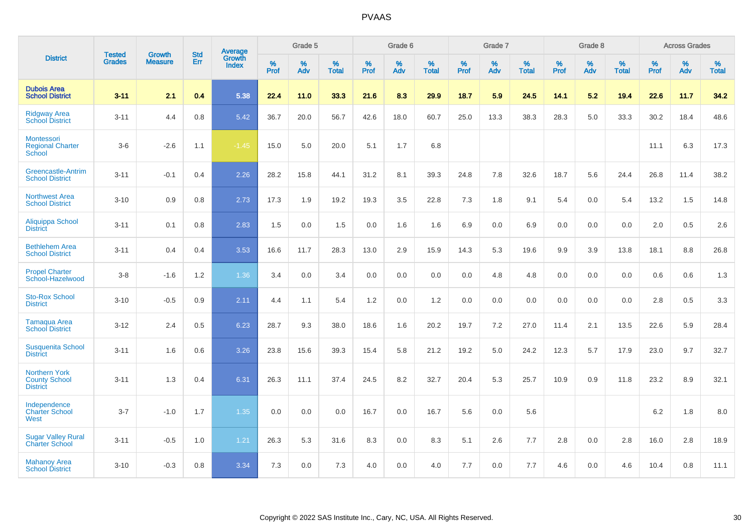# PVAAS

| District | Tested Grades | Growth Measure | Std Err | Average Growth Index | Grade 5 | | | Grade 6 | | | Grade 7 | | | Grade 8 | | | Across Grades | | |
|---|---|---|---|---|---|---|---|---|---|---|---|---|---|---|---|---|---|---|---|
| | | | | | % Prof | % Adv | % Total | % Prof | % Adv | % Total | % Prof | % Adv | % Total | % Prof | % Adv | % Total | % Prof | % Adv | % Total |
| **Dubois Area School District** | **3-11** | **2.1** | **0.4** | **5.38** | **22.4** | **11.0** | **33.3** | **21.6** | **8.3** | **29.9** | **18.7** | **5.9** | **24.5** | **14.1** | **5.2** | **19.4** | **22.6** | **11.7** | **34.2** |
| Ridgway Area School District | 3-11 | 4.4 | 0.8 | 5.42 | 36.7 | 20.0 | 56.7 | 42.6 | 18.0 | 60.7 | 25.0 | 13.3 | 38.3 | 28.3 | 5.0 | 33.3 | 30.2 | 18.4 | 48.6 |
| Montessori Regional Charter School | 3-6 | -2.6 | 1.1 | -1.45 | 15.0 | 5.0 | 20.0 | 5.1 | 1.7 | 6.8 | | | | | | | 11.1 | 6.3 | 17.3 |
| Greencastle-Antrim School District | 3-11 | -0.1 | 0.4 | 2.26 | 28.2 | 15.8 | 44.1 | 31.2 | 8.1 | 39.3 | 24.8 | 7.8 | 32.6 | 18.7 | 5.6 | 24.4 | 26.8 | 11.4 | 38.2 |
| Northwest Area School District | 3-10 | 0.9 | 0.8 | 2.73 | 17.3 | 1.9 | 19.2 | 19.3 | 3.5 | 22.8 | 7.3 | 1.8 | 9.1 | 5.4 | 0.0 | 5.4 | 13.2 | 1.5 | 14.8 |
| Aliquippa School District | 3-11 | 0.1 | 0.8 | 2.83 | 1.5 | 0.0 | 1.5 | 0.0 | 1.6 | 1.6 | 6.9 | 0.0 | 6.9 | 0.0 | 0.0 | 0.0 | 2.0 | 0.5 | 2.6 |
| Bethlehem Area School District | 3-11 | 0.4 | 0.4 | 3.53 | 16.6 | 11.7 | 28.3 | 13.0 | 2.9 | 15.9 | 14.3 | 5.3 | 19.6 | 9.9 | 3.9 | 13.8 | 18.1 | 8.8 | 26.8 |
| Propel Charter School-Hazelwood | 3-8 | -1.6 | 1.2 | 1.36 | 3.4 | 0.0 | 3.4 | 0.0 | 0.0 | 0.0 | 0.0 | 4.8 | 4.8 | 0.0 | 0.0 | 0.0 | 0.6 | 0.6 | 1.3 |
| Sto-Rox School District | 3-10 | -0.5 | 0.9 | 2.11 | 4.4 | 1.1 | 5.4 | 1.2 | 0.0 | 1.2 | 0.0 | 0.0 | 0.0 | 0.0 | 0.0 | 0.0 | 2.8 | 0.5 | 3.3 |
| Tamaqua Area School District | 3-12 | 2.4 | 0.5 | 6.23 | 28.7 | 9.3 | 38.0 | 18.6 | 1.6 | 20.2 | 19.7 | 7.2 | 27.0 | 11.4 | 2.1 | 13.5 | 22.6 | 5.9 | 28.4 |
| Susquenita School District | 3-11 | 1.6 | 0.6 | 3.26 | 23.8 | 15.6 | 39.3 | 15.4 | 5.8 | 21.2 | 19.2 | 5.0 | 24.2 | 12.3 | 5.7 | 17.9 | 23.0 | 9.7 | 32.7 |
| Northern York County School District | 3-11 | 1.3 | 0.4 | 6.31 | 26.3 | 11.1 | 37.4 | 24.5 | 8.2 | 32.7 | 20.4 | 5.3 | 25.7 | 10.9 | 0.9 | 11.8 | 23.2 | 8.9 | 32.1 |
| Independence Charter School West | 3-7 | -1.0 | 1.7 | 1.35 | 0.0 | 0.0 | 0.0 | 16.7 | 0.0 | 16.7 | 5.6 | 0.0 | 5.6 | | | | 6.2 | 1.8 | 8.0 |
| Sugar Valley Rural Charter School | 3-11 | -0.5 | 1.0 | 1.21 | 26.3 | 5.3 | 31.6 | 8.3 | 0.0 | 8.3 | 5.1 | 2.6 | 7.7 | 2.8 | 0.0 | 2.8 | 16.0 | 2.8 | 18.9 |
| Mahanoy Area School District | 3-10 | -0.3 | 0.8 | 3.34 | 7.3 | 0.0 | 7.3 | 4.0 | 0.0 | 4.0 | 7.7 | 0.0 | 7.7 | 4.6 | 0.0 | 4.6 | 10.4 | 0.8 | 11.1 |

Copyright © 2022 SAS Institute Inc., Cary, NC, USA. All Rights Reserved.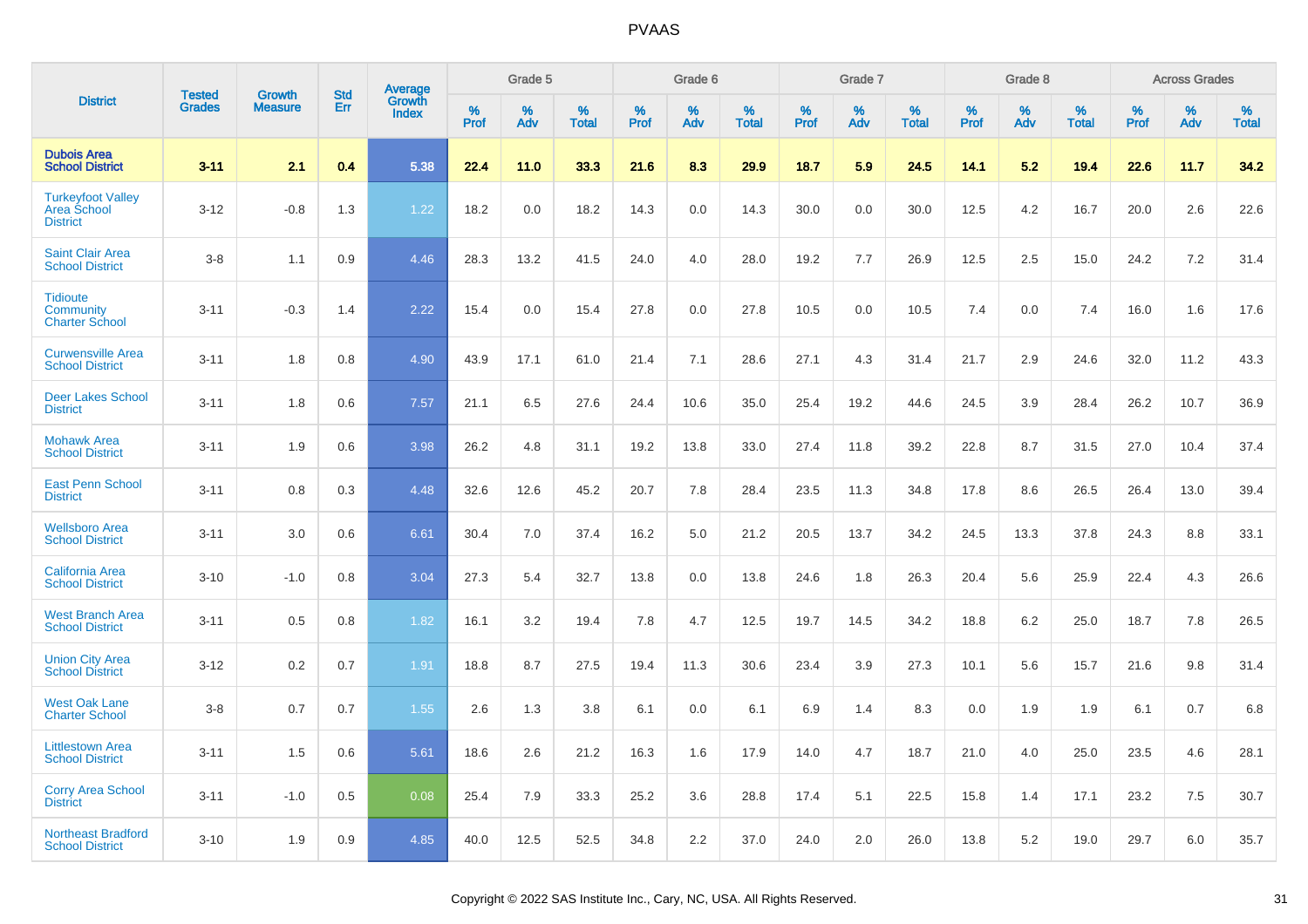# PVAAS

| District | Tested Grades | Growth Measure | Std Err | Average Growth Index | Grade 5 | | | Grade 6 | | | Grade 7 | | | Grade 8 | | | Across Grades | | |
|---|---|---|---|---|---|---|---|---|---|---|---|---|---|---|---|---|---|---|---|
| | | | | | % Prof | % Adv | % Total | % Prof | % Adv | % Total | % Prof | % Adv | % Total | % Prof | % Adv | % Total | % Prof | % Adv | % Total |
| **Dubois Area School District** | **3-11** | **2.1** | **0.4** | **5.38** | **22.4** | **11.0** | **33.3** | **21.6** | **8.3** | **29.9** | **18.7** | **5.9** | **24.5** | **14.1** | **5.2** | **19.4** | **22.6** | **11.7** | **34.2** |
| Turkeyfoot Valley Area School District | 3-12 | -0.8 | 1.3 | 1.22 | 18.2 | 0.0 | 18.2 | 14.3 | 0.0 | 14.3 | 30.0 | 0.0 | 30.0 | 12.5 | 4.2 | 16.7 | 20.0 | 2.6 | 22.6 |
| Saint Clair Area School District | 3-8 | 1.1 | 0.9 | 4.46 | 28.3 | 13.2 | 41.5 | 24.0 | 4.0 | 28.0 | 19.2 | 7.7 | 26.9 | 12.5 | 2.5 | 15.0 | 24.2 | 7.2 | 31.4 |
| Tidioute Community Charter School | 3-11 | -0.3 | 1.4 | 2.22 | 15.4 | 0.0 | 15.4 | 27.8 | 0.0 | 27.8 | 10.5 | 0.0 | 10.5 | 7.4 | 0.0 | 7.4 | 16.0 | 1.6 | 17.6 |
| Curwensville Area School District | 3-11 | 1.8 | 0.8 | 4.90 | 43.9 | 17.1 | 61.0 | 21.4 | 7.1 | 28.6 | 27.1 | 4.3 | 31.4 | 21.7 | 2.9 | 24.6 | 32.0 | 11.2 | 43.3 |
| Deer Lakes School District | 3-11 | 1.8 | 0.6 | 7.57 | 21.1 | 6.5 | 27.6 | 24.4 | 10.6 | 35.0 | 25.4 | 19.2 | 44.6 | 24.5 | 3.9 | 28.4 | 26.2 | 10.7 | 36.9 |
| Mohawk Area School District | 3-11 | 1.9 | 0.6 | 3.98 | 26.2 | 4.8 | 31.1 | 19.2 | 13.8 | 33.0 | 27.4 | 11.8 | 39.2 | 22.8 | 8.7 | 31.5 | 27.0 | 10.4 | 37.4 |
| East Penn School District | 3-11 | 0.8 | 0.3 | 4.48 | 32.6 | 12.6 | 45.2 | 20.7 | 7.8 | 28.4 | 23.5 | 11.3 | 34.8 | 17.8 | 8.6 | 26.5 | 26.4 | 13.0 | 39.4 |
| Wellsboro Area School District | 3-11 | 3.0 | 0.6 | 6.61 | 30.4 | 7.0 | 37.4 | 16.2 | 5.0 | 21.2 | 20.5 | 13.7 | 34.2 | 24.5 | 13.3 | 37.8 | 24.3 | 8.8 | 33.1 |
| California Area School District | 3-10 | -1.0 | 0.8 | 3.04 | 27.3 | 5.4 | 32.7 | 13.8 | 0.0 | 13.8 | 24.6 | 1.8 | 26.3 | 20.4 | 5.6 | 25.9 | 22.4 | 4.3 | 26.6 |
| West Branch Area School District | 3-11 | 0.5 | 0.8 | 1.82 | 16.1 | 3.2 | 19.4 | 7.8 | 4.7 | 12.5 | 19.7 | 14.5 | 34.2 | 18.8 | 6.2 | 25.0 | 18.7 | 7.8 | 26.5 |
| Union City Area School District | 3-12 | 0.2 | 0.7 | 1.91 | 18.8 | 8.7 | 27.5 | 19.4 | 11.3 | 30.6 | 23.4 | 3.9 | 27.3 | 10.1 | 5.6 | 15.7 | 21.6 | 9.8 | 31.4 |
| West Oak Lane Charter School | 3-8 | 0.7 | 0.7 | 1.55 | 2.6 | 1.3 | 3.8 | 6.1 | 0.0 | 6.1 | 6.9 | 1.4 | 8.3 | 0.0 | 1.9 | 1.9 | 6.1 | 0.7 | 6.8 |
| Littlestown Area School District | 3-11 | 1.5 | 0.6 | 5.61 | 18.6 | 2.6 | 21.2 | 16.3 | 1.6 | 17.9 | 14.0 | 4.7 | 18.7 | 21.0 | 4.0 | 25.0 | 23.5 | 4.6 | 28.1 |
| Corry Area School District | 3-11 | -1.0 | 0.5 | 0.08 | 25.4 | 7.9 | 33.3 | 25.2 | 3.6 | 28.8 | 17.4 | 5.1 | 22.5 | 15.8 | 1.4 | 17.1 | 23.2 | 7.5 | 30.7 |
| Northeast Bradford School District | 3-10 | 1.9 | 0.9 | 4.85 | 40.0 | 12.5 | 52.5 | 34.8 | 2.2 | 37.0 | 24.0 | 2.0 | 26.0 | 13.8 | 5.2 | 19.0 | 29.7 | 6.0 | 35.7 |

Copyright © 2022 SAS Institute Inc., Cary, NC, USA. All Rights Reserved.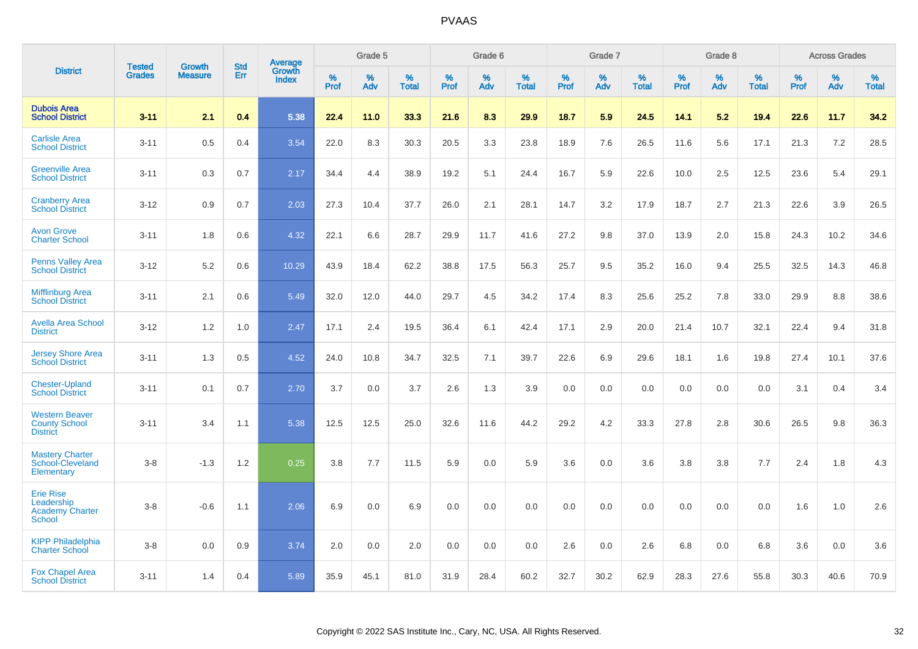# PVAAS

| District | Tested Grades | Growth Measure | Std Err | Average Growth Index | Grade 5 | | | Grade 6 | | | Grade 7 | | | Grade 8 | | | Across Grades | | |
|---|---|---|---|---|---|---|---|---|---|---|---|---|---|---|---|---|---|---|---|
| | | | | | % Prof | % Adv | % Total | % Prof | % Adv | % Total | % Prof | % Adv | % Total | % Prof | % Adv | % Total | % Prof | % Adv | % Total |
| **Dubois Area School District** | **3-11** | **2.1** | **0.4** | **5.38** | **22.4** | **11.0** | **33.3** | **21.6** | **8.3** | **29.9** | **18.7** | **5.9** | **24.5** | **14.1** | **5.2** | **19.4** | **22.6** | **11.7** | **34.2** |
| Carlisle Area School District | 3-11 | 0.5 | 0.4 | 3.54 | 22.0 | 8.3 | 30.3 | 20.5 | 3.3 | 23.8 | 18.9 | 7.6 | 26.5 | 11.6 | 5.6 | 17.1 | 21.3 | 7.2 | 28.5 |
| Greenville Area School District | 3-11 | 0.3 | 0.7 | 2.17 | 34.4 | 4.4 | 38.9 | 19.2 | 5.1 | 24.4 | 16.7 | 5.9 | 22.6 | 10.0 | 2.5 | 12.5 | 23.6 | 5.4 | 29.1 |
| Cranberry Area School District | 3-12 | 0.9 | 0.7 | 2.03 | 27.3 | 10.4 | 37.7 | 26.0 | 2.1 | 28.1 | 14.7 | 3.2 | 17.9 | 18.7 | 2.7 | 21.3 | 22.6 | 3.9 | 26.5 |
| Avon Grove Charter School | 3-11 | 1.8 | 0.6 | 4.32 | 22.1 | 6.6 | 28.7 | 29.9 | 11.7 | 41.6 | 27.2 | 9.8 | 37.0 | 13.9 | 2.0 | 15.8 | 24.3 | 10.2 | 34.6 |
| Penns Valley Area School District | 3-12 | 5.2 | 0.6 | 10.29 | 43.9 | 18.4 | 62.2 | 38.8 | 17.5 | 56.3 | 25.7 | 9.5 | 35.2 | 16.0 | 9.4 | 25.5 | 32.5 | 14.3 | 46.8 |
| Mifflinburg Area School District | 3-11 | 2.1 | 0.6 | 5.49 | 32.0 | 12.0 | 44.0 | 29.7 | 4.5 | 34.2 | 17.4 | 8.3 | 25.6 | 25.2 | 7.8 | 33.0 | 29.9 | 8.8 | 38.6 |
| Avella Area School District | 3-12 | 1.2 | 1.0 | 2.47 | 17.1 | 2.4 | 19.5 | 36.4 | 6.1 | 42.4 | 17.1 | 2.9 | 20.0 | 21.4 | 10.7 | 32.1 | 22.4 | 9.4 | 31.8 |
| Jersey Shore Area School District | 3-11 | 1.3 | 0.5 | 4.52 | 24.0 | 10.8 | 34.7 | 32.5 | 7.1 | 39.7 | 22.6 | 6.9 | 29.6 | 18.1 | 1.6 | 19.8 | 27.4 | 10.1 | 37.6 |
| Chester-Upland School District | 3-11 | 0.1 | 0.7 | 2.70 | 3.7 | 0.0 | 3.7 | 2.6 | 1.3 | 3.9 | 0.0 | 0.0 | 0.0 | 0.0 | 0.0 | 0.0 | 3.1 | 0.4 | 3.4 |
| Western Beaver County School District | 3-11 | 3.4 | 1.1 | 5.38 | 12.5 | 12.5 | 25.0 | 32.6 | 11.6 | 44.2 | 29.2 | 4.2 | 33.3 | 27.8 | 2.8 | 30.6 | 26.5 | 9.8 | 36.3 |
| Mastery Charter School-Cleveland Elementary | 3-8 | -1.3 | 1.2 | 0.25 | 3.8 | 7.7 | 11.5 | 5.9 | 0.0 | 5.9 | 3.6 | 0.0 | 3.6 | 3.8 | 3.8 | 7.7 | 2.4 | 1.8 | 4.3 |
| Erie Rise Leadership Academy Charter School | 3-8 | -0.6 | 1.1 | 2.06 | 6.9 | 0.0 | 6.9 | 0.0 | 0.0 | 0.0 | 0.0 | 0.0 | 0.0 | 0.0 | 0.0 | 0.0 | 1.6 | 1.0 | 2.6 |
| KIPP Philadelphia Charter School | 3-8 | 0.0 | 0.9 | 3.74 | 2.0 | 0.0 | 2.0 | 0.0 | 0.0 | 0.0 | 2.6 | 0.0 | 2.6 | 6.8 | 0.0 | 6.8 | 3.6 | 0.0 | 3.6 |
| Fox Chapel Area School District | 3-11 | 1.4 | 0.4 | 5.89 | 35.9 | 45.1 | 81.0 | 31.9 | 28.4 | 60.2 | 32.7 | 30.2 | 62.9 | 28.3 | 27.6 | 55.8 | 30.3 | 40.6 | 70.9 |

Copyright © 2022 SAS Institute Inc., Cary, NC, USA. All Rights Reserved.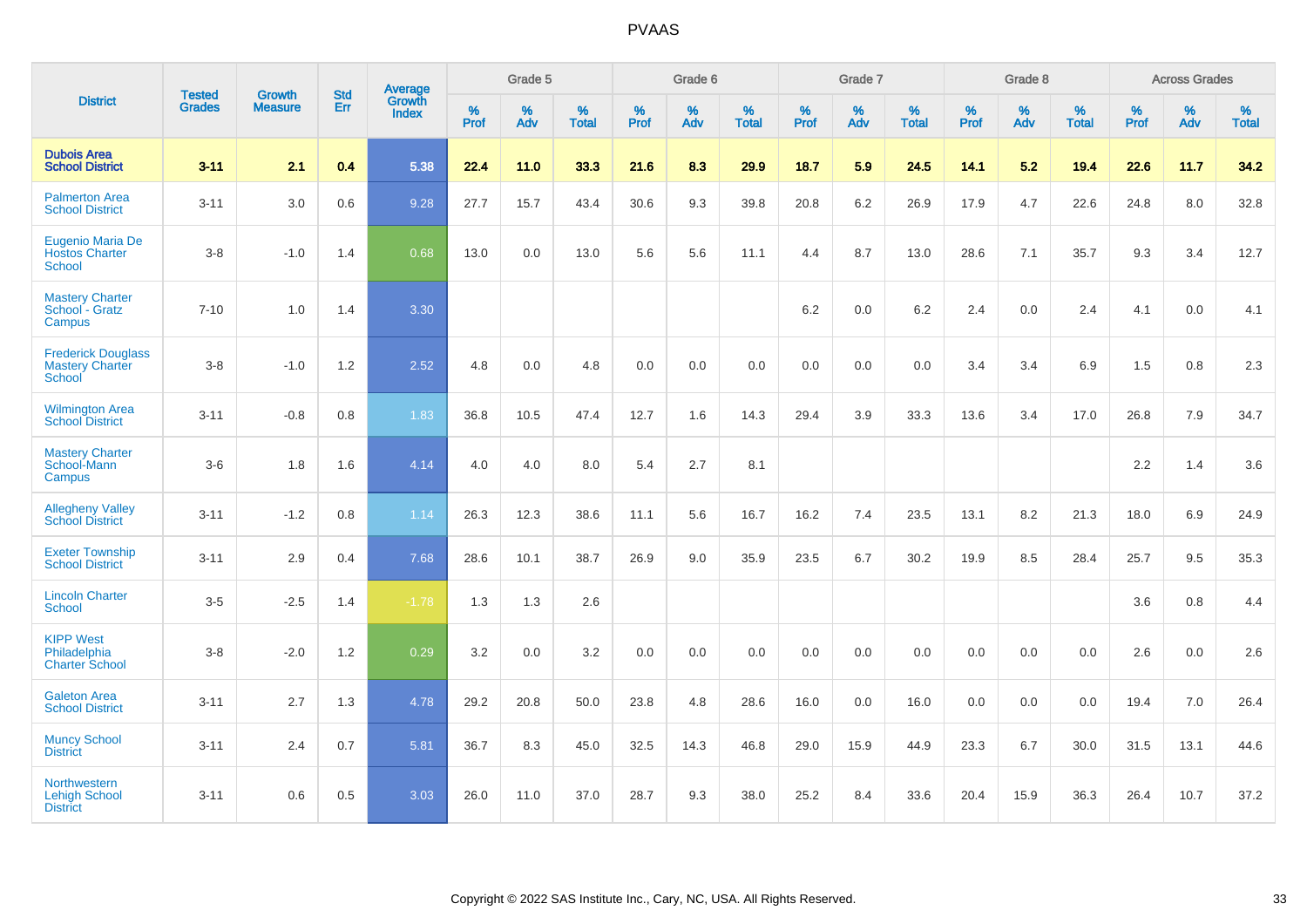# PVAAS

| District | Tested Grades | Growth Measure | Std Err | Average Growth Index | Grade 5 | | | Grade 6 | | | Grade 7 | | | Grade 8 | | | Across Grades | | |
|---|---|---|---|---|---|---|---|---|---|---|---|---|---|---|---|---|---|---|---|
| | | | | | % Prof | % Adv | % Total | % Prof | % Adv | % Total | % Prof | % Adv | % Total | % Prof | % Adv | % Total | % Prof | % Adv | % Total |
| **Dubois Area School District** | **3-11** | **2.1** | **0.4** | **5.38** | **22.4** | **11.0** | **33.3** | **21.6** | **8.3** | **29.9** | **18.7** | **5.9** | **24.5** | **14.1** | **5.2** | **19.4** | **22.6** | **11.7** | **34.2** |
| Palmerton Area School District | 3-11 | 3.0 | 0.6 | 9.28 | 27.7 | 15.7 | 43.4 | 30.6 | 9.3 | 39.8 | 20.8 | 6.2 | 26.9 | 17.9 | 4.7 | 22.6 | 24.8 | 8.0 | 32.8 |
| Eugenio Maria De Hostos Charter School | 3-8 | -1.0 | 1.4 | 0.68 | 13.0 | 0.0 | 13.0 | 5.6 | 5.6 | 11.1 | 4.4 | 8.7 | 13.0 | 28.6 | 7.1 | 35.7 | 9.3 | 3.4 | 12.7 |
| Mastery Charter School - Gratz Campus | 7-10 | 1.0 | 1.4 | 3.30 | | | | | | | 6.2 | 0.0 | 6.2 | 2.4 | 0.0 | 2.4 | 4.1 | 0.0 | 4.1 |
| Frederick Douglass Mastery Charter School | 3-8 | -1.0 | 1.2 | 2.52 | 4.8 | 0.0 | 4.8 | 0.0 | 0.0 | 0.0 | 0.0 | 0.0 | 0.0 | 3.4 | 3.4 | 6.9 | 1.5 | 0.8 | 2.3 |
| Wilmington Area School District | 3-11 | -0.8 | 0.8 | 1.83 | 36.8 | 10.5 | 47.4 | 12.7 | 1.6 | 14.3 | 29.4 | 3.9 | 33.3 | 13.6 | 3.4 | 17.0 | 26.8 | 7.9 | 34.7 |
| Mastery Charter School-Mann Campus | 3-6 | 1.8 | 1.6 | 4.14 | 4.0 | 4.0 | 8.0 | 5.4 | 2.7 | 8.1 | | | | | | | 2.2 | 1.4 | 3.6 |
| Allegheny Valley School District | 3-11 | -1.2 | 0.8 | 1.14 | 26.3 | 12.3 | 38.6 | 11.1 | 5.6 | 16.7 | 16.2 | 7.4 | 23.5 | 13.1 | 8.2 | 21.3 | 18.0 | 6.9 | 24.9 |
| Exeter Township School District | 3-11 | 2.9 | 0.4 | 7.68 | 28.6 | 10.1 | 38.7 | 26.9 | 9.0 | 35.9 | 23.5 | 6.7 | 30.2 | 19.9 | 8.5 | 28.4 | 25.7 | 9.5 | 35.3 |
| Lincoln Charter School | 3-5 | -2.5 | 1.4 | -1.78 | 1.3 | 1.3 | 2.6 | | | | | | | | | | 3.6 | 0.8 | 4.4 |
| KIPP West Philadelphia Charter School | 3-8 | -2.0 | 1.2 | 0.29 | 3.2 | 0.0 | 3.2 | 0.0 | 0.0 | 0.0 | 0.0 | 0.0 | 0.0 | 0.0 | 0.0 | 0.0 | 2.6 | 0.0 | 2.6 |
| Galeton Area School District | 3-11 | 2.7 | 1.3 | 4.78 | 29.2 | 20.8 | 50.0 | 23.8 | 4.8 | 28.6 | 16.0 | 0.0 | 16.0 | 0.0 | 0.0 | 0.0 | 19.4 | 7.0 | 26.4 |
| Muncy School District | 3-11 | 2.4 | 0.7 | 5.81 | 36.7 | 8.3 | 45.0 | 32.5 | 14.3 | 46.8 | 29.0 | 15.9 | 44.9 | 23.3 | 6.7 | 30.0 | 31.5 | 13.1 | 44.6 |
| Northwestern Lehigh School District | 3-11 | 0.6 | 0.5 | 3.03 | 26.0 | 11.0 | 37.0 | 28.7 | 9.3 | 38.0 | 25.2 | 8.4 | 33.6 | 20.4 | 15.9 | 36.3 | 26.4 | 10.7 | 37.2 |

Copyright © 2022 SAS Institute Inc., Cary, NC, USA. All Rights Reserved.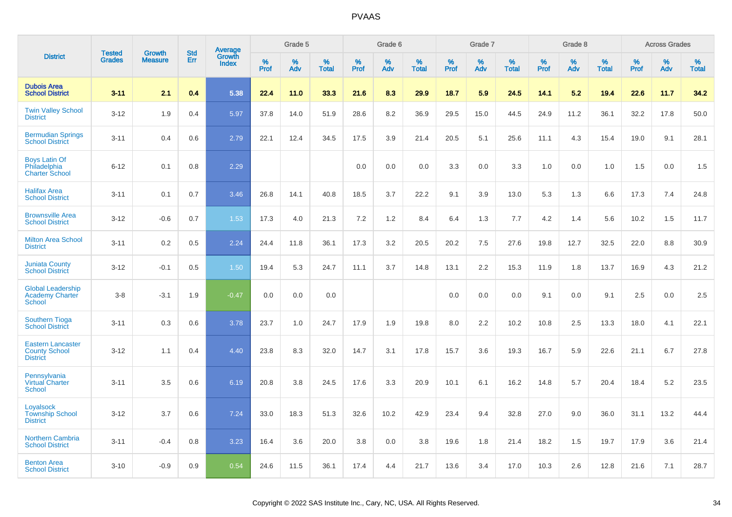# PVAAS

| District | Tested Grades | Growth Measure | Std Err | Average Growth Index | Grade 5 | | | Grade 6 | | | Grade 7 | | | Grade 8 | | | Across Grades | | |
|---|---|---|---|---|---|---|---|---|---|---|---|---|---|---|---|---|---|---|---|
| | | | | | % Prof | % Adv | % Total | % Prof | % Adv | % Total | % Prof | % Adv | % Total | % Prof | % Adv | % Total | % Prof | % Adv | % Total |
| **Dubois Area School District** | **3-11** | **2.1** | **0.4** | **5.38** | **22.4** | **11.0** | **33.3** | **21.6** | **8.3** | **29.9** | **18.7** | **5.9** | **24.5** | **14.1** | **5.2** | **19.4** | **22.6** | **11.7** | **34.2** |
| Twin Valley School District | 3-12 | 1.9 | 0.4 | 5.97 | 37.8 | 14.0 | 51.9 | 28.6 | 8.2 | 36.9 | 29.5 | 15.0 | 44.5 | 24.9 | 11.2 | 36.1 | 32.2 | 17.8 | 50.0 |
| Bermudian Springs School District | 3-11 | 0.4 | 0.6 | 2.79 | 22.1 | 12.4 | 34.5 | 17.5 | 3.9 | 21.4 | 20.5 | 5.1 | 25.6 | 11.1 | 4.3 | 15.4 | 19.0 | 9.1 | 28.1 |
| Boys Latin Of Philadelphia Charter School | 6-12 | 0.1 | 0.8 | 2.29 | | | | 0.0 | 0.0 | 0.0 | 3.3 | 0.0 | 3.3 | 1.0 | 0.0 | 1.0 | 1.5 | 0.0 | 1.5 |
| Halifax Area School District | 3-11 | 0.1 | 0.7 | 3.46 | 26.8 | 14.1 | 40.8 | 18.5 | 3.7 | 22.2 | 9.1 | 3.9 | 13.0 | 5.3 | 1.3 | 6.6 | 17.3 | 7.4 | 24.8 |
| Brownsville Area School District | 3-12 | -0.6 | 0.7 | 1.53 | 17.3 | 4.0 | 21.3 | 7.2 | 1.2 | 8.4 | 6.4 | 1.3 | 7.7 | 4.2 | 1.4 | 5.6 | 10.2 | 1.5 | 11.7 |
| Milton Area School District | 3-11 | 0.2 | 0.5 | 2.24 | 24.4 | 11.8 | 36.1 | 17.3 | 3.2 | 20.5 | 20.2 | 7.5 | 27.6 | 19.8 | 12.7 | 32.5 | 22.0 | 8.8 | 30.9 |
| Juniata County School District | 3-12 | -0.1 | 0.5 | 1.50 | 19.4 | 5.3 | 24.7 | 11.1 | 3.7 | 14.8 | 13.1 | 2.2 | 15.3 | 11.9 | 1.8 | 13.7 | 16.9 | 4.3 | 21.2 |
| Global Leadership Academy Charter School | 3-8 | -3.1 | 1.9 | -0.47 | 0.0 | 0.0 | 0.0 | | | | 0.0 | 0.0 | 0.0 | 9.1 | 0.0 | 9.1 | 2.5 | 0.0 | 2.5 |
| Southern Tioga School District | 3-11 | 0.3 | 0.6 | 3.78 | 23.7 | 1.0 | 24.7 | 17.9 | 1.9 | 19.8 | 8.0 | 2.2 | 10.2 | 10.8 | 2.5 | 13.3 | 18.0 | 4.1 | 22.1 |
| Eastern Lancaster County School District | 3-12 | 1.1 | 0.4 | 4.40 | 23.8 | 8.3 | 32.0 | 14.7 | 3.1 | 17.8 | 15.7 | 3.6 | 19.3 | 16.7 | 5.9 | 22.6 | 21.1 | 6.7 | 27.8 |
| Pennsylvania Virtual Charter School | 3-11 | 3.5 | 0.6 | 6.19 | 20.8 | 3.8 | 24.5 | 17.6 | 3.3 | 20.9 | 10.1 | 6.1 | 16.2 | 14.8 | 5.7 | 20.4 | 18.4 | 5.2 | 23.5 |
| Loyalsock Township School District | 3-12 | 3.7 | 0.6 | 7.24 | 33.0 | 18.3 | 51.3 | 32.6 | 10.2 | 42.9 | 23.4 | 9.4 | 32.8 | 27.0 | 9.0 | 36.0 | 31.1 | 13.2 | 44.4 |
| Northern Cambria School District | 3-11 | -0.4 | 0.8 | 3.23 | 16.4 | 3.6 | 20.0 | 3.8 | 0.0 | 3.8 | 19.6 | 1.8 | 21.4 | 18.2 | 1.5 | 19.7 | 17.9 | 3.6 | 21.4 |
| Benton Area School District | 3-10 | -0.9 | 0.9 | 0.54 | 24.6 | 11.5 | 36.1 | 17.4 | 4.4 | 21.7 | 13.6 | 3.4 | 17.0 | 10.3 | 2.6 | 12.8 | 21.6 | 7.1 | 28.7 |

Copyright © 2022 SAS Institute Inc., Cary, NC, USA. All Rights Reserved.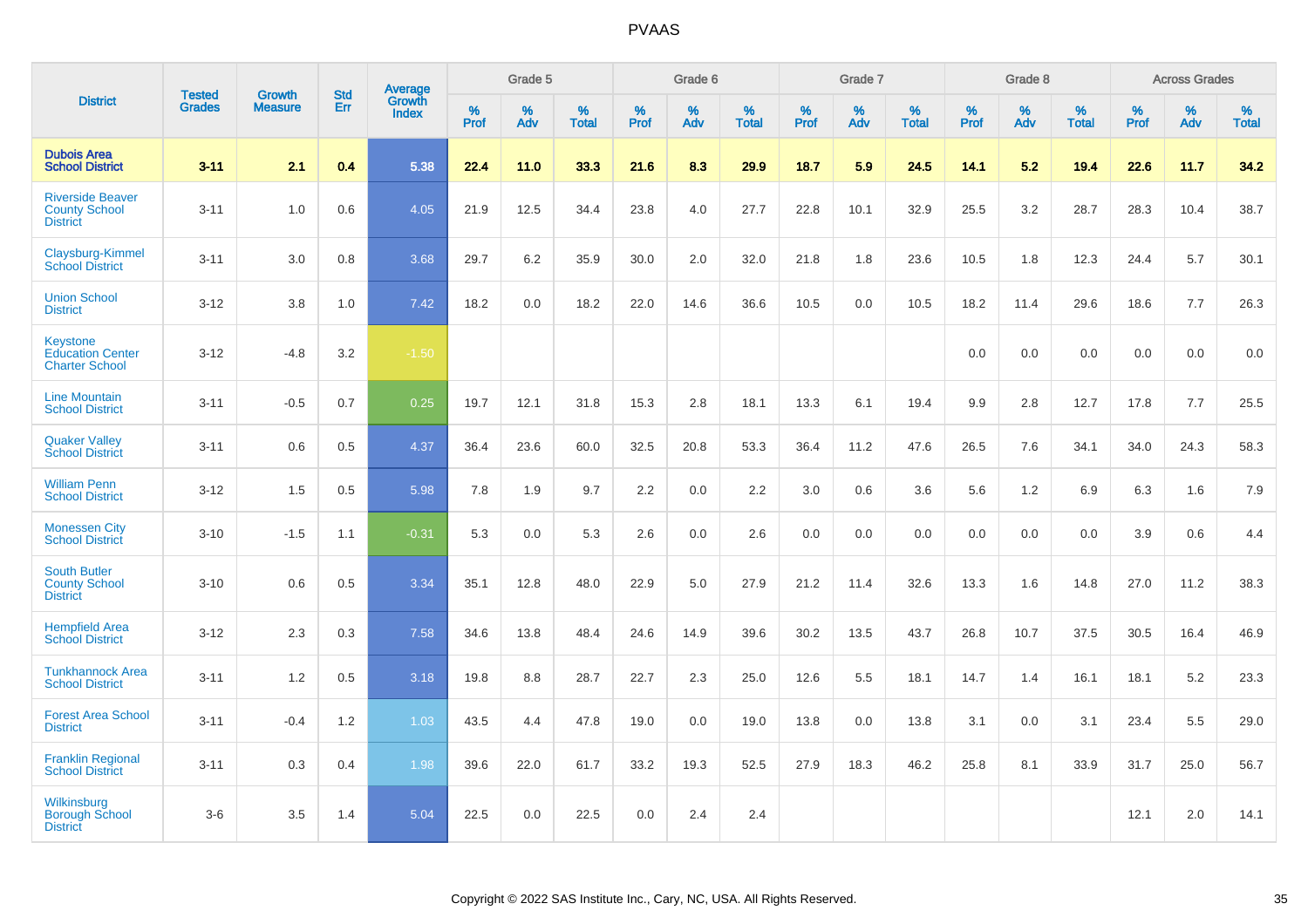# PVAAS

| District | Tested Grades | Growth Measure | Std Err | Average Growth Index | Grade 5 | | | Grade 6 | | | Grade 7 | | | Grade 8 | | | Across Grades | | |
|---|---|---|---|---|---|---|---|---|---|---|---|---|---|---|---|---|---|---|---|
| | | | | | % Prof | % Adv | % Total | % Prof | % Adv | % Total | % Prof | % Adv | % Total | % Prof | % Adv | % Total | % Prof | % Adv | % Total |
| **Dubois Area School District** | **3-11** | **2.1** | **0.4** | **5.38** | **22.4** | **11.0** | **33.3** | **21.6** | **8.3** | **29.9** | **18.7** | **5.9** | **24.5** | **14.1** | **5.2** | **19.4** | **22.6** | **11.7** | **34.2** |
| Riverside Beaver County School District | 3-11 | 1.0 | 0.6 | 4.05 | 21.9 | 12.5 | 34.4 | 23.8 | 4.0 | 27.7 | 22.8 | 10.1 | 32.9 | 25.5 | 3.2 | 28.7 | 28.3 | 10.4 | 38.7 |
| Claysburg-Kimmel School District | 3-11 | 3.0 | 0.8 | 3.68 | 29.7 | 6.2 | 35.9 | 30.0 | 2.0 | 32.0 | 21.8 | 1.8 | 23.6 | 10.5 | 1.8 | 12.3 | 24.4 | 5.7 | 30.1 |
| Union School District | 3-12 | 3.8 | 1.0 | 7.42 | 18.2 | 0.0 | 18.2 | 22.0 | 14.6 | 36.6 | 10.5 | 0.0 | 10.5 | 18.2 | 11.4 | 29.6 | 18.6 | 7.7 | 26.3 |
| Keystone Education Center Charter School | 3-12 | -4.8 | 3.2 | -1.50 | | | | | | | | | | 0.0 | 0.0 | 0.0 | 0.0 | 0.0 | 0.0 |
| Line Mountain School District | 3-11 | -0.5 | 0.7 | 0.25 | 19.7 | 12.1 | 31.8 | 15.3 | 2.8 | 18.1 | 13.3 | 6.1 | 19.4 | 9.9 | 2.8 | 12.7 | 17.8 | 7.7 | 25.5 |
| Quaker Valley School District | 3-11 | 0.6 | 0.5 | 4.37 | 36.4 | 23.6 | 60.0 | 32.5 | 20.8 | 53.3 | 36.4 | 11.2 | 47.6 | 26.5 | 7.6 | 34.1 | 34.0 | 24.3 | 58.3 |
| William Penn School District | 3-12 | 1.5 | 0.5 | 5.98 | 7.8 | 1.9 | 9.7 | 2.2 | 0.0 | 2.2 | 3.0 | 0.6 | 3.6 | 5.6 | 1.2 | 6.9 | 6.3 | 1.6 | 7.9 |
| Monessen City School District | 3-10 | -1.5 | 1.1 | -0.31 | 5.3 | 0.0 | 5.3 | 2.6 | 0.0 | 2.6 | 0.0 | 0.0 | 0.0 | 0.0 | 0.0 | 0.0 | 3.9 | 0.6 | 4.4 |
| South Butler County School District | 3-10 | 0.6 | 0.5 | 3.34 | 35.1 | 12.8 | 48.0 | 22.9 | 5.0 | 27.9 | 21.2 | 11.4 | 32.6 | 13.3 | 1.6 | 14.8 | 27.0 | 11.2 | 38.3 |
| Hempfield Area School District | 3-12 | 2.3 | 0.3 | 7.58 | 34.6 | 13.8 | 48.4 | 24.6 | 14.9 | 39.6 | 30.2 | 13.5 | 43.7 | 26.8 | 10.7 | 37.5 | 30.5 | 16.4 | 46.9 |
| Tunkhannock Area School District | 3-11 | 1.2 | 0.5 | 3.18 | 19.8 | 8.8 | 28.7 | 22.7 | 2.3 | 25.0 | 12.6 | 5.5 | 18.1 | 14.7 | 1.4 | 16.1 | 18.1 | 5.2 | 23.3 |
| Forest Area School District | 3-11 | -0.4 | 1.2 | 1.03 | 43.5 | 4.4 | 47.8 | 19.0 | 0.0 | 19.0 | 13.8 | 0.0 | 13.8 | 3.1 | 0.0 | 3.1 | 23.4 | 5.5 | 29.0 |
| Franklin Regional School District | 3-11 | 0.3 | 0.4 | 1.98 | 39.6 | 22.0 | 61.7 | 33.2 | 19.3 | 52.5 | 27.9 | 18.3 | 46.2 | 25.8 | 8.1 | 33.9 | 31.7 | 25.0 | 56.7 |
| Wilkinsburg Borough School District | 3-6 | 3.5 | 1.4 | 5.04 | 22.5 | 0.0 | 22.5 | 0.0 | 2.4 | 2.4 | | | | | | | 12.1 | 2.0 | 14.1 |

Copyright © 2022 SAS Institute Inc., Cary, NC, USA. All Rights Reserved.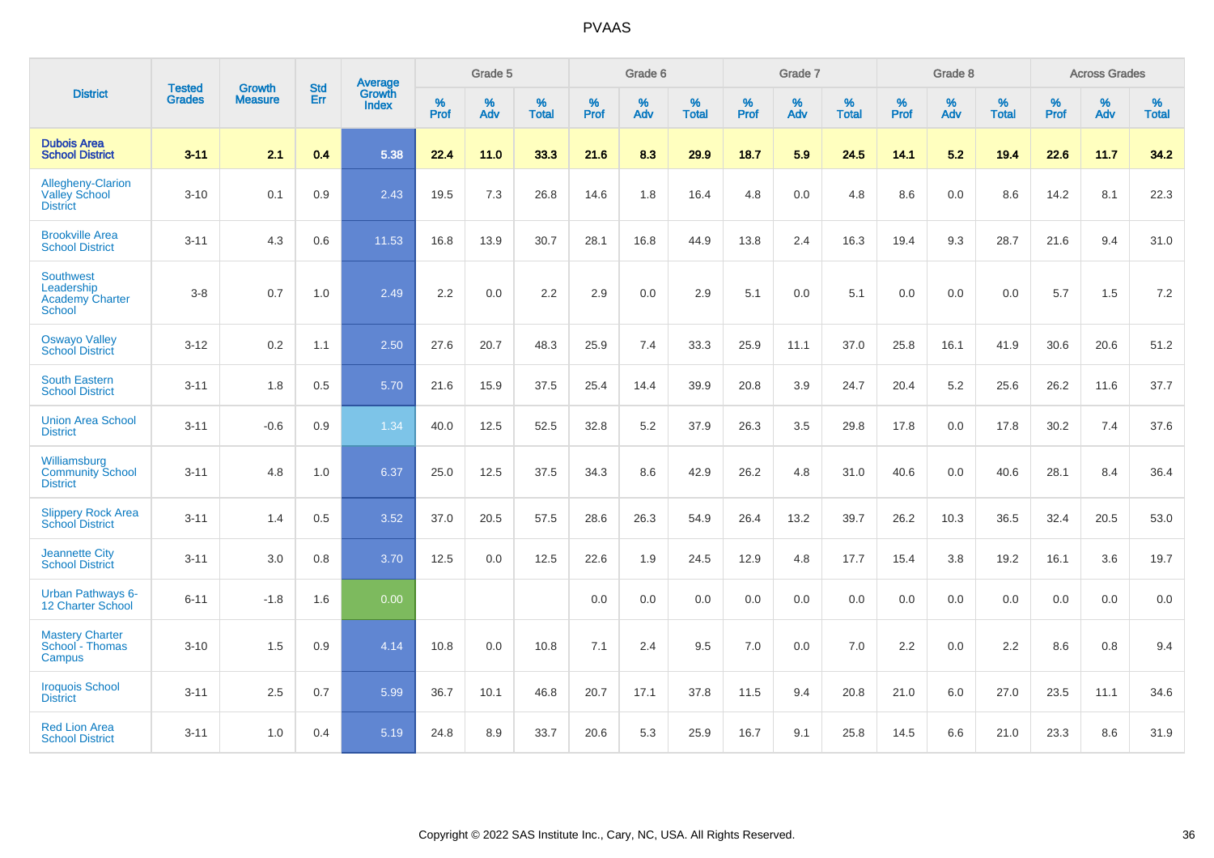# PVAAS

| District | Tested Grades | Growth Measure | Std Err | Average Growth Index | Grade 5 | | | Grade 6 | | | Grade 7 | | | Grade 8 | | | Across Grades | | |
|---|---|---|---|---|---|---|---|---|---|---|---|---|---|---|---|---|---|---|---|
| | | | | | % Prof | % Adv | % Total | % Prof | % Adv | % Total | % Prof | % Adv | % Total | % Prof | % Adv | % Total | % Prof | % Adv | % Total |
| **Dubois Area School District** | **3-11** | **2.1** | **0.4** | **5.38** | **22.4** | **11.0** | **33.3** | **21.6** | **8.3** | **29.9** | **18.7** | **5.9** | **24.5** | **14.1** | **5.2** | **19.4** | **22.6** | **11.7** | **34.2** |
| Allegheny-Clarion Valley School District | 3-10 | 0.1 | 0.9 | 2.43 | 19.5 | 7.3 | 26.8 | 14.6 | 1.8 | 16.4 | 4.8 | 0.0 | 4.8 | 8.6 | 0.0 | 8.6 | 14.2 | 8.1 | 22.3 |
| Brookville Area School District | 3-11 | 4.3 | 0.6 | 11.53 | 16.8 | 13.9 | 30.7 | 28.1 | 16.8 | 44.9 | 13.8 | 2.4 | 16.3 | 19.4 | 9.3 | 28.7 | 21.6 | 9.4 | 31.0 |
| Southwest Leadership Academy Charter School | 3-8 | 0.7 | 1.0 | 2.49 | 2.2 | 0.0 | 2.2 | 2.9 | 0.0 | 2.9 | 5.1 | 0.0 | 5.1 | 0.0 | 0.0 | 0.0 | 5.7 | 1.5 | 7.2 |
| Oswayo Valley School District | 3-12 | 0.2 | 1.1 | 2.50 | 27.6 | 20.7 | 48.3 | 25.9 | 7.4 | 33.3 | 25.9 | 11.1 | 37.0 | 25.8 | 16.1 | 41.9 | 30.6 | 20.6 | 51.2 |
| South Eastern School District | 3-11 | 1.8 | 0.5 | 5.70 | 21.6 | 15.9 | 37.5 | 25.4 | 14.4 | 39.9 | 20.8 | 3.9 | 24.7 | 20.4 | 5.2 | 25.6 | 26.2 | 11.6 | 37.7 |
| Union Area School District | 3-11 | -0.6 | 0.9 | 1.34 | 40.0 | 12.5 | 52.5 | 32.8 | 5.2 | 37.9 | 26.3 | 3.5 | 29.8 | 17.8 | 0.0 | 17.8 | 30.2 | 7.4 | 37.6 |
| Williamsburg Community School District | 3-11 | 4.8 | 1.0 | 6.37 | 25.0 | 12.5 | 37.5 | 34.3 | 8.6 | 42.9 | 26.2 | 4.8 | 31.0 | 40.6 | 0.0 | 40.6 | 28.1 | 8.4 | 36.4 |
| Slippery Rock Area School District | 3-11 | 1.4 | 0.5 | 3.52 | 37.0 | 20.5 | 57.5 | 28.6 | 26.3 | 54.9 | 26.4 | 13.2 | 39.7 | 26.2 | 10.3 | 36.5 | 32.4 | 20.5 | 53.0 |
| Jeannette City School District | 3-11 | 3.0 | 0.8 | 3.70 | 12.5 | 0.0 | 12.5 | 22.6 | 1.9 | 24.5 | 12.9 | 4.8 | 17.7 | 15.4 | 3.8 | 19.2 | 16.1 | 3.6 | 19.7 |
| Urban Pathways 6-12 Charter School | 6-11 | -1.8 | 1.6 | 0.00 | | | | 0.0 | 0.0 | 0.0 | 0.0 | 0.0 | 0.0 | 0.0 | 0.0 | 0.0 | 0.0 | 0.0 | 0.0 |
| Mastery Charter School - Thomas Campus | 3-10 | 1.5 | 0.9 | 4.14 | 10.8 | 0.0 | 10.8 | 7.1 | 2.4 | 9.5 | 7.0 | 0.0 | 7.0 | 2.2 | 0.0 | 2.2 | 8.6 | 0.8 | 9.4 |
| Iroquois School District | 3-11 | 2.5 | 0.7 | 5.99 | 36.7 | 10.1 | 46.8 | 20.7 | 17.1 | 37.8 | 11.5 | 9.4 | 20.8 | 21.0 | 6.0 | 27.0 | 23.5 | 11.1 | 34.6 |
| Red Lion Area School District | 3-11 | 1.0 | 0.4 | 5.19 | 24.8 | 8.9 | 33.7 | 20.6 | 5.3 | 25.9 | 16.7 | 9.1 | 25.8 | 14.5 | 6.6 | 21.0 | 23.3 | 8.6 | 31.9 |

Copyright © 2022 SAS Institute Inc., Cary, NC, USA. All Rights Reserved.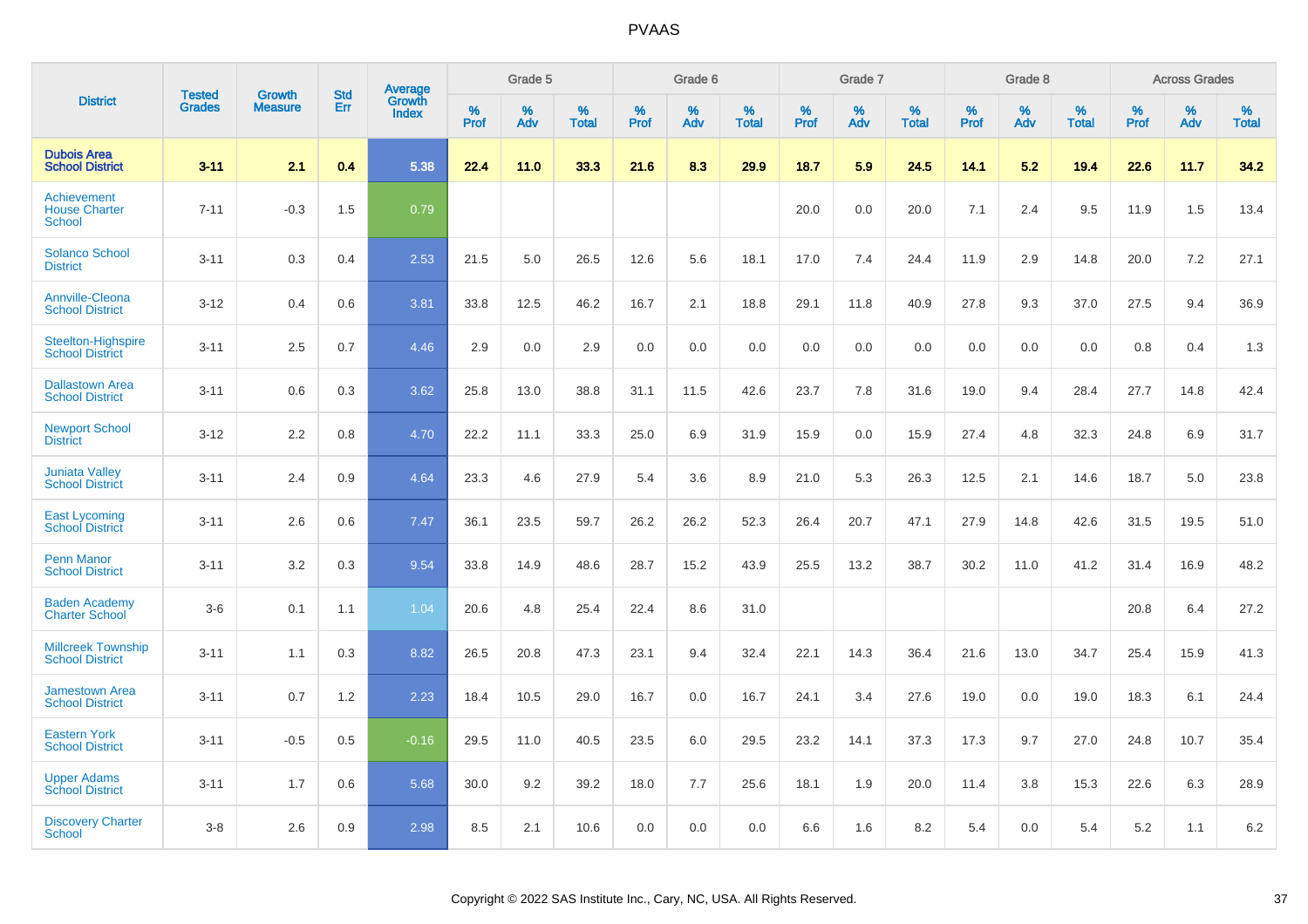# PVAAS

| District | Tested Grades | Growth Measure | Std Err | Average Growth Index | Grade 5 | | | Grade 6 | | | Grade 7 | | | Grade 8 | | | Across Grades | | |
|---|---|---|---|---|---|---|---|---|---|---|---|---|---|---|---|---|---|---|---|
| | | | | | % Prof | % Adv | % Total | % Prof | % Adv | % Total | % Prof | % Adv | % Total | % Prof | % Adv | % Total | % Prof | % Adv | % Total |
| **Dubois Area School District** | **3-11** | **2.1** | **0.4** | **5.38** | **22.4** | **11.0** | **33.3** | **21.6** | **8.3** | **29.9** | **18.7** | **5.9** | **24.5** | **14.1** | **5.2** | **19.4** | **22.6** | **11.7** | **34.2** |
| Achievement House Charter School | 7-11 | -0.3 | 1.5 | 0.79 | | | | | | | 20.0 | 0.0 | 20.0 | 7.1 | 2.4 | 9.5 | 11.9 | 1.5 | 13.4 |
| Solanco School District | 3-11 | 0.3 | 0.4 | 2.53 | 21.5 | 5.0 | 26.5 | 12.6 | 5.6 | 18.1 | 17.0 | 7.4 | 24.4 | 11.9 | 2.9 | 14.8 | 20.0 | 7.2 | 27.1 |
| Annville-Cleona School District | 3-12 | 0.4 | 0.6 | 3.81 | 33.8 | 12.5 | 46.2 | 16.7 | 2.1 | 18.8 | 29.1 | 11.8 | 40.9 | 27.8 | 9.3 | 37.0 | 27.5 | 9.4 | 36.9 |
| Steelton-Highspire School District | 3-11 | 2.5 | 0.7 | 4.46 | 2.9 | 0.0 | 2.9 | 0.0 | 0.0 | 0.0 | 0.0 | 0.0 | 0.0 | 0.0 | 0.0 | 0.0 | 0.8 | 0.4 | 1.3 |
| Dallastown Area School District | 3-11 | 0.6 | 0.3 | 3.62 | 25.8 | 13.0 | 38.8 | 31.1 | 11.5 | 42.6 | 23.7 | 7.8 | 31.6 | 19.0 | 9.4 | 28.4 | 27.7 | 14.8 | 42.4 |
| Newport School District | 3-12 | 2.2 | 0.8 | 4.70 | 22.2 | 11.1 | 33.3 | 25.0 | 6.9 | 31.9 | 15.9 | 0.0 | 15.9 | 27.4 | 4.8 | 32.3 | 24.8 | 6.9 | 31.7 |
| Juniata Valley School District | 3-11 | 2.4 | 0.9 | 4.64 | 23.3 | 4.6 | 27.9 | 5.4 | 3.6 | 8.9 | 21.0 | 5.3 | 26.3 | 12.5 | 2.1 | 14.6 | 18.7 | 5.0 | 23.8 |
| East Lycoming School District | 3-11 | 2.6 | 0.6 | 7.47 | 36.1 | 23.5 | 59.7 | 26.2 | 26.2 | 52.3 | 26.4 | 20.7 | 47.1 | 27.9 | 14.8 | 42.6 | 31.5 | 19.5 | 51.0 |
| Penn Manor School District | 3-11 | 3.2 | 0.3 | 9.54 | 33.8 | 14.9 | 48.6 | 28.7 | 15.2 | 43.9 | 25.5 | 13.2 | 38.7 | 30.2 | 11.0 | 41.2 | 31.4 | 16.9 | 48.2 |
| Baden Academy Charter School | 3-6 | 0.1 | 1.1 | 1.04 | 20.6 | 4.8 | 25.4 | 22.4 | 8.6 | 31.0 | | | | | | | 20.8 | 6.4 | 27.2 |
| Millcreek Township School District | 3-11 | 1.1 | 0.3 | 8.82 | 26.5 | 20.8 | 47.3 | 23.1 | 9.4 | 32.4 | 22.1 | 14.3 | 36.4 | 21.6 | 13.0 | 34.7 | 25.4 | 15.9 | 41.3 |
| Jamestown Area School District | 3-11 | 0.7 | 1.2 | 2.23 | 18.4 | 10.5 | 29.0 | 16.7 | 0.0 | 16.7 | 24.1 | 3.4 | 27.6 | 19.0 | 0.0 | 19.0 | 18.3 | 6.1 | 24.4 |
| Eastern York School District | 3-11 | -0.5 | 0.5 | -0.16 | 29.5 | 11.0 | 40.5 | 23.5 | 6.0 | 29.5 | 23.2 | 14.1 | 37.3 | 17.3 | 9.7 | 27.0 | 24.8 | 10.7 | 35.4 |
| Upper Adams School District | 3-11 | 1.7 | 0.6 | 5.68 | 30.0 | 9.2 | 39.2 | 18.0 | 7.7 | 25.6 | 18.1 | 1.9 | 20.0 | 11.4 | 3.8 | 15.3 | 22.6 | 6.3 | 28.9 |
| Discovery Charter School | 3-8 | 2.6 | 0.9 | 2.98 | 8.5 | 2.1 | 10.6 | 0.0 | 0.0 | 0.0 | 6.6 | 1.6 | 8.2 | 5.4 | 0.0 | 5.4 | 5.2 | 1.1 | 6.2 |

Copyright © 2022 SAS Institute Inc., Cary, NC, USA. All Rights Reserved.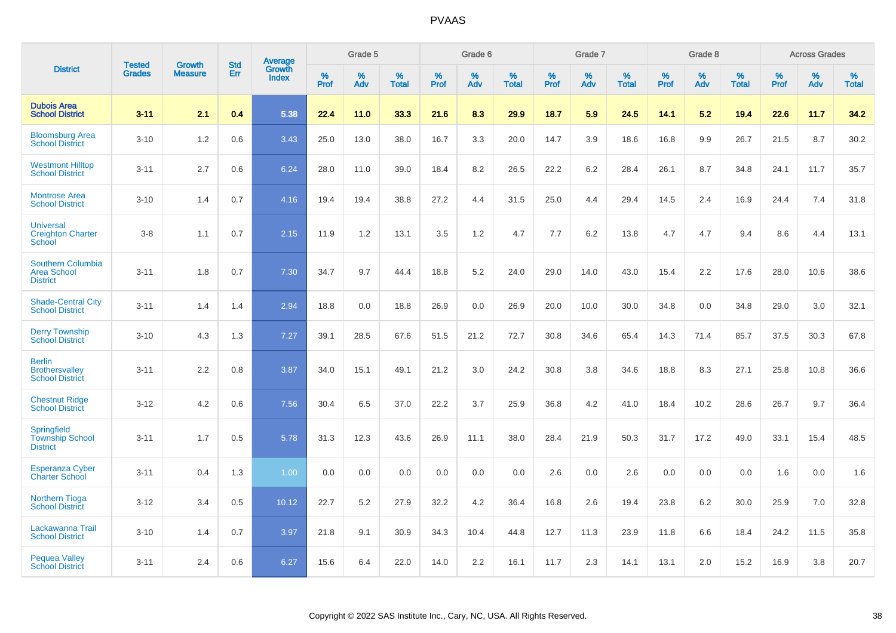# PVAAS

| District | Tested Grades | Growth Measure | Std Err | Average Growth Index | Grade 5 | | | Grade 6 | | | Grade 7 | | | Grade 8 | | | Across Grades | | |
|---|---|---|---|---|---|---|---|---|---|---|---|---|---|---|---|---|---|---|---|
| | | | | | % Prof | % Adv | % Total | % Prof | % Adv | % Total | % Prof | % Adv | % Total | % Prof | % Adv | % Total | % Prof | % Adv | % Total |
| **Dubois Area School District** | **3-11** | **2.1** | **0.4** | **5.38** | **22.4** | **11.0** | **33.3** | **21.6** | **8.3** | **29.9** | **18.7** | **5.9** | **24.5** | **14.1** | **5.2** | **19.4** | **22.6** | **11.7** | **34.2** |
| Bloomsburg Area School District | 3-10 | 1.2 | 0.6 | 3.43 | 25.0 | 13.0 | 38.0 | 16.7 | 3.3 | 20.0 | 14.7 | 3.9 | 18.6 | 16.8 | 9.9 | 26.7 | 21.5 | 8.7 | 30.2 |
| Westmont Hilltop School District | 3-11 | 2.7 | 0.6 | 6.24 | 28.0 | 11.0 | 39.0 | 18.4 | 8.2 | 26.5 | 22.2 | 6.2 | 28.4 | 26.1 | 8.7 | 34.8 | 24.1 | 11.7 | 35.7 |
| Montrose Area School District | 3-10 | 1.4 | 0.7 | 4.16 | 19.4 | 19.4 | 38.8 | 27.2 | 4.4 | 31.5 | 25.0 | 4.4 | 29.4 | 14.5 | 2.4 | 16.9 | 24.4 | 7.4 | 31.8 |
| Universal Creighton Charter School | 3-8 | 1.1 | 0.7 | 2.15 | 11.9 | 1.2 | 13.1 | 3.5 | 1.2 | 4.7 | 7.7 | 6.2 | 13.8 | 4.7 | 4.7 | 9.4 | 8.6 | 4.4 | 13.1 |
| Southern Columbia Area School District | 3-11 | 1.8 | 0.7 | 7.30 | 34.7 | 9.7 | 44.4 | 18.8 | 5.2 | 24.0 | 29.0 | 14.0 | 43.0 | 15.4 | 2.2 | 17.6 | 28.0 | 10.6 | 38.6 |
| Shade-Central City School District | 3-11 | 1.4 | 1.4 | 2.94 | 18.8 | 0.0 | 18.8 | 26.9 | 0.0 | 26.9 | 20.0 | 10.0 | 30.0 | 34.8 | 0.0 | 34.8 | 29.0 | 3.0 | 32.1 |
| Derry Township School District | 3-10 | 4.3 | 1.3 | 7.27 | 39.1 | 28.5 | 67.6 | 51.5 | 21.2 | 72.7 | 30.8 | 34.6 | 65.4 | 14.3 | 71.4 | 85.7 | 37.5 | 30.3 | 67.8 |
| Berlin Brothersvalley School District | 3-11 | 2.2 | 0.8 | 3.87 | 34.0 | 15.1 | 49.1 | 21.2 | 3.0 | 24.2 | 30.8 | 3.8 | 34.6 | 18.8 | 8.3 | 27.1 | 25.8 | 10.8 | 36.6 |
| Chestnut Ridge School District | 3-12 | 4.2 | 0.6 | 7.56 | 30.4 | 6.5 | 37.0 | 22.2 | 3.7 | 25.9 | 36.8 | 4.2 | 41.0 | 18.4 | 10.2 | 28.6 | 26.7 | 9.7 | 36.4 |
| Springfield Township School District | 3-11 | 1.7 | 0.5 | 5.78 | 31.3 | 12.3 | 43.6 | 26.9 | 11.1 | 38.0 | 28.4 | 21.9 | 50.3 | 31.7 | 17.2 | 49.0 | 33.1 | 15.4 | 48.5 |
| Esperanza Cyber Charter School | 3-11 | 0.4 | 1.3 | 1.00 | 0.0 | 0.0 | 0.0 | 0.0 | 0.0 | 0.0 | 2.6 | 0.0 | 2.6 | 0.0 | 0.0 | 0.0 | 1.6 | 0.0 | 1.6 |
| Northern Tioga School District | 3-12 | 3.4 | 0.5 | 10.12 | 22.7 | 5.2 | 27.9 | 32.2 | 4.2 | 36.4 | 16.8 | 2.6 | 19.4 | 23.8 | 6.2 | 30.0 | 25.9 | 7.0 | 32.8 |
| Lackawanna Trail School District | 3-10 | 1.4 | 0.7 | 3.97 | 21.8 | 9.1 | 30.9 | 34.3 | 10.4 | 44.8 | 12.7 | 11.3 | 23.9 | 11.8 | 6.6 | 18.4 | 24.2 | 11.5 | 35.8 |
| Pequea Valley School District | 3-11 | 2.4 | 0.6 | 6.27 | 15.6 | 6.4 | 22.0 | 14.0 | 2.2 | 16.1 | 11.7 | 2.3 | 14.1 | 13.1 | 2.0 | 15.2 | 16.9 | 3.8 | 20.7 |

Copyright © 2022 SAS Institute Inc., Cary, NC, USA. All Rights Reserved.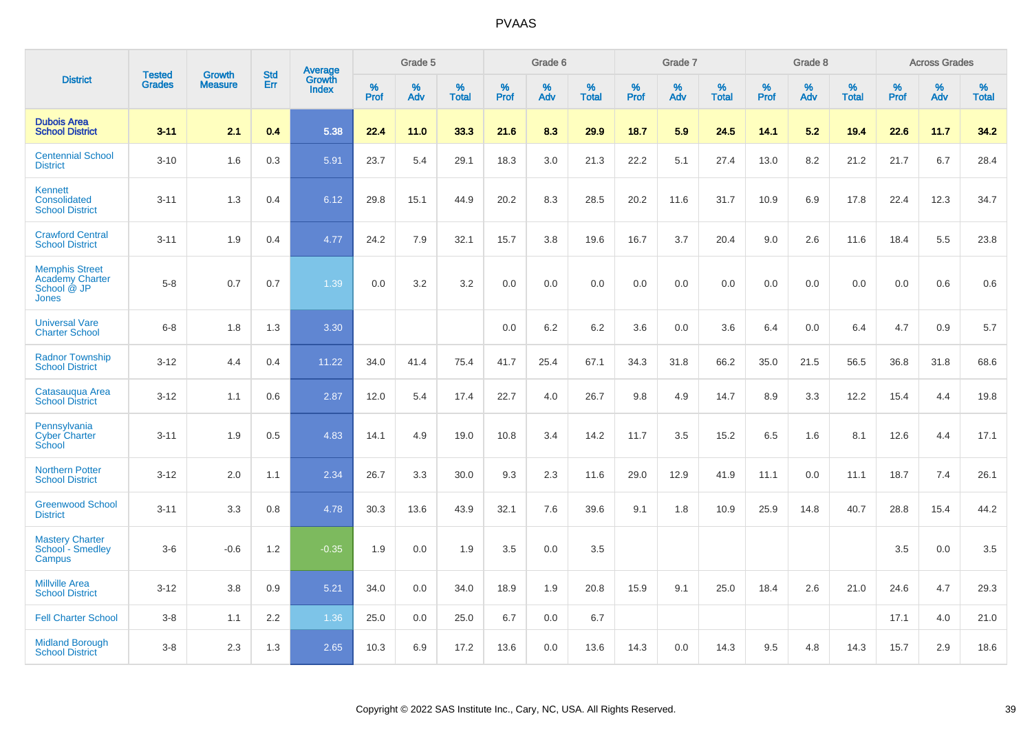# PVAAS

| District | Tested Grades | Growth Measure | Std Err | Average Growth Index | Grade 5 | | | Grade 6 | | | Grade 7 | | | Grade 8 | | | Across Grades | | |
|---|---|---|---|---|---|---|---|---|---|---|---|---|---|---|---|---|---|---|---|
| | | | | | % Prof | % Adv | % Total | % Prof | % Adv | % Total | % Prof | % Adv | % Total | % Prof | % Adv | % Total | % Prof | % Adv | % Total |
| **Dubois Area School District** | **3-11** | **2.1** | **0.4** | **5.38** | **22.4** | **11.0** | **33.3** | **21.6** | **8.3** | **29.9** | **18.7** | **5.9** | **24.5** | **14.1** | **5.2** | **19.4** | **22.6** | **11.7** | **34.2** |
| Centennial School District | 3-10 | 1.6 | 0.3 | 5.91 | 23.7 | 5.4 | 29.1 | 18.3 | 3.0 | 21.3 | 22.2 | 5.1 | 27.4 | 13.0 | 8.2 | 21.2 | 21.7 | 6.7 | 28.4 |
| Kennett Consolidated School District | 3-11 | 1.3 | 0.4 | 6.12 | 29.8 | 15.1 | 44.9 | 20.2 | 8.3 | 28.5 | 20.2 | 11.6 | 31.7 | 10.9 | 6.9 | 17.8 | 22.4 | 12.3 | 34.7 |
| Crawford Central School District | 3-11 | 1.9 | 0.4 | 4.77 | 24.2 | 7.9 | 32.1 | 15.7 | 3.8 | 19.6 | 16.7 | 3.7 | 20.4 | 9.0 | 2.6 | 11.6 | 18.4 | 5.5 | 23.8 |
| Memphis Street Academy Charter School @ JP Jones | 5-8 | 0.7 | 0.7 | 1.39 | 0.0 | 3.2 | 3.2 | 0.0 | 0.0 | 0.0 | 0.0 | 0.0 | 0.0 | 0.0 | 0.0 | 0.0 | 0.0 | 0.6 | 0.6 |
| Universal Vare Charter School | 6-8 | 1.8 | 1.3 | 3.30 | | | | 0.0 | 6.2 | 6.2 | 3.6 | 0.0 | 3.6 | 6.4 | 0.0 | 6.4 | 4.7 | 0.9 | 5.7 |
| Radnor Township School District | 3-12 | 4.4 | 0.4 | 11.22 | 34.0 | 41.4 | 75.4 | 41.7 | 25.4 | 67.1 | 34.3 | 31.8 | 66.2 | 35.0 | 21.5 | 56.5 | 36.8 | 31.8 | 68.6 |
| Catasauqua Area School District | 3-12 | 1.1 | 0.6 | 2.87 | 12.0 | 5.4 | 17.4 | 22.7 | 4.0 | 26.7 | 9.8 | 4.9 | 14.7 | 8.9 | 3.3 | 12.2 | 15.4 | 4.4 | 19.8 |
| Pennsylvania Cyber Charter School | 3-11 | 1.9 | 0.5 | 4.83 | 14.1 | 4.9 | 19.0 | 10.8 | 3.4 | 14.2 | 11.7 | 3.5 | 15.2 | 6.5 | 1.6 | 8.1 | 12.6 | 4.4 | 17.1 |
| Northern Potter School District | 3-12 | 2.0 | 1.1 | 2.34 | 26.7 | 3.3 | 30.0 | 9.3 | 2.3 | 11.6 | 29.0 | 12.9 | 41.9 | 11.1 | 0.0 | 11.1 | 18.7 | 7.4 | 26.1 |
| Greenwood School District | 3-11 | 3.3 | 0.8 | 4.78 | 30.3 | 13.6 | 43.9 | 32.1 | 7.6 | 39.6 | 9.1 | 1.8 | 10.9 | 25.9 | 14.8 | 40.7 | 28.8 | 15.4 | 44.2 |
| Mastery Charter School - Smedley Campus | 3-6 | -0.6 | 1.2 | -0.35 | 1.9 | 0.0 | 1.9 | 3.5 | 0.0 | 3.5 | | | | | | | 3.5 | 0.0 | 3.5 |
| Millville Area School District | 3-12 | 3.8 | 0.9 | 5.21 | 34.0 | 0.0 | 34.0 | 18.9 | 1.9 | 20.8 | 15.9 | 9.1 | 25.0 | 18.4 | 2.6 | 21.0 | 24.6 | 4.7 | 29.3 |
| Fell Charter School | 3-8 | 1.1 | 2.2 | 1.36 | 25.0 | 0.0 | 25.0 | 6.7 | 0.0 | 6.7 | | | | | | | 17.1 | 4.0 | 21.0 |
| Midland Borough School District | 3-8 | 2.3 | 1.3 | 2.65 | 10.3 | 6.9 | 17.2 | 13.6 | 0.0 | 13.6 | 14.3 | 0.0 | 14.3 | 9.5 | 4.8 | 14.3 | 15.7 | 2.9 | 18.6 |

Copyright © 2022 SAS Institute Inc., Cary, NC, USA. All Rights Reserved.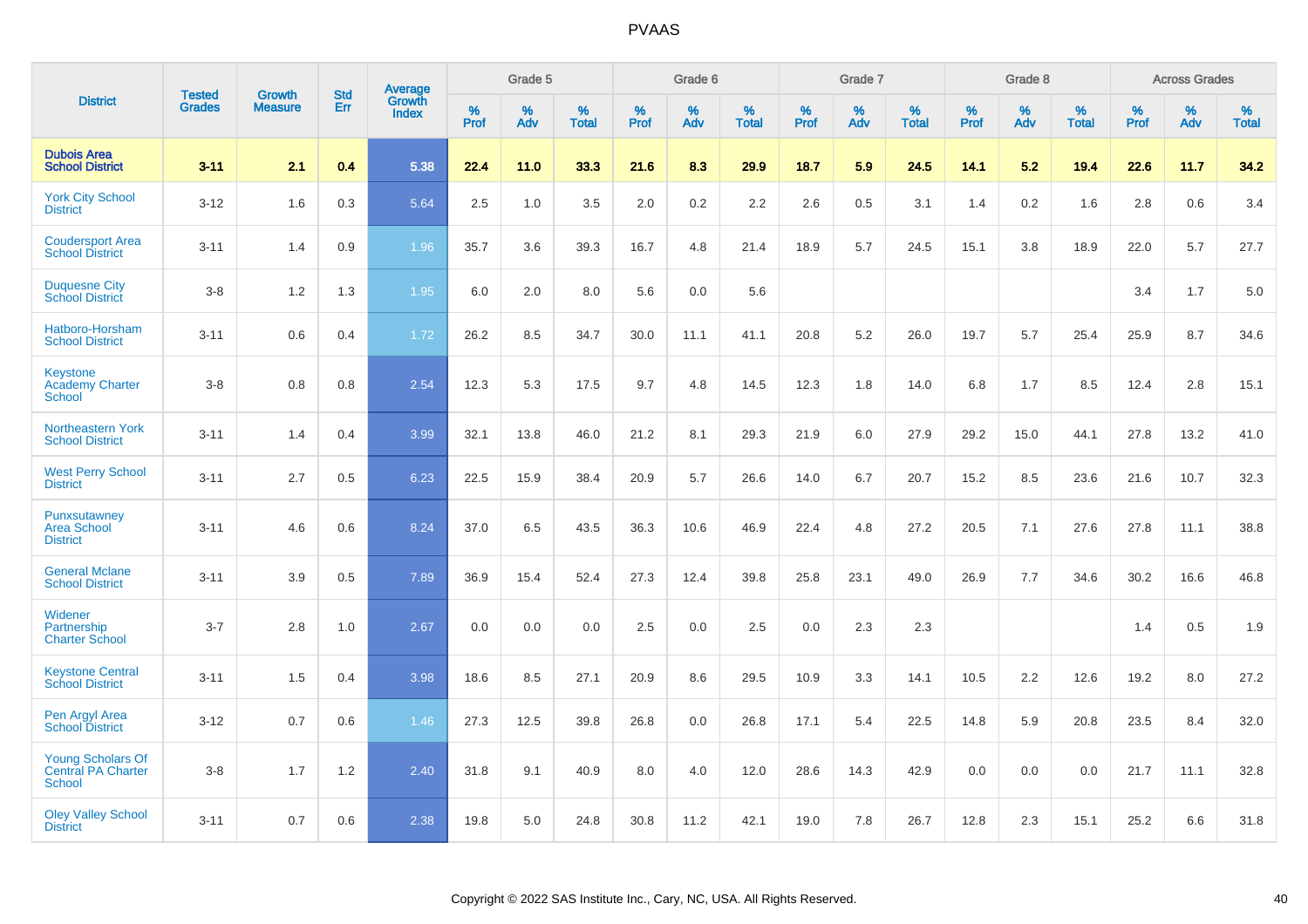# PVAAS

| District | Tested Grades | Growth Measure | Std Err | Average Growth Index | Grade 5 | | | Grade 6 | | | Grade 7 | | | Grade 8 | | | Across Grades | | |
|---|---|---|---|---|---|---|---|---|---|---|---|---|---|---|---|---|---|---|---|
| | | | | | % Prof | % Adv | % Total | % Prof | % Adv | % Total | % Prof | % Adv | % Total | % Prof | % Adv | % Total | % Prof | % Adv | % Total |
| **Dubois Area School District** | **3-11** | **2.1** | **0.4** | **5.38** | **22.4** | **11.0** | **33.3** | **21.6** | **8.3** | **29.9** | **18.7** | **5.9** | **24.5** | **14.1** | **5.2** | **19.4** | **22.6** | **11.7** | **34.2** |
| York City School District | 3-12 | 1.6 | 0.3 | 5.64 | 2.5 | 1.0 | 3.5 | 2.0 | 0.2 | 2.2 | 2.6 | 0.5 | 3.1 | 1.4 | 0.2 | 1.6 | 2.8 | 0.6 | 3.4 |
| Coudersport Area School District | 3-11 | 1.4 | 0.9 | 1.96 | 35.7 | 3.6 | 39.3 | 16.7 | 4.8 | 21.4 | 18.9 | 5.7 | 24.5 | 15.1 | 3.8 | 18.9 | 22.0 | 5.7 | 27.7 |
| Duquesne City School District | 3-8 | 1.2 | 1.3 | 1.95 | 6.0 | 2.0 | 8.0 | 5.6 | 0.0 | 5.6 | | | | | | | 3.4 | 1.7 | 5.0 |
| Hatboro-Horsham School District | 3-11 | 0.6 | 0.4 | 1.72 | 26.2 | 8.5 | 34.7 | 30.0 | 11.1 | 41.1 | 20.8 | 5.2 | 26.0 | 19.7 | 5.7 | 25.4 | 25.9 | 8.7 | 34.6 |
| Keystone Academy Charter School | 3-8 | 0.8 | 0.8 | 2.54 | 12.3 | 5.3 | 17.5 | 9.7 | 4.8 | 14.5 | 12.3 | 1.8 | 14.0 | 6.8 | 1.7 | 8.5 | 12.4 | 2.8 | 15.1 |
| Northeastern York School District | 3-11 | 1.4 | 0.4 | 3.99 | 32.1 | 13.8 | 46.0 | 21.2 | 8.1 | 29.3 | 21.9 | 6.0 | 27.9 | 29.2 | 15.0 | 44.1 | 27.8 | 13.2 | 41.0 |
| West Perry School District | 3-11 | 2.7 | 0.5 | 6.23 | 22.5 | 15.9 | 38.4 | 20.9 | 5.7 | 26.6 | 14.0 | 6.7 | 20.7 | 15.2 | 8.5 | 23.6 | 21.6 | 10.7 | 32.3 |
| Punxsutawney Area School District | 3-11 | 4.6 | 0.6 | 8.24 | 37.0 | 6.5 | 43.5 | 36.3 | 10.6 | 46.9 | 22.4 | 4.8 | 27.2 | 20.5 | 7.1 | 27.6 | 27.8 | 11.1 | 38.8 |
| General Mclane School District | 3-11 | 3.9 | 0.5 | 7.89 | 36.9 | 15.4 | 52.4 | 27.3 | 12.4 | 39.8 | 25.8 | 23.1 | 49.0 | 26.9 | 7.7 | 34.6 | 30.2 | 16.6 | 46.8 |
| Widener Partnership Charter School | 3-7 | 2.8 | 1.0 | 2.67 | 0.0 | 0.0 | 0.0 | 2.5 | 0.0 | 2.5 | 0.0 | 2.3 | 2.3 | | | | 1.4 | 0.5 | 1.9 |
| Keystone Central School District | 3-11 | 1.5 | 0.4 | 3.98 | 18.6 | 8.5 | 27.1 | 20.9 | 8.6 | 29.5 | 10.9 | 3.3 | 14.1 | 10.5 | 2.2 | 12.6 | 19.2 | 8.0 | 27.2 |
| Pen Argyl Area School District | 3-12 | 0.7 | 0.6 | 1.46 | 27.3 | 12.5 | 39.8 | 26.8 | 0.0 | 26.8 | 17.1 | 5.4 | 22.5 | 14.8 | 5.9 | 20.8 | 23.5 | 8.4 | 32.0 |
| Young Scholars Of Central PA Charter School | 3-8 | 1.7 | 1.2 | 2.40 | 31.8 | 9.1 | 40.9 | 8.0 | 4.0 | 12.0 | 28.6 | 14.3 | 42.9 | 0.0 | 0.0 | 0.0 | 21.7 | 11.1 | 32.8 |
| Oley Valley School District | 3-11 | 0.7 | 0.6 | 2.38 | 19.8 | 5.0 | 24.8 | 30.8 | 11.2 | 42.1 | 19.0 | 7.8 | 26.7 | 12.8 | 2.3 | 15.1 | 25.2 | 6.6 | 31.8 |

Copyright © 2022 SAS Institute Inc., Cary, NC, USA. All Rights Reserved.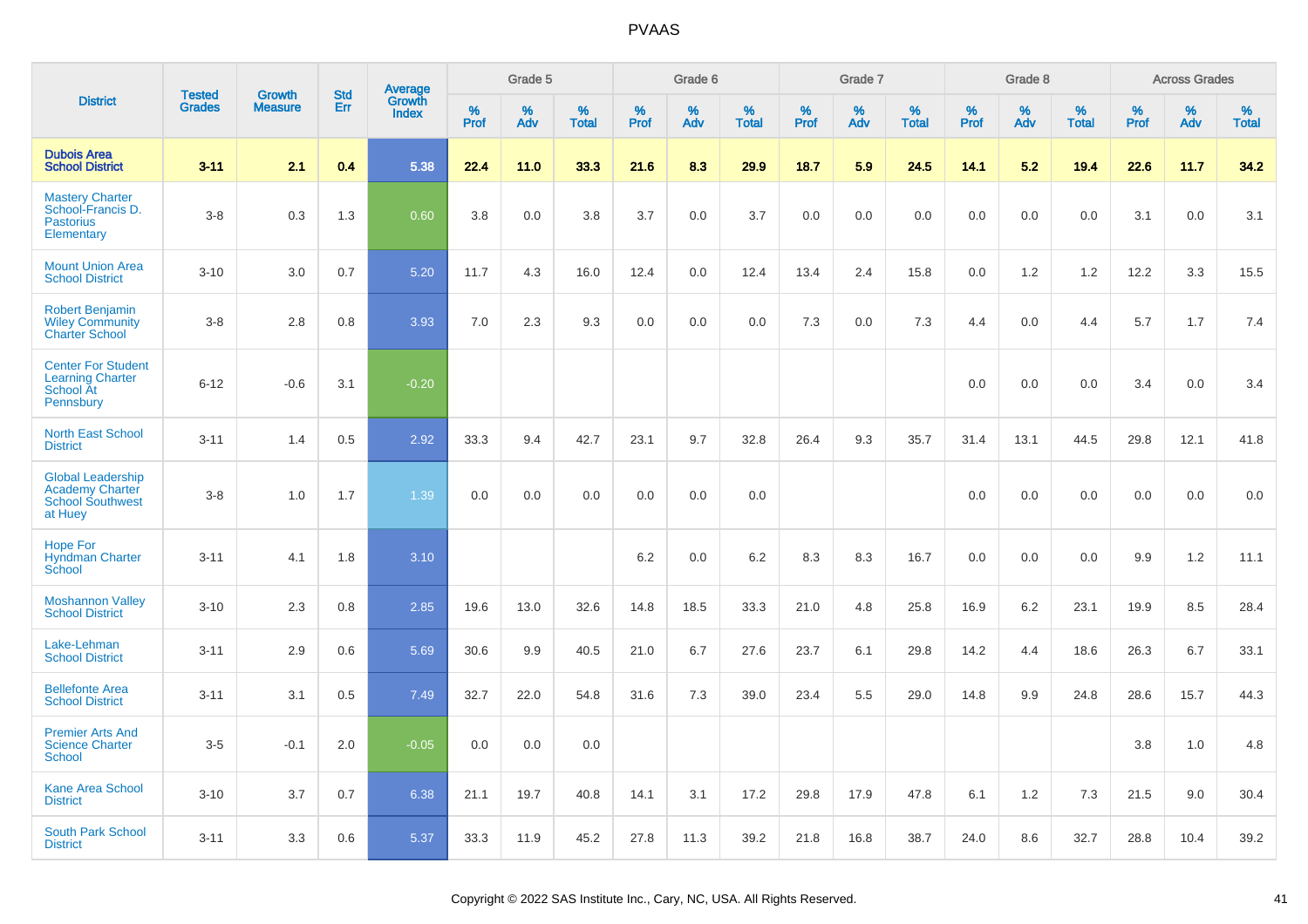# PVAAS

| District | Tested Grades | Growth Measure | Std Err | Average Growth Index | Grade 5 | | | Grade 6 | | | Grade 7 | | | Grade 8 | | | Across Grades | | |
|---|---|---|---|---|---|---|---|---|---|---|---|---|---|---|---|---|---|---|---|
| | | | | | % Prof | % Adv | % Total | % Prof | % Adv | % Total | % Prof | % Adv | % Total | % Prof | % Adv | % Total | % Prof | % Adv | % Total |
| **Dubois Area School District** | **3-11** | **2.1** | **0.4** | **5.38** | **22.4** | **11.0** | **33.3** | **21.6** | **8.3** | **29.9** | **18.7** | **5.9** | **24.5** | **14.1** | **5.2** | **19.4** | **22.6** | **11.7** | **34.2** |
| Mastery Charter School-Francis D. Pastorius Elementary | 3-8 | 0.3 | 1.3 | 0.60 | 3.8 | 0.0 | 3.8 | 3.7 | 0.0 | 3.7 | 0.0 | 0.0 | 0.0 | 0.0 | 0.0 | 0.0 | 3.1 | 0.0 | 3.1 |
| Mount Union Area School District | 3-10 | 3.0 | 0.7 | 5.20 | 11.7 | 4.3 | 16.0 | 12.4 | 0.0 | 12.4 | 13.4 | 2.4 | 15.8 | 0.0 | 1.2 | 1.2 | 12.2 | 3.3 | 15.5 |
| Robert Benjamin Wiley Community Charter School | 3-8 | 2.8 | 0.8 | 3.93 | 7.0 | 2.3 | 9.3 | 0.0 | 0.0 | 0.0 | 7.3 | 0.0 | 7.3 | 4.4 | 0.0 | 4.4 | 5.7 | 1.7 | 7.4 |
| Center For Student Learning Charter School At Pennsbury | 6-12 | -0.6 | 3.1 | -0.20 | | | | | | | | | | 0.0 | 0.0 | 0.0 | 3.4 | 0.0 | 3.4 |
| North East School District | 3-11 | 1.4 | 0.5 | 2.92 | 33.3 | 9.4 | 42.7 | 23.1 | 9.7 | 32.8 | 26.4 | 9.3 | 35.7 | 31.4 | 13.1 | 44.5 | 29.8 | 12.1 | 41.8 |
| Global Leadership Academy Charter School Southwest at Huey | 3-8 | 1.0 | 1.7 | 1.39 | 0.0 | 0.0 | 0.0 | 0.0 | 0.0 | 0.0 | | | | 0.0 | 0.0 | 0.0 | 0.0 | 0.0 | 0.0 |
| Hope For Hyndman Charter School | 3-11 | 4.1 | 1.8 | 3.10 | | | | 6.2 | 0.0 | 6.2 | 8.3 | 8.3 | 16.7 | 0.0 | 0.0 | 0.0 | 9.9 | 1.2 | 11.1 |
| Moshannon Valley School District | 3-10 | 2.3 | 0.8 | 2.85 | 19.6 | 13.0 | 32.6 | 14.8 | 18.5 | 33.3 | 21.0 | 4.8 | 25.8 | 16.9 | 6.2 | 23.1 | 19.9 | 8.5 | 28.4 |
| Lake-Lehman School District | 3-11 | 2.9 | 0.6 | 5.69 | 30.6 | 9.9 | 40.5 | 21.0 | 6.7 | 27.6 | 23.7 | 6.1 | 29.8 | 14.2 | 4.4 | 18.6 | 26.3 | 6.7 | 33.1 |
| Bellefonte Area School District | 3-11 | 3.1 | 0.5 | 7.49 | 32.7 | 22.0 | 54.8 | 31.6 | 7.3 | 39.0 | 23.4 | 5.5 | 29.0 | 14.8 | 9.9 | 24.8 | 28.6 | 15.7 | 44.3 |
| Premier Arts And Science Charter School | 3-5 | -0.1 | 2.0 | -0.05 | 0.0 | 0.0 | 0.0 | | | | | | | | | | 3.8 | 1.0 | 4.8 |
| Kane Area School District | 3-10 | 3.7 | 0.7 | 6.38 | 21.1 | 19.7 | 40.8 | 14.1 | 3.1 | 17.2 | 29.8 | 17.9 | 47.8 | 6.1 | 1.2 | 7.3 | 21.5 | 9.0 | 30.4 |
| South Park School District | 3-11 | 3.3 | 0.6 | 5.37 | 33.3 | 11.9 | 45.2 | 27.8 | 11.3 | 39.2 | 21.8 | 16.8 | 38.7 | 24.0 | 8.6 | 32.7 | 28.8 | 10.4 | 39.2 |

Copyright © 2022 SAS Institute Inc., Cary, NC, USA. All Rights Reserved.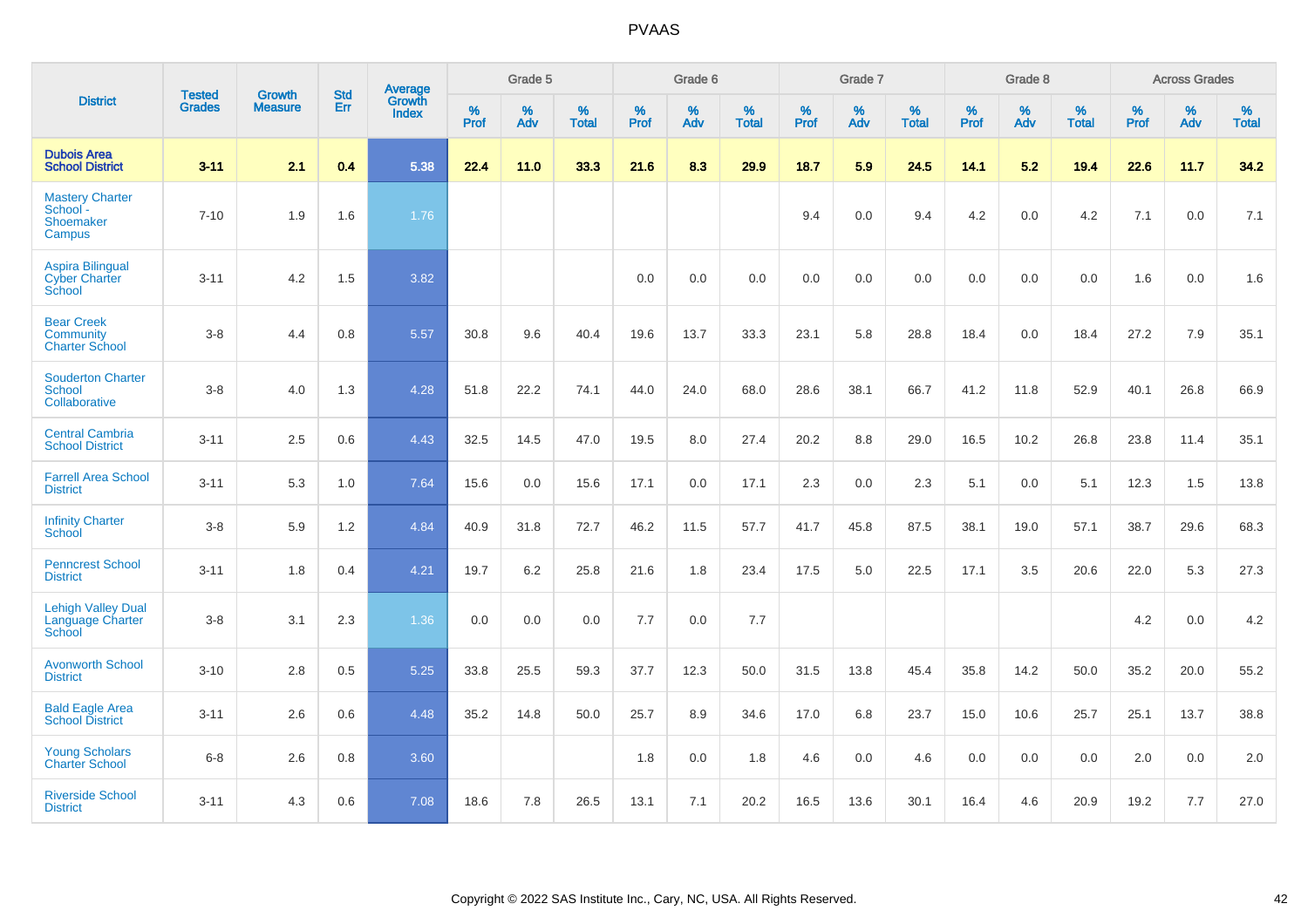| District | Tested Grades | Growth Measure | Std Err | Average Growth Index | Grade 5 | | | Grade 6 | | | Grade 7 | | | Grade 8 | | | Across Grades | | |
|---|---|---|---|---|---|---|---|---|---|---|---|---|---|---|---|---|---|---|---|
| | | | | | % Prof | % Adv | % Total | % Prof | % Adv | % Total | % Prof | % Adv | % Total | % Prof | % Adv | % Total | % Prof | % Adv | % Total |
| **Dubois Area School District** | **3-11** | **2.1** | **0.4** | **5.38** | **22.4** | **11.0** | **33.3** | **21.6** | **8.3** | **29.9** | **18.7** | **5.9** | **24.5** | **14.1** | **5.2** | **19.4** | **22.6** | **11.7** | **34.2** |
| Mastery Charter School - Shoemaker Campus | 7-10 | 1.9 | 1.6 | 1.76 | | | | | | | 9.4 | 0.0 | 9.4 | 4.2 | 0.0 | 4.2 | 7.1 | 0.0 | 7.1 |
| Aspira Bilingual Cyber Charter School | 3-11 | 4.2 | 1.5 | 3.82 | | | | 0.0 | 0.0 | 0.0 | 0.0 | 0.0 | 0.0 | 0.0 | 0.0 | 0.0 | 1.6 | 0.0 | 1.6 |
| Bear Creek Community Charter School | 3-8 | 4.4 | 0.8 | 5.57 | 30.8 | 9.6 | 40.4 | 19.6 | 13.7 | 33.3 | 23.1 | 5.8 | 28.8 | 18.4 | 0.0 | 18.4 | 27.2 | 7.9 | 35.1 |
| Souderton Charter School Collaborative | 3-8 | 4.0 | 1.3 | 4.28 | 51.8 | 22.2 | 74.1 | 44.0 | 24.0 | 68.0 | 28.6 | 38.1 | 66.7 | 41.2 | 11.8 | 52.9 | 40.1 | 26.8 | 66.9 |
| Central Cambria School District | 3-11 | 2.5 | 0.6 | 4.43 | 32.5 | 14.5 | 47.0 | 19.5 | 8.0 | 27.4 | 20.2 | 8.8 | 29.0 | 16.5 | 10.2 | 26.8 | 23.8 | 11.4 | 35.1 |
| Farrell Area School District | 3-11 | 5.3 | 1.0 | 7.64 | 15.6 | 0.0 | 15.6 | 17.1 | 0.0 | 17.1 | 2.3 | 0.0 | 2.3 | 5.1 | 0.0 | 5.1 | 12.3 | 1.5 | 13.8 |
| Infinity Charter School | 3-8 | 5.9 | 1.2 | 4.84 | 40.9 | 31.8 | 72.7 | 46.2 | 11.5 | 57.7 | 41.7 | 45.8 | 87.5 | 38.1 | 19.0 | 57.1 | 38.7 | 29.6 | 68.3 |
| Penncrest School District | 3-11 | 1.8 | 0.4 | 4.21 | 19.7 | 6.2 | 25.8 | 21.6 | 1.8 | 23.4 | 17.5 | 5.0 | 22.5 | 17.1 | 3.5 | 20.6 | 22.0 | 5.3 | 27.3 |
| Lehigh Valley Dual Language Charter School | 3-8 | 3.1 | 2.3 | 1.36 | 0.0 | 0.0 | 0.0 | 7.7 | 0.0 | 7.7 | | | | | | | 4.2 | 0.0 | 4.2 |
| Avonworth School District | 3-10 | 2.8 | 0.5 | 5.25 | 33.8 | 25.5 | 59.3 | 37.7 | 12.3 | 50.0 | 31.5 | 13.8 | 45.4 | 35.8 | 14.2 | 50.0 | 35.2 | 20.0 | 55.2 |
| Bald Eagle Area School District | 3-11 | 2.6 | 0.6 | 4.48 | 35.2 | 14.8 | 50.0 | 25.7 | 8.9 | 34.6 | 17.0 | 6.8 | 23.7 | 15.0 | 10.6 | 25.7 | 25.1 | 13.7 | 38.8 |
| Young Scholars Charter School | 6-8 | 2.6 | 0.8 | 3.60 | | | | 1.8 | 0.0 | 1.8 | 4.6 | 0.0 | 4.6 | 0.0 | 0.0 | 0.0 | 2.0 | 0.0 | 2.0 |
| Riverside School District | 3-11 | 4.3 | 0.6 | 7.08 | 18.6 | 7.8 | 26.5 | 13.1 | 7.1 | 20.2 | 16.5 | 13.6 | 30.1 | 16.4 | 4.6 | 20.9 | 19.2 | 7.7 | 27.0 |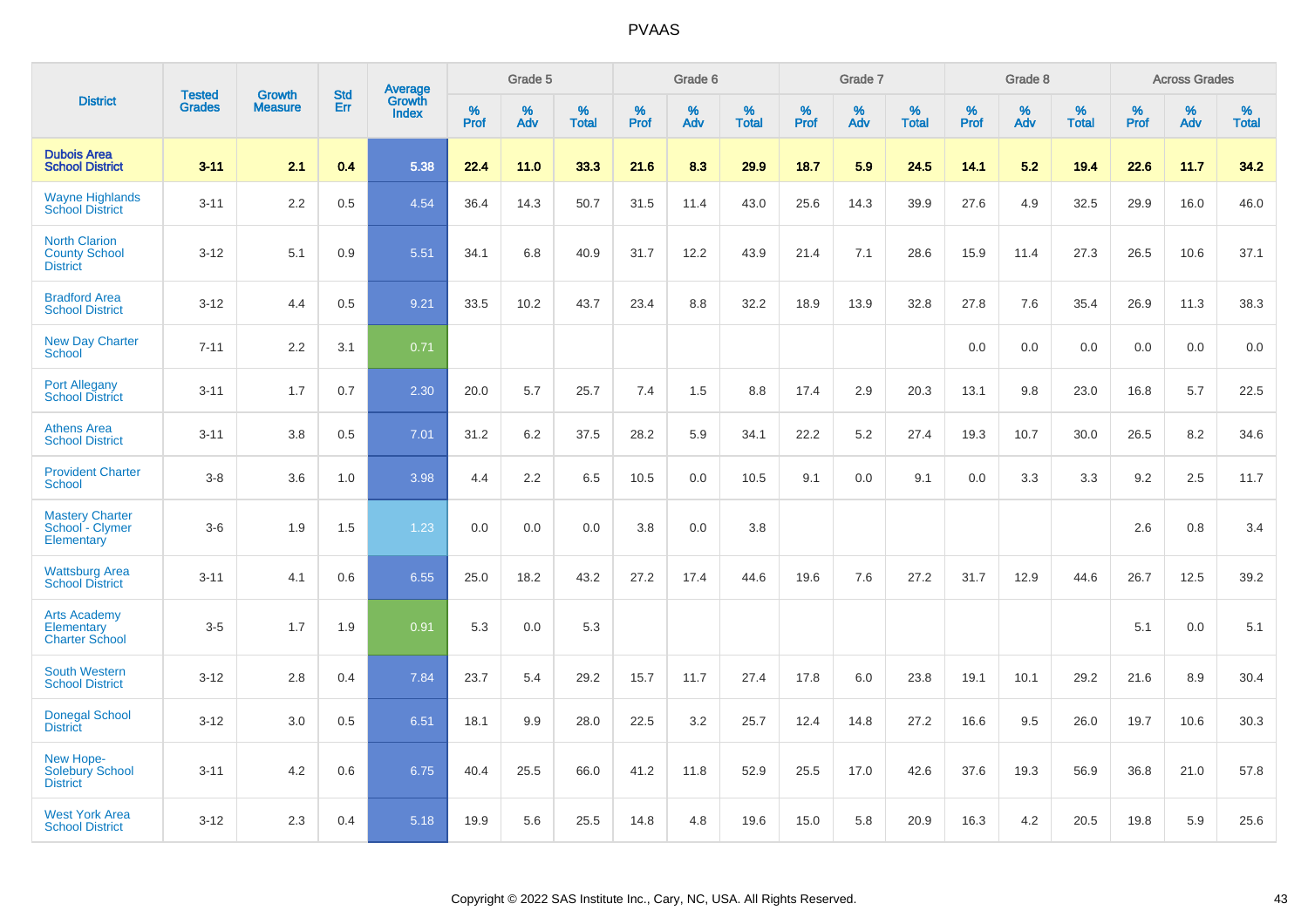| District | Tested Grades | Growth Measure | Std Err | Average Growth Index | Grade 5 | | | Grade 6 | | | Grade 7 | | | Grade 8 | | | Across Grades | | |
|---|---|---|---|---|---|---|---|---|---|---|---|---|---|---|---|---|---|---|---|
| | | | | | % Prof | % Adv | % Total | % Prof | % Adv | % Total | % Prof | % Adv | % Total | % Prof | % Adv | % Total | % Prof | % Adv | % Total |
| **Dubois Area School District** | **3-11** | **2.1** | **0.4** | **5.38** | **22.4** | **11.0** | **33.3** | **21.6** | **8.3** | **29.9** | **18.7** | **5.9** | **24.5** | **14.1** | **5.2** | **19.4** | **22.6** | **11.7** | **34.2** |
| Wayne Highlands School District | 3-11 | 2.2 | 0.5 | 4.54 | 36.4 | 14.3 | 50.7 | 31.5 | 11.4 | 43.0 | 25.6 | 14.3 | 39.9 | 27.6 | 4.9 | 32.5 | 29.9 | 16.0 | 46.0 |
| North Clarion County School District | 3-12 | 5.1 | 0.9 | 5.51 | 34.1 | 6.8 | 40.9 | 31.7 | 12.2 | 43.9 | 21.4 | 7.1 | 28.6 | 15.9 | 11.4 | 27.3 | 26.5 | 10.6 | 37.1 |
| Bradford Area School District | 3-12 | 4.4 | 0.5 | 9.21 | 33.5 | 10.2 | 43.7 | 23.4 | 8.8 | 32.2 | 18.9 | 13.9 | 32.8 | 27.8 | 7.6 | 35.4 | 26.9 | 11.3 | 38.3 |
| New Day Charter School | 7-11 | 2.2 | 3.1 | 0.71 | | | | | | | | | | 0.0 | 0.0 | 0.0 | 0.0 | 0.0 | 0.0 |
| Port Allegany School District | 3-11 | 1.7 | 0.7 | 2.30 | 20.0 | 5.7 | 25.7 | 7.4 | 1.5 | 8.8 | 17.4 | 2.9 | 20.3 | 13.1 | 9.8 | 23.0 | 16.8 | 5.7 | 22.5 |
| Athens Area School District | 3-11 | 3.8 | 0.5 | 7.01 | 31.2 | 6.2 | 37.5 | 28.2 | 5.9 | 34.1 | 22.2 | 5.2 | 27.4 | 19.3 | 10.7 | 30.0 | 26.5 | 8.2 | 34.6 |
| Provident Charter School | 3-8 | 3.6 | 1.0 | 3.98 | 4.4 | 2.2 | 6.5 | 10.5 | 0.0 | 10.5 | 9.1 | 0.0 | 9.1 | 0.0 | 3.3 | 3.3 | 9.2 | 2.5 | 11.7 |
| Mastery Charter School - Clymer Elementary | 3-6 | 1.9 | 1.5 | 1.23 | 0.0 | 0.0 | 0.0 | 3.8 | 0.0 | 3.8 | | | | | | | 2.6 | 0.8 | 3.4 |
| Wattsburg Area School District | 3-11 | 4.1 | 0.6 | 6.55 | 25.0 | 18.2 | 43.2 | 27.2 | 17.4 | 44.6 | 19.6 | 7.6 | 27.2 | 31.7 | 12.9 | 44.6 | 26.7 | 12.5 | 39.2 |
| Arts Academy Elementary Charter School | 3-5 | 1.7 | 1.9 | 0.91 | 5.3 | 0.0 | 5.3 | | | | | | | | | | 5.1 | 0.0 | 5.1 |
| South Western School District | 3-12 | 2.8 | 0.4 | 7.84 | 23.7 | 5.4 | 29.2 | 15.7 | 11.7 | 27.4 | 17.8 | 6.0 | 23.8 | 19.1 | 10.1 | 29.2 | 21.6 | 8.9 | 30.4 |
| Donegal School District | 3-12 | 3.0 | 0.5 | 6.51 | 18.1 | 9.9 | 28.0 | 22.5 | 3.2 | 25.7 | 12.4 | 14.8 | 27.2 | 16.6 | 9.5 | 26.0 | 19.7 | 10.6 | 30.3 |
| New Hope-Solebury School District | 3-11 | 4.2 | 0.6 | 6.75 | 40.4 | 25.5 | 66.0 | 41.2 | 11.8 | 52.9 | 25.5 | 17.0 | 42.6 | 37.6 | 19.3 | 56.9 | 36.8 | 21.0 | 57.8 |
| West York Area School District | 3-12 | 2.3 | 0.4 | 5.18 | 19.9 | 5.6 | 25.5 | 14.8 | 4.8 | 19.6 | 15.0 | 5.8 | 20.9 | 16.3 | 4.2 | 20.5 | 19.8 | 5.9 | 25.6 |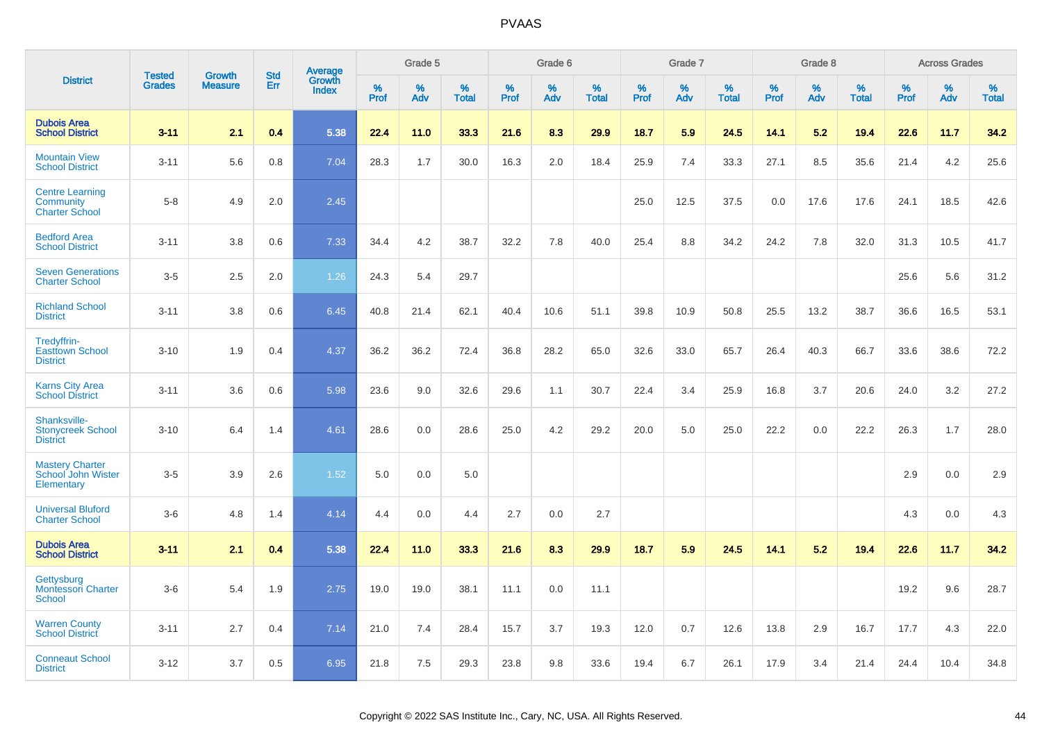# PVAAS

| District | Tested Grades | Growth Measure | Std Err | Average Growth Index | Grade 5 | | | Grade 6 | | | Grade 7 | | | Grade 8 | | | Across Grades | | |
|---|---|---|---|---|---|---|---|---|---|---|---|---|---|---|---|---|---|---|---|
| | | | | | % Prof | % Adv | % Total | % Prof | % Adv | % Total | % Prof | % Adv | % Total | % Prof | % Adv | % Total | % Prof | % Adv | % Total |
| **Dubois Area School District** | **3-11** | **2.1** | **0.4** | **5.38** | **22.4** | **11.0** | **33.3** | **21.6** | **8.3** | **29.9** | **18.7** | **5.9** | **24.5** | **14.1** | **5.2** | **19.4** | **22.6** | **11.7** | **34.2** |
| Mountain View School District | 3-11 | 5.6 | 0.8 | 7.04 | 28.3 | 1.7 | 30.0 | 16.3 | 2.0 | 18.4 | 25.9 | 7.4 | 33.3 | 27.1 | 8.5 | 35.6 | 21.4 | 4.2 | 25.6 |
| Centre Learning Community Charter School | 5-8 | 4.9 | 2.0 | 2.45 | | | | | | | 25.0 | 12.5 | 37.5 | 0.0 | 17.6 | 17.6 | 24.1 | 18.5 | 42.6 |
| Bedford Area School District | 3-11 | 3.8 | 0.6 | 7.33 | 34.4 | 4.2 | 38.7 | 32.2 | 7.8 | 40.0 | 25.4 | 8.8 | 34.2 | 24.2 | 7.8 | 32.0 | 31.3 | 10.5 | 41.7 |
| Seven Generations Charter School | 3-5 | 2.5 | 2.0 | 1.26 | 24.3 | 5.4 | 29.7 | | | | | | | | | | 25.6 | 5.6 | 31.2 |
| Richland School District | 3-11 | 3.8 | 0.6 | 6.45 | 40.8 | 21.4 | 62.1 | 40.4 | 10.6 | 51.1 | 39.8 | 10.9 | 50.8 | 25.5 | 13.2 | 38.7 | 36.6 | 16.5 | 53.1 |
| Tredyffrin-Easttown School District | 3-10 | 1.9 | 0.4 | 4.37 | 36.2 | 36.2 | 72.4 | 36.8 | 28.2 | 65.0 | 32.6 | 33.0 | 65.7 | 26.4 | 40.3 | 66.7 | 33.6 | 38.6 | 72.2 |
| Karns City Area School District | 3-11 | 3.6 | 0.6 | 5.98 | 23.6 | 9.0 | 32.6 | 29.6 | 1.1 | 30.7 | 22.4 | 3.4 | 25.9 | 16.8 | 3.7 | 20.6 | 24.0 | 3.2 | 27.2 |
| Shanksville-Stonycreek School District | 3-10 | 6.4 | 1.4 | 4.61 | 28.6 | 0.0 | 28.6 | 25.0 | 4.2 | 29.2 | 20.0 | 5.0 | 25.0 | 22.2 | 0.0 | 22.2 | 26.3 | 1.7 | 28.0 |
| Mastery Charter School John Wister Elementary | 3-5 | 3.9 | 2.6 | 1.52 | 5.0 | 0.0 | 5.0 | | | | | | | | | | 2.9 | 0.0 | 2.9 |
| Universal Bluford Charter School | 3-6 | 4.8 | 1.4 | 4.14 | 4.4 | 0.0 | 4.4 | 2.7 | 0.0 | 2.7 | | | | | | | 4.3 | 0.0 | 4.3 |
| **Dubois Area School District** | **3-11** | **2.1** | **0.4** | **5.38** | **22.4** | **11.0** | **33.3** | **21.6** | **8.3** | **29.9** | **18.7** | **5.9** | **24.5** | **14.1** | **5.2** | **19.4** | **22.6** | **11.7** | **34.2** |
| Gettysburg Montessori Charter School | 3-6 | 5.4 | 1.9 | 2.75 | 19.0 | 19.0 | 38.1 | 11.1 | 0.0 | 11.1 | | | | | | | 19.2 | 9.6 | 28.7 |
| Warren County School District | 3-11 | 2.7 | 0.4 | 7.14 | 21.0 | 7.4 | 28.4 | 15.7 | 3.7 | 19.3 | 12.0 | 0.7 | 12.6 | 13.8 | 2.9 | 16.7 | 17.7 | 4.3 | 22.0 |
| Conneaut School District | 3-12 | 3.7 | 0.5 | 6.95 | 21.8 | 7.5 | 29.3 | 23.8 | 9.8 | 33.6 | 19.4 | 6.7 | 26.1 | 17.9 | 3.4 | 21.4 | 24.4 | 10.4 | 34.8 |

Copyright © 2022 SAS Institute Inc., Cary, NC, USA. All Rights Reserved.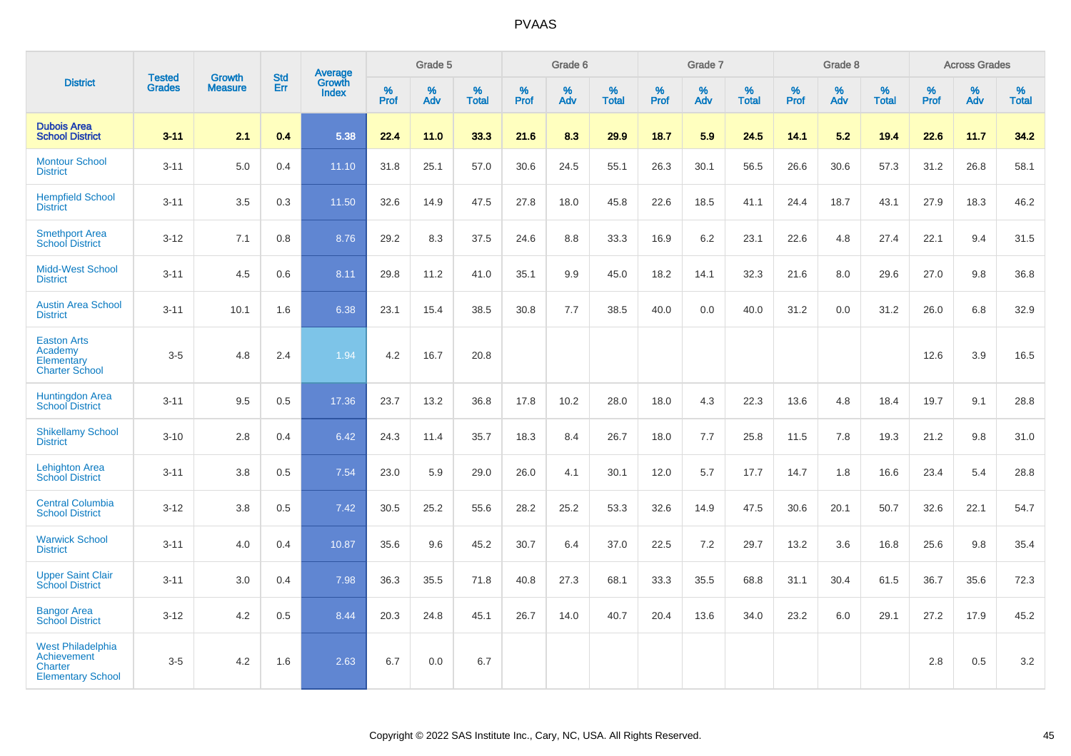| District | Tested Grades | Growth Measure | Std Err | Average Growth Index | Grade 5 | | | Grade 6 | | | Grade 7 | | | Grade 8 | | | Across Grades | | |
|---|---|---|---|---|---|---|---|---|---|---|---|---|---|---|---|---|---|---|---|
| | | | | | % Prof | % Adv | % Total | % Prof | % Adv | % Total | % Prof | % Adv | % Total | % Prof | % Adv | % Total | % Prof | % Adv | % Total |
| **Dubois Area School District** | **3-11** | **2.1** | **0.4** | **5.38** | **22.4** | **11.0** | **33.3** | **21.6** | **8.3** | **29.9** | **18.7** | **5.9** | **24.5** | **14.1** | **5.2** | **19.4** | **22.6** | **11.7** | **34.2** |
| Montour School District | 3-11 | 5.0 | 0.4 | 11.10 | 31.8 | 25.1 | 57.0 | 30.6 | 24.5 | 55.1 | 26.3 | 30.1 | 56.5 | 26.6 | 30.6 | 57.3 | 31.2 | 26.8 | 58.1 |
| Hempfield School District | 3-11 | 3.5 | 0.3 | 11.50 | 32.6 | 14.9 | 47.5 | 27.8 | 18.0 | 45.8 | 22.6 | 18.5 | 41.1 | 24.4 | 18.7 | 43.1 | 27.9 | 18.3 | 46.2 |
| Smethport Area School District | 3-12 | 7.1 | 0.8 | 8.76 | 29.2 | 8.3 | 37.5 | 24.6 | 8.8 | 33.3 | 16.9 | 6.2 | 23.1 | 22.6 | 4.8 | 27.4 | 22.1 | 9.4 | 31.5 |
| Midd-West School District | 3-11 | 4.5 | 0.6 | 8.11 | 29.8 | 11.2 | 41.0 | 35.1 | 9.9 | 45.0 | 18.2 | 14.1 | 32.3 | 21.6 | 8.0 | 29.6 | 27.0 | 9.8 | 36.8 |
| Austin Area School District | 3-11 | 10.1 | 1.6 | 6.38 | 23.1 | 15.4 | 38.5 | 30.8 | 7.7 | 38.5 | 40.0 | 0.0 | 40.0 | 31.2 | 0.0 | 31.2 | 26.0 | 6.8 | 32.9 |
| Easton Arts Academy Elementary Charter School | 3-5 | 4.8 | 2.4 | 1.94 | 4.2 | 16.7 | 20.8 | | | | | | | | | | 12.6 | 3.9 | 16.5 |
| Huntingdon Area School District | 3-11 | 9.5 | 0.5 | 17.36 | 23.7 | 13.2 | 36.8 | 17.8 | 10.2 | 28.0 | 18.0 | 4.3 | 22.3 | 13.6 | 4.8 | 18.4 | 19.7 | 9.1 | 28.8 |
| Shikellamy School District | 3-10 | 2.8 | 0.4 | 6.42 | 24.3 | 11.4 | 35.7 | 18.3 | 8.4 | 26.7 | 18.0 | 7.7 | 25.8 | 11.5 | 7.8 | 19.3 | 21.2 | 9.8 | 31.0 |
| Lehighton Area School District | 3-11 | 3.8 | 0.5 | 7.54 | 23.0 | 5.9 | 29.0 | 26.0 | 4.1 | 30.1 | 12.0 | 5.7 | 17.7 | 14.7 | 1.8 | 16.6 | 23.4 | 5.4 | 28.8 |
| Central Columbia School District | 3-12 | 3.8 | 0.5 | 7.42 | 30.5 | 25.2 | 55.6 | 28.2 | 25.2 | 53.3 | 32.6 | 14.9 | 47.5 | 30.6 | 20.1 | 50.7 | 32.6 | 22.1 | 54.7 |
| Warwick School District | 3-11 | 4.0 | 0.4 | 10.87 | 35.6 | 9.6 | 45.2 | 30.7 | 6.4 | 37.0 | 22.5 | 7.2 | 29.7 | 13.2 | 3.6 | 16.8 | 25.6 | 9.8 | 35.4 |
| Upper Saint Clair School District | 3-11 | 3.0 | 0.4 | 7.98 | 36.3 | 35.5 | 71.8 | 40.8 | 27.3 | 68.1 | 33.3 | 35.5 | 68.8 | 31.1 | 30.4 | 61.5 | 36.7 | 35.6 | 72.3 |
| Bangor Area School District | 3-12 | 4.2 | 0.5 | 8.44 | 20.3 | 24.8 | 45.1 | 26.7 | 14.0 | 40.7 | 20.4 | 13.6 | 34.0 | 23.2 | 6.0 | 29.1 | 27.2 | 17.9 | 45.2 |
| West Philadelphia Achievement Charter Elementary School | 3-5 | 4.2 | 1.6 | 2.63 | 6.7 | 0.0 | 6.7 | | | | | | | | | | 2.8 | 0.5 | 3.2 |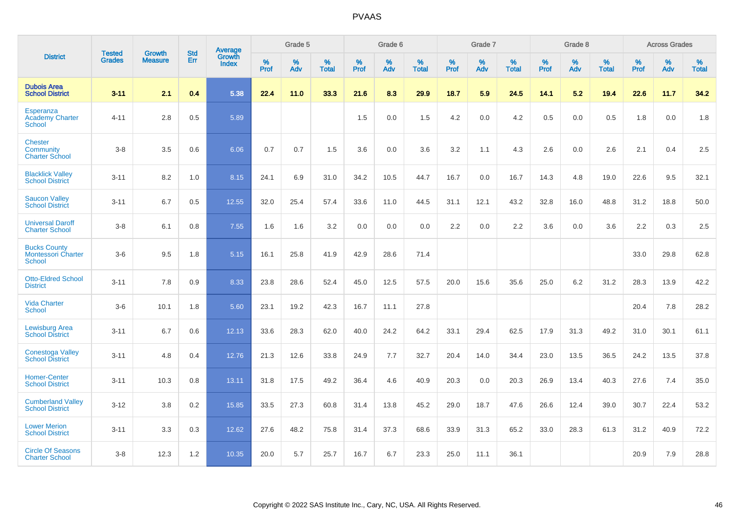# PVAAS

| District | Tested Grades | Growth Measure | Std Err | Average Growth Index | Grade 5 | | | Grade 6 | | | Grade 7 | | | Grade 8 | | | Across Grades | | |
|---|---|---|---|---|---|---|---|---|---|---|---|---|---|---|---|---|---|---|---|
| | | | | | % Prof | % Adv | % Total | % Prof | % Adv | % Total | % Prof | % Adv | % Total | % Prof | % Adv | % Total | % Prof | % Adv | % Total |
| **Dubois Area School District** | **3-11** | **2.1** | **0.4** | **5.38** | **22.4** | **11.0** | **33.3** | **21.6** | **8.3** | **29.9** | **18.7** | **5.9** | **24.5** | **14.1** | **5.2** | **19.4** | **22.6** | **11.7** | **34.2** |
| Esperanza Academy Charter School | 4-11 | 2.8 | 0.5 | 5.89 | | | | 1.5 | 0.0 | 1.5 | 4.2 | 0.0 | 4.2 | 0.5 | 0.0 | 0.5 | 1.8 | 0.0 | 1.8 |
| Chester Community Charter School | 3-8 | 3.5 | 0.6 | 6.06 | 0.7 | 0.7 | 1.5 | 3.6 | 0.0 | 3.6 | 3.2 | 1.1 | 4.3 | 2.6 | 0.0 | 2.6 | 2.1 | 0.4 | 2.5 |
| Blacklick Valley School District | 3-11 | 8.2 | 1.0 | 8.15 | 24.1 | 6.9 | 31.0 | 34.2 | 10.5 | 44.7 | 16.7 | 0.0 | 16.7 | 14.3 | 4.8 | 19.0 | 22.6 | 9.5 | 32.1 |
| Saucon Valley School District | 3-11 | 6.7 | 0.5 | 12.55 | 32.0 | 25.4 | 57.4 | 33.6 | 11.0 | 44.5 | 31.1 | 12.1 | 43.2 | 32.8 | 16.0 | 48.8 | 31.2 | 18.8 | 50.0 |
| Universal Daroff Charter School | 3-8 | 6.1 | 0.8 | 7.55 | 1.6 | 1.6 | 3.2 | 0.0 | 0.0 | 0.0 | 2.2 | 0.0 | 2.2 | 3.6 | 0.0 | 3.6 | 2.2 | 0.3 | 2.5 |
| Bucks County Montessori Charter School | 3-6 | 9.5 | 1.8 | 5.15 | 16.1 | 25.8 | 41.9 | 42.9 | 28.6 | 71.4 | | | | | | | 33.0 | 29.8 | 62.8 |
| Otto-Eldred School District | 3-11 | 7.8 | 0.9 | 8.33 | 23.8 | 28.6 | 52.4 | 45.0 | 12.5 | 57.5 | 20.0 | 15.6 | 35.6 | 25.0 | 6.2 | 31.2 | 28.3 | 13.9 | 42.2 |
| Vida Charter School | 3-6 | 10.1 | 1.8 | 5.60 | 23.1 | 19.2 | 42.3 | 16.7 | 11.1 | 27.8 | | | | | | | 20.4 | 7.8 | 28.2 |
| Lewisburg Area School District | 3-11 | 6.7 | 0.6 | 12.13 | 33.6 | 28.3 | 62.0 | 40.0 | 24.2 | 64.2 | 33.1 | 29.4 | 62.5 | 17.9 | 31.3 | 49.2 | 31.0 | 30.1 | 61.1 |
| Conestoga Valley School District | 3-11 | 4.8 | 0.4 | 12.76 | 21.3 | 12.6 | 33.8 | 24.9 | 7.7 | 32.7 | 20.4 | 14.0 | 34.4 | 23.0 | 13.5 | 36.5 | 24.2 | 13.5 | 37.8 |
| Homer-Center School District | 3-11 | 10.3 | 0.8 | 13.11 | 31.8 | 17.5 | 49.2 | 36.4 | 4.6 | 40.9 | 20.3 | 0.0 | 20.3 | 26.9 | 13.4 | 40.3 | 27.6 | 7.4 | 35.0 |
| Cumberland Valley School District | 3-12 | 3.8 | 0.2 | 15.85 | 33.5 | 27.3 | 60.8 | 31.4 | 13.8 | 45.2 | 29.0 | 18.7 | 47.6 | 26.6 | 12.4 | 39.0 | 30.7 | 22.4 | 53.2 |
| Lower Merion School District | 3-11 | 3.3 | 0.3 | 12.62 | 27.6 | 48.2 | 75.8 | 31.4 | 37.3 | 68.6 | 33.9 | 31.3 | 65.2 | 33.0 | 28.3 | 61.3 | 31.2 | 40.9 | 72.2 |
| Circle Of Seasons Charter School | 3-8 | 12.3 | 1.2 | 10.35 | 20.0 | 5.7 | 25.7 | 16.7 | 6.7 | 23.3 | 25.0 | 11.1 | 36.1 | | | | 20.9 | 7.9 | 28.8 |

Copyright © 2022 SAS Institute Inc., Cary, NC, USA. All Rights Reserved.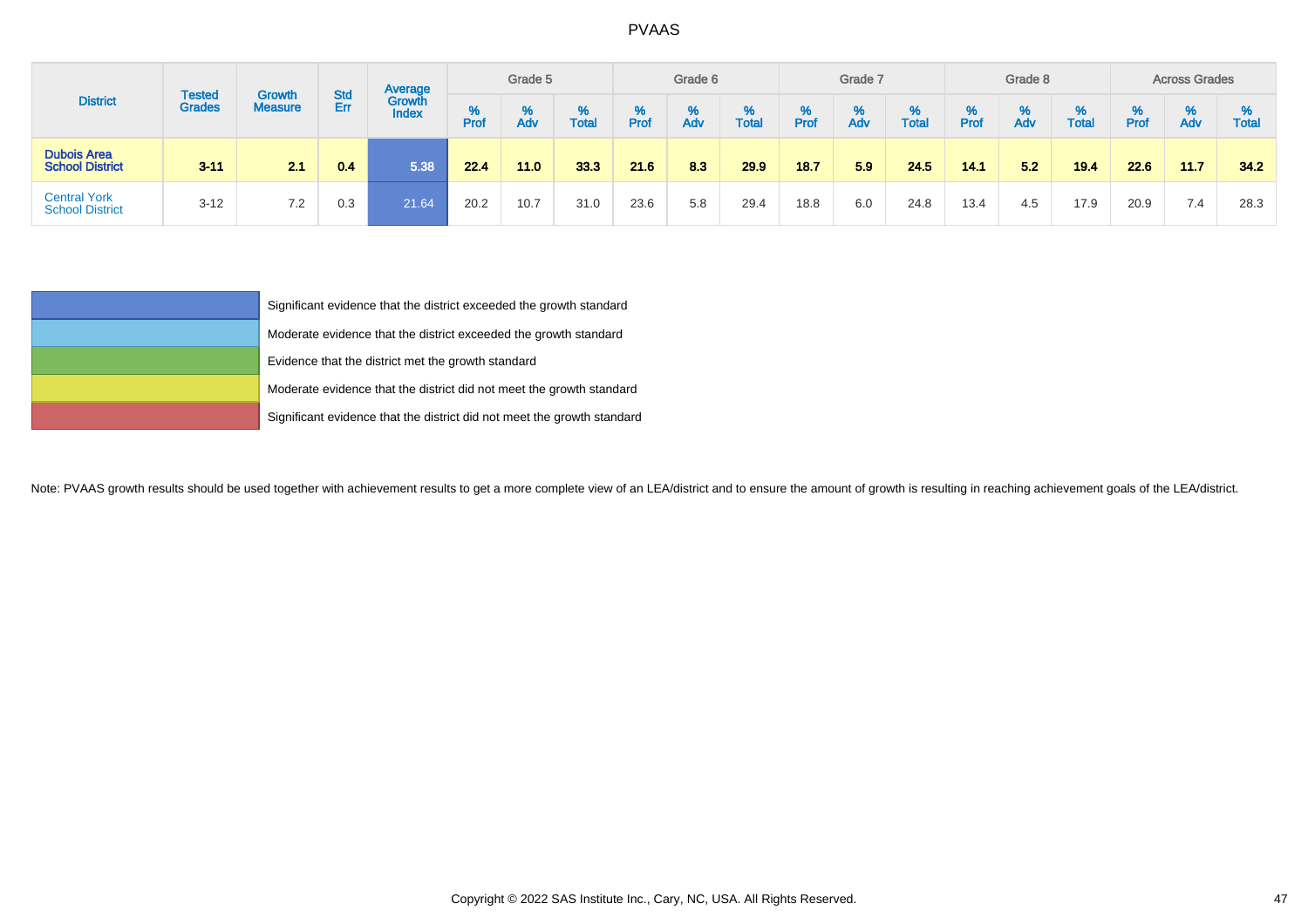# PVAAS

| District | Tested Grades | Growth Measure | Std Err | Average Growth Index | Grade 5 | | | Grade 6 | | | Grade 7 | | | Grade 8 | | | Across Grades | | |
|---|---|---|---|---|---|---|---|---|---|---|---|---|---|---|---|---|---|---|---|
| | | | | | % Prof | % Adv | % Total | % Prof | % Adv | % Total | % Prof | % Adv | % Total | % Prof | % Adv | % Total | % Prof | % Adv | % Total |
| **Dubois Area School District** | **3-11** | **2.1** | **0.4** | **5.38** | **22.4** | **11.0** | **33.3** | **21.6** | **8.3** | **29.9** | **18.7** | **5.9** | **24.5** | **14.1** | **5.2** | **19.4** | **22.6** | **11.7** | **34.2** |
| Central York School District | 3-12 | 7.2 | 0.3 | 21.64 | 20.2 | 10.7 | 31.0 | 23.6 | 5.8 | 29.4 | 18.8 | 6.0 | 24.8 | 13.4 | 4.5 | 17.9 | 20.9 | 7.4 | 28.3 |

Significant evidence that the district exceeded the growth standard

Moderate evidence that the district exceeded the growth standard

Evidence that the district met the growth standard

Moderate evidence that the district did not meet the growth standard

Significant evidence that the district did not meet the growth standard

Note: PVAAS growth results should be used together with achievement results to get a more complete view of an LEA/district and to ensure the amount of growth is resulting in reaching achievement goals of the LEA/district.

Copyright © 2022 SAS Institute Inc., Cary, NC, USA. All Rights Reserved.